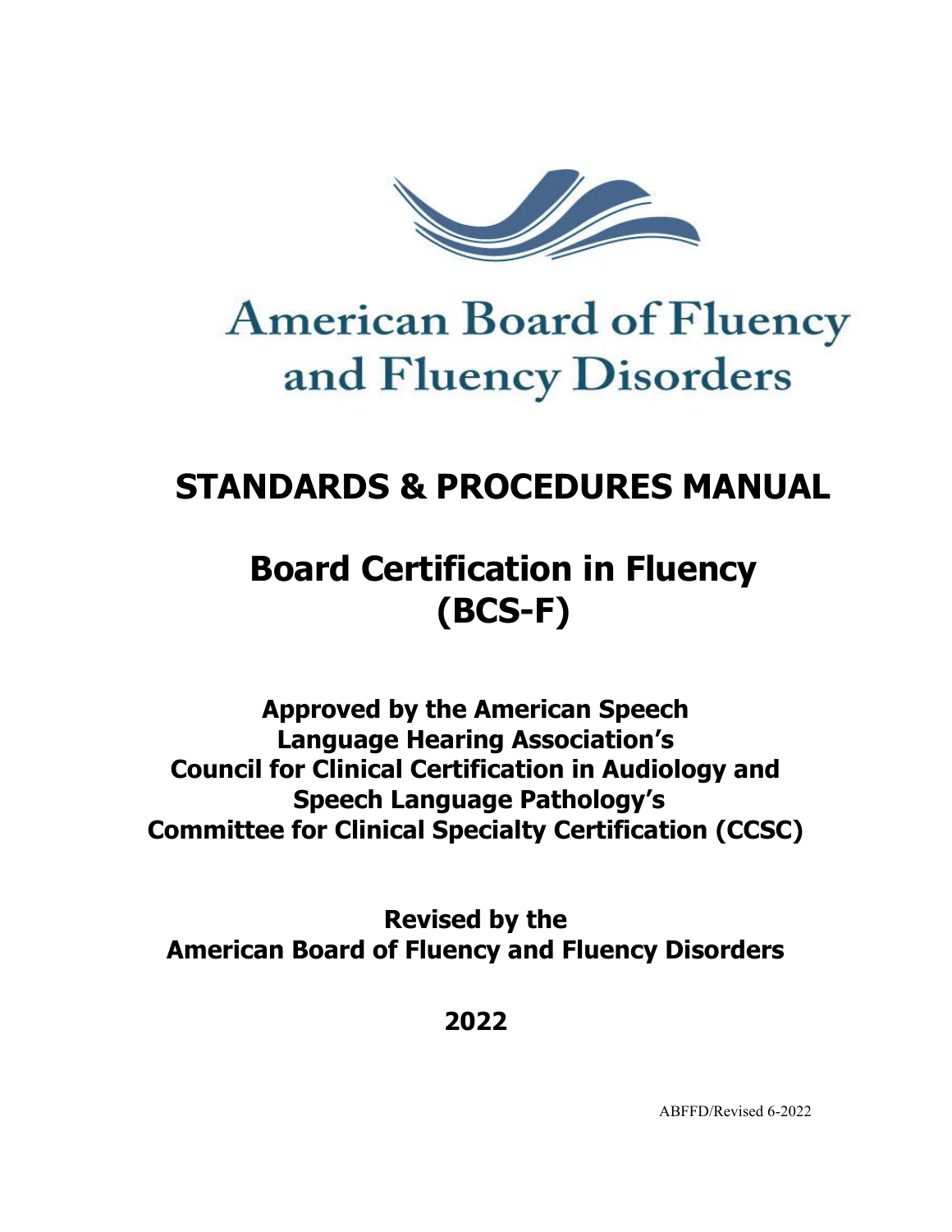# American Board of Fluency and Fluency Disorders

# STANDARDS & PROCEDURES MANUAL

# Board Certification in Fluency (BCS-F)

**Approved by the American Speech Language Hearing Association's Council for Clinical Certification in Audiology and Speech Language Pathology's Committee for Clinical Specialty Certification (CCSC)**

**Revised by the American Board of Fluency and Fluency Disorders**

**2022**

ABFFD/Revised 6-2022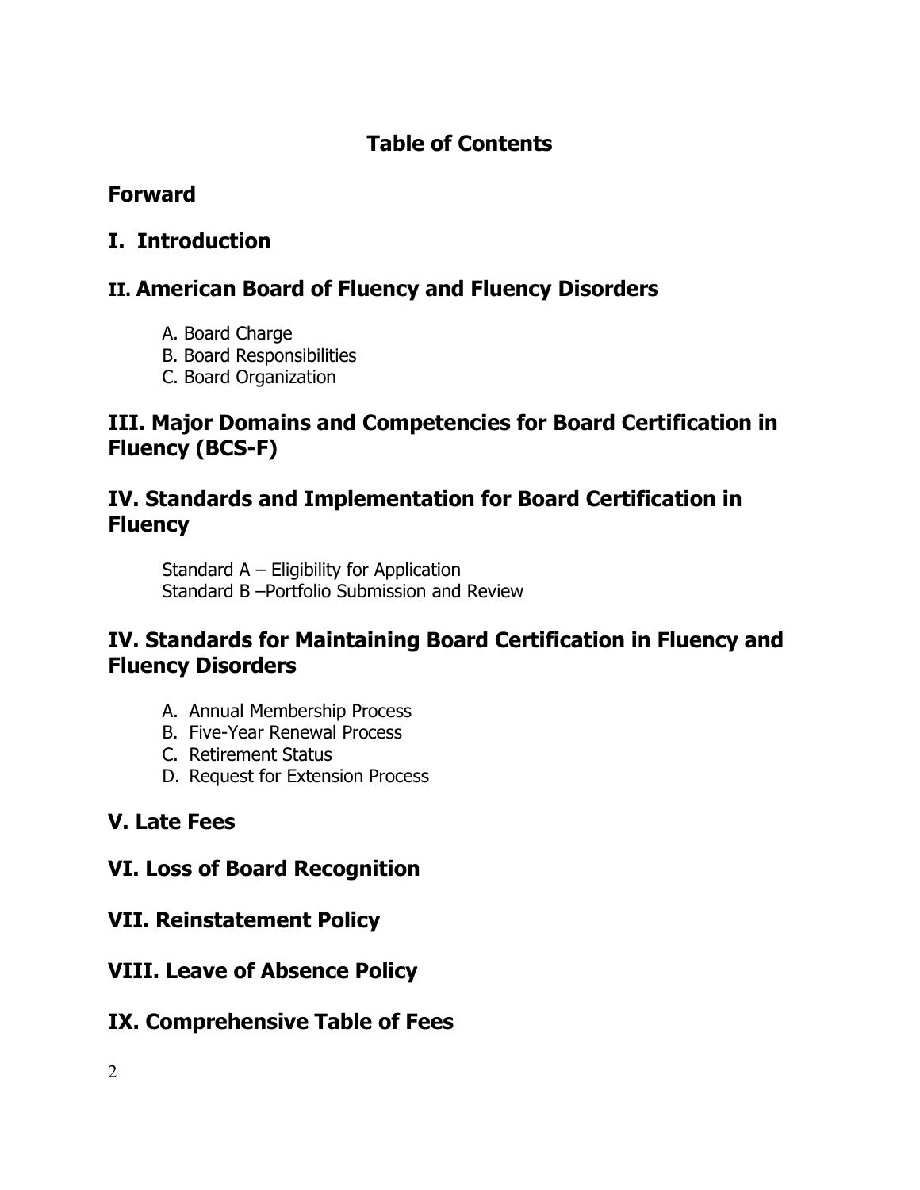# Table of Contents

## Forward

## I. Introduction

## II. American Board of Fluency and Fluency Disorders

A. Board Charge
B. Board Responsibilities
C. Board Organization

## III. Major Domains and Competencies for Board Certification in Fluency (BCS-F)

## IV. Standards and Implementation for Board Certification in Fluency

Standard A – Eligibility for Application
Standard B –Portfolio Submission and Review

## IV. Standards for Maintaining Board Certification in Fluency and Fluency Disorders

A. Annual Membership Process
B. Five-Year Renewal Process
C. Retirement Status
D. Request for Extension Process

## V. Late Fees

## VI. Loss of Board Recognition

## VII. Reinstatement Policy

## VIII. Leave of Absence Policy

## IX. Comprehensive Table of Fees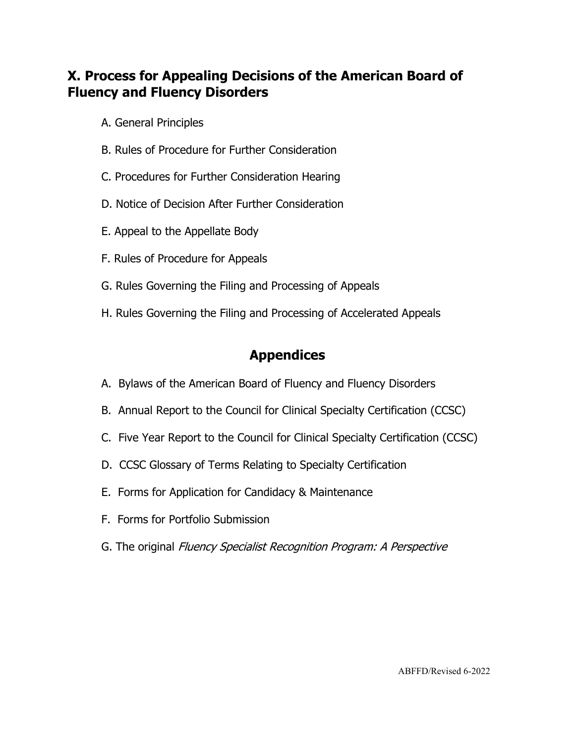## X. Process for Appealing Decisions of the American Board of Fluency and Fluency Disorders

A. General Principles

B. Rules of Procedure for Further Consideration

C. Procedures for Further Consideration Hearing

D. Notice of Decision After Further Consideration

E. Appeal to the Appellate Body

F. Rules of Procedure for Appeals

G. Rules Governing the Filing and Processing of Appeals

H. Rules Governing the Filing and Processing of Accelerated Appeals

## Appendices

A. Bylaws of the American Board of Fluency and Fluency Disorders

B. Annual Report to the Council for Clinical Specialty Certification (CCSC)

C. Five Year Report to the Council for Clinical Specialty Certification (CCSC)

D. CCSC Glossary of Terms Relating to Specialty Certification

E. Forms for Application for Candidacy & Maintenance

F. Forms for Portfolio Submission

G. The original *Fluency Specialist Recognition Program: A Perspective*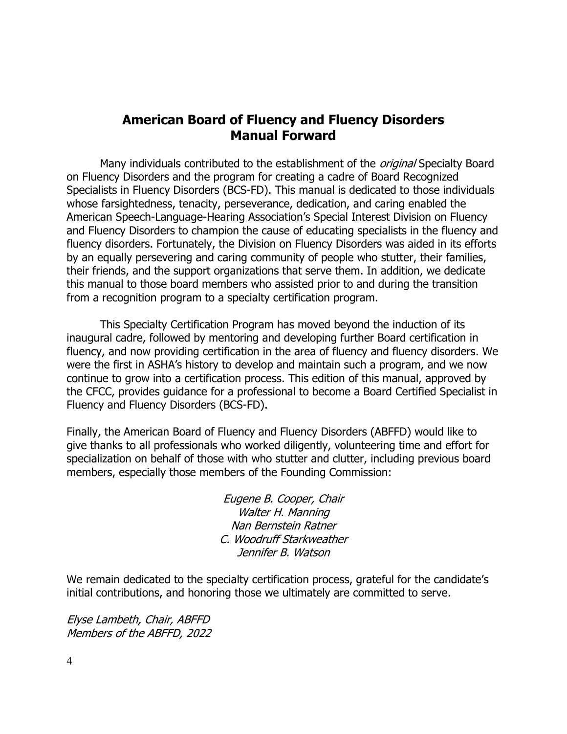# American Board of Fluency and Fluency Disorders
# Manual Forward

Many individuals contributed to the establishment of the *original* Specialty Board on Fluency Disorders and the program for creating a cadre of Board Recognized Specialists in Fluency Disorders (BCS-FD). This manual is dedicated to those individuals whose farsightedness, tenacity, perseverance, dedication, and caring enabled the American Speech-Language-Hearing Association's Special Interest Division on Fluency and Fluency Disorders to champion the cause of educating specialists in the fluency and fluency disorders. Fortunately, the Division on Fluency Disorders was aided in its efforts by an equally persevering and caring community of people who stutter, their families, their friends, and the support organizations that serve them. In addition, we dedicate this manual to those board members who assisted prior to and during the transition from a recognition program to a specialty certification program.

This Specialty Certification Program has moved beyond the induction of its inaugural cadre, followed by mentoring and developing further Board certification in fluency, and now providing certification in the area of fluency and fluency disorders. We were the first in ASHA's history to develop and maintain such a program, and we now continue to grow into a certification process. This edition of this manual, approved by the CFCC, provides guidance for a professional to become a Board Certified Specialist in Fluency and Fluency Disorders (BCS-FD).

Finally, the American Board of Fluency and Fluency Disorders (ABFFD) would like to give thanks to all professionals who worked diligently, volunteering time and effort for specialization on behalf of those with who stutter and clutter, including previous board members, especially those members of the Founding Commission:

*Eugene B. Cooper, Chair*
*Walter H. Manning*
*Nan Bernstein Ratner*
*C. Woodruff Starkweather*
*Jennifer B. Watson*

We remain dedicated to the specialty certification process, grateful for the candidate's initial contributions, and honoring those we ultimately are committed to serve.

*Elyse Lambeth, Chair, ABFFD*
*Members of the ABFFD, 2022*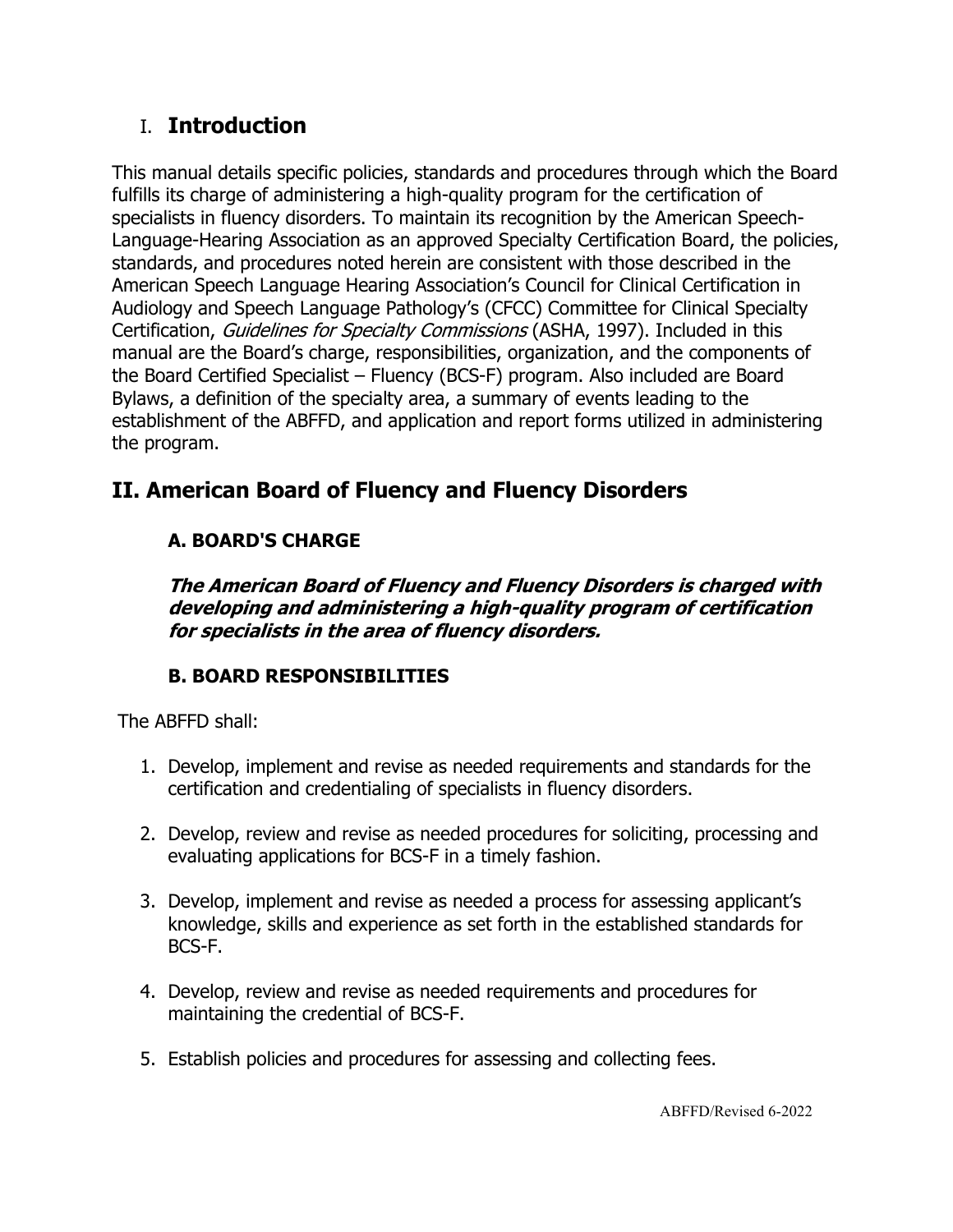## I. **Introduction**

This manual details specific policies, standards and procedures through which the Board fulfills its charge of administering a high-quality program for the certification of specialists in fluency disorders. To maintain its recognition by the American Speech-Language-Hearing Association as an approved Specialty Certification Board, the policies, standards, and procedures noted herein are consistent with those described in the American Speech Language Hearing Association's Council for Clinical Certification in Audiology and Speech Language Pathology's (CFCC) Committee for Clinical Specialty Certification, *Guidelines for Specialty Commissions* (ASHA, 1997). Included in this manual are the Board's charge, responsibilities, organization, and the components of the Board Certified Specialist – Fluency (BCS-F) program. Also included are Board Bylaws, a definition of the specialty area, a summary of events leading to the establishment of the ABFFD, and application and report forms utilized in administering the program.

## II. American Board of Fluency and Fluency Disorders

### A. BOARD'S CHARGE

***The American Board of Fluency and Fluency Disorders is charged with developing and administering a high-quality program of certification for specialists in the area of fluency disorders.***

### B. BOARD RESPONSIBILITIES

The ABFFD shall:

1. Develop, implement and revise as needed requirements and standards for the certification and credentialing of specialists in fluency disorders.

2. Develop, review and revise as needed procedures for soliciting, processing and evaluating applications for BCS-F in a timely fashion.

3. Develop, implement and revise as needed a process for assessing applicant's knowledge, skills and experience as set forth in the established standards for BCS-F.

4. Develop, review and revise as needed requirements and procedures for maintaining the credential of BCS-F.

5. Establish policies and procedures for assessing and collecting fees.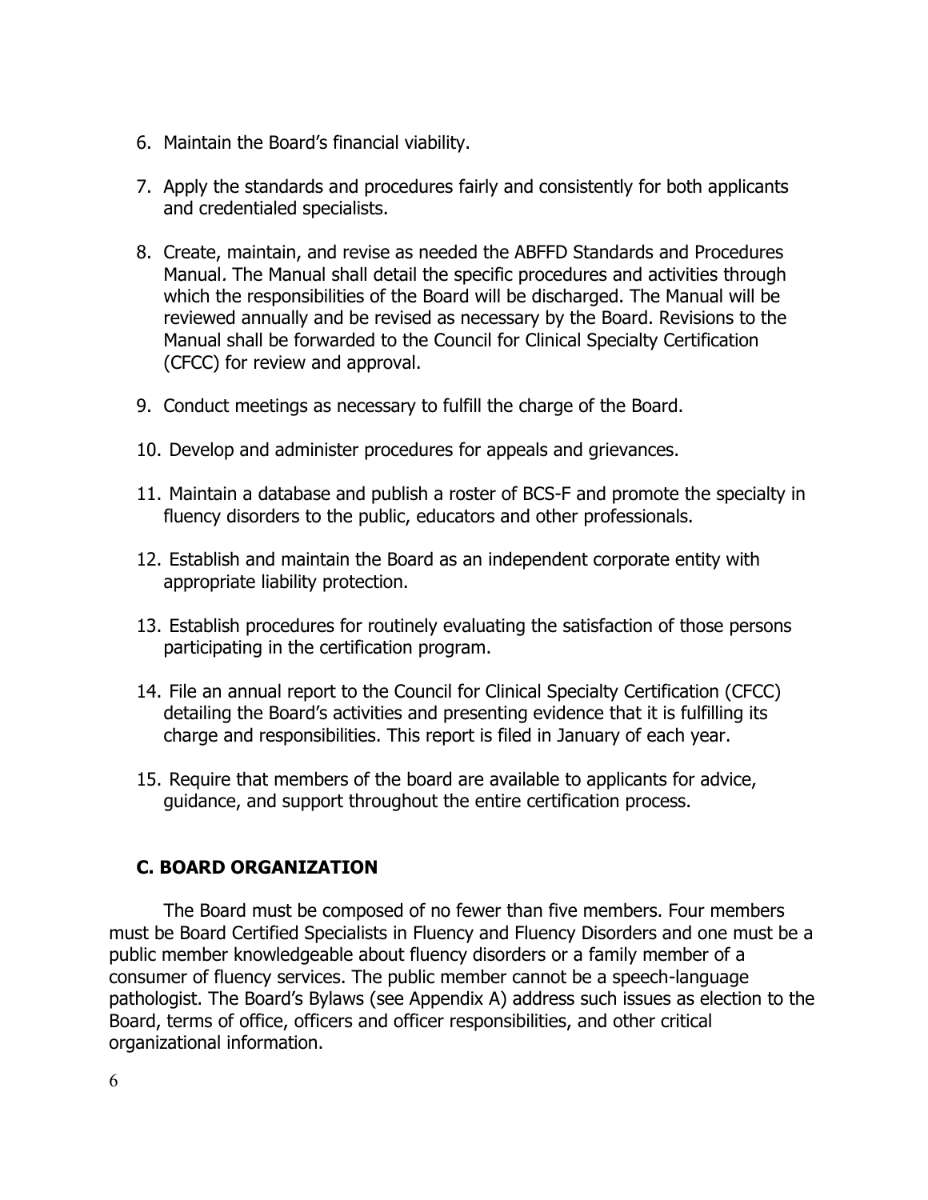6. Maintain the Board's financial viability.

7. Apply the standards and procedures fairly and consistently for both applicants and credentialed specialists.

8. Create, maintain, and revise as needed the ABFFD Standards and Procedures Manual. The Manual shall detail the specific procedures and activities through which the responsibilities of the Board will be discharged. The Manual will be reviewed annually and be revised as necessary by the Board. Revisions to the Manual shall be forwarded to the Council for Clinical Specialty Certification (CFCC) for review and approval.

9. Conduct meetings as necessary to fulfill the charge of the Board.

10. Develop and administer procedures for appeals and grievances.

11. Maintain a database and publish a roster of BCS-F and promote the specialty in fluency disorders to the public, educators and other professionals.

12. Establish and maintain the Board as an independent corporate entity with appropriate liability protection.

13. Establish procedures for routinely evaluating the satisfaction of those persons participating in the certification program.

14. File an annual report to the Council for Clinical Specialty Certification (CFCC) detailing the Board's activities and presenting evidence that it is fulfilling its charge and responsibilities. This report is filed in January of each year.

15. Require that members of the board are available to applicants for advice, guidance, and support throughout the entire certification process.

### C. BOARD ORGANIZATION

The Board must be composed of no fewer than five members. Four members must be Board Certified Specialists in Fluency and Fluency Disorders and one must be a public member knowledgeable about fluency disorders or a family member of a consumer of fluency services. The public member cannot be a speech-language pathologist. The Board's Bylaws (see Appendix A) address such issues as election to the Board, terms of office, officers and officer responsibilities, and other critical organizational information.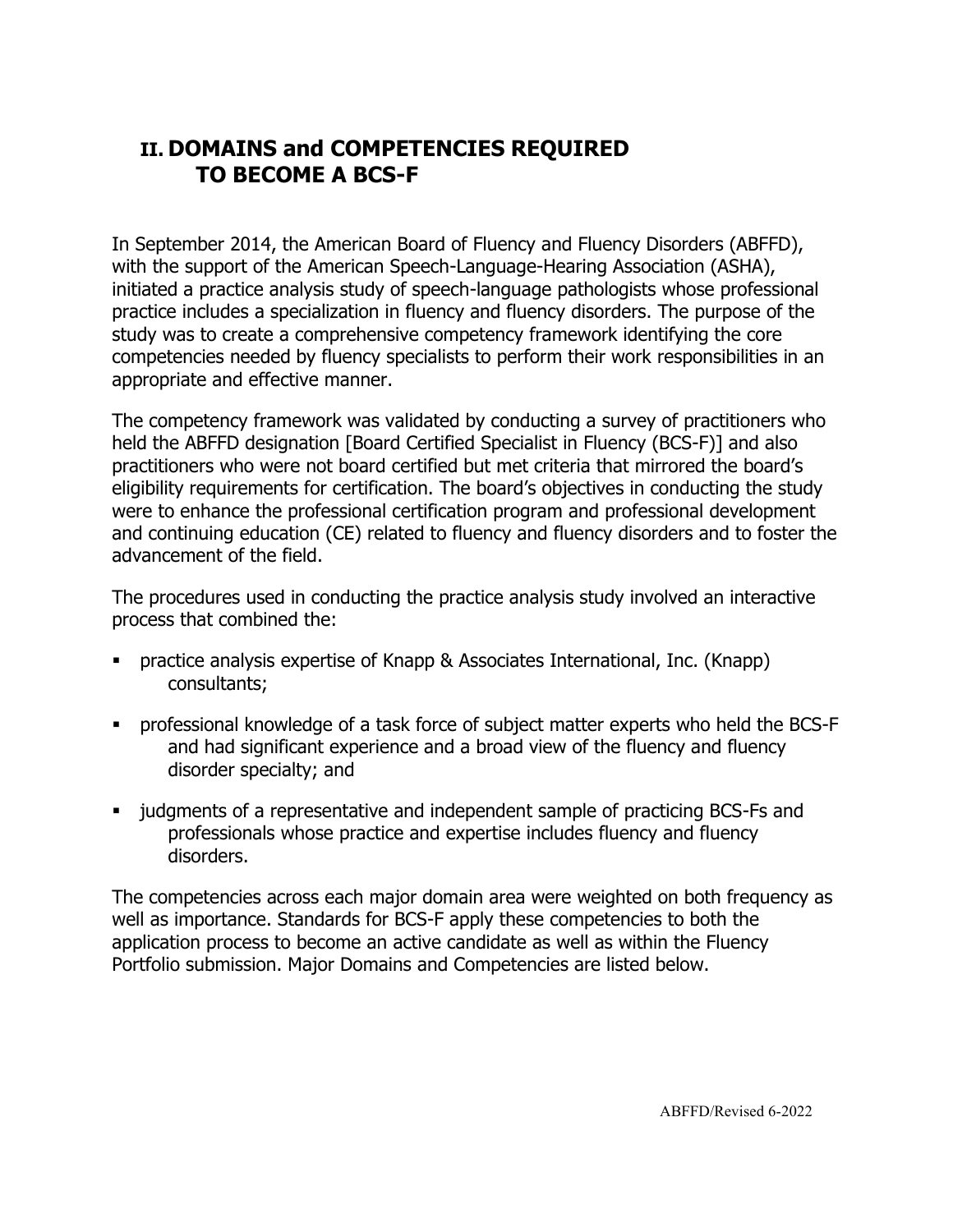## II. DOMAINS and COMPETENCIES REQUIRED TO BECOME A BCS-F

In September 2014, the American Board of Fluency and Fluency Disorders (ABFFD), with the support of the American Speech-Language-Hearing Association (ASHA), initiated a practice analysis study of speech-language pathologists whose professional practice includes a specialization in fluency and fluency disorders. The purpose of the study was to create a comprehensive competency framework identifying the core competencies needed by fluency specialists to perform their work responsibilities in an appropriate and effective manner.

The competency framework was validated by conducting a survey of practitioners who held the ABFFD designation [Board Certified Specialist in Fluency (BCS-F)] and also practitioners who were not board certified but met criteria that mirrored the board's eligibility requirements for certification. The board's objectives in conducting the study were to enhance the professional certification program and professional development and continuing education (CE) related to fluency and fluency disorders and to foster the advancement of the field.

The procedures used in conducting the practice analysis study involved an interactive process that combined the:

- practice analysis expertise of Knapp & Associates International, Inc. (Knapp) consultants;
- professional knowledge of a task force of subject matter experts who held the BCS-F and had significant experience and a broad view of the fluency and fluency disorder specialty; and
- judgments of a representative and independent sample of practicing BCS-Fs and professionals whose practice and expertise includes fluency and fluency disorders.

The competencies across each major domain area were weighted on both frequency as well as importance. Standards for BCS-F apply these competencies to both the application process to become an active candidate as well as within the Fluency Portfolio submission. Major Domains and Competencies are listed below.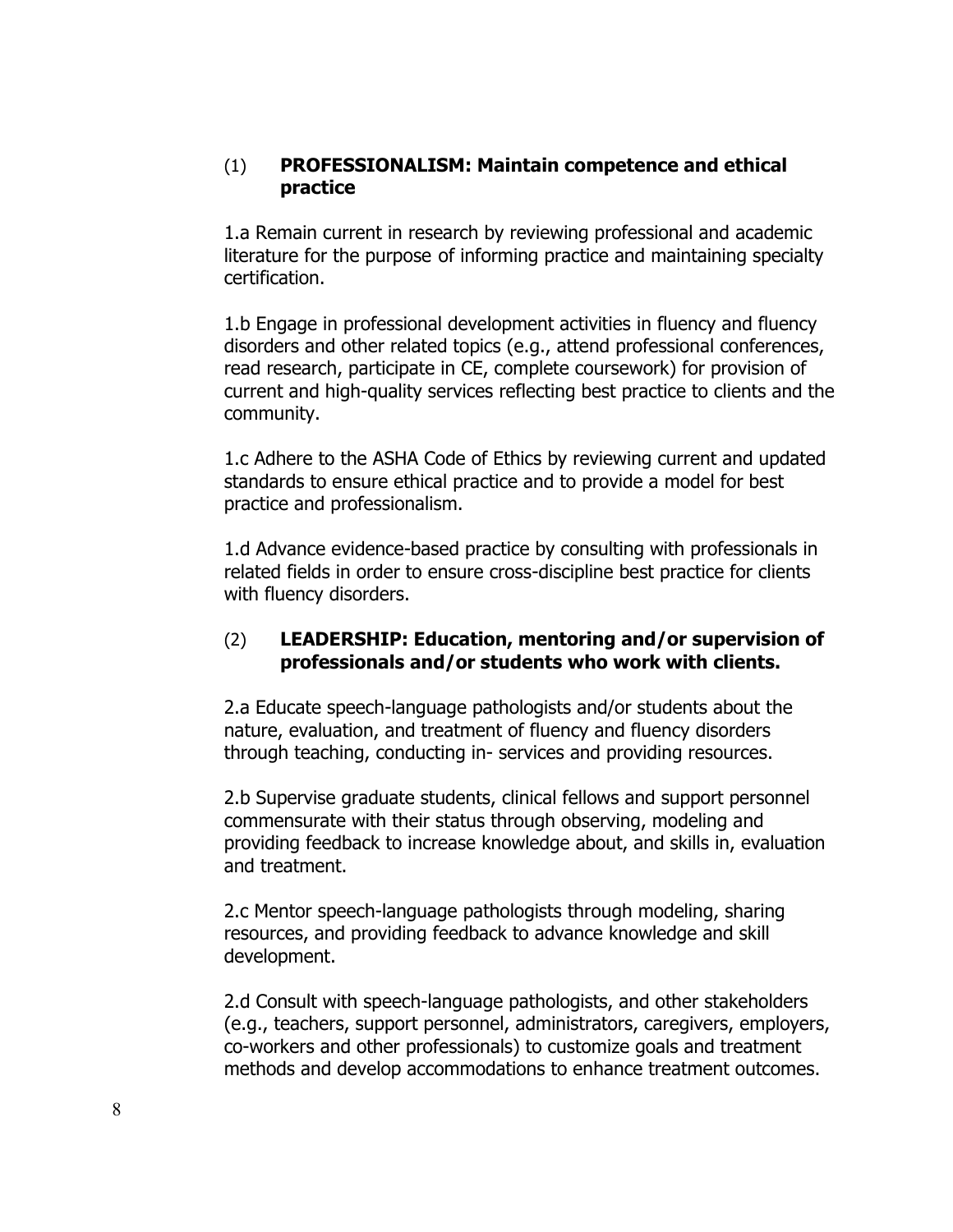### (1) **PROFESSIONALISM: Maintain competence and ethical practice**

1.a Remain current in research by reviewing professional and academic literature for the purpose of informing practice and maintaining specialty certification.

1.b Engage in professional development activities in fluency and fluency disorders and other related topics (e.g., attend professional conferences, read research, participate in CE, complete coursework) for provision of current and high-quality services reflecting best practice to clients and the community.

1.c Adhere to the ASHA Code of Ethics by reviewing current and updated standards to ensure ethical practice and to provide a model for best practice and professionalism.

1.d Advance evidence-based practice by consulting with professionals in related fields in order to ensure cross-discipline best practice for clients with fluency disorders.

### (2) **LEADERSHIP: Education, mentoring and/or supervision of professionals and/or students who work with clients.**

2.a Educate speech-language pathologists and/or students about the nature, evaluation, and treatment of fluency and fluency disorders through teaching, conducting in- services and providing resources.

2.b Supervise graduate students, clinical fellows and support personnel commensurate with their status through observing, modeling and providing feedback to increase knowledge about, and skills in, evaluation and treatment.

2.c Mentor speech-language pathologists through modeling, sharing resources, and providing feedback to advance knowledge and skill development.

2.d Consult with speech-language pathologists, and other stakeholders (e.g., teachers, support personnel, administrators, caregivers, employers, co-workers and other professionals) to customize goals and treatment methods and develop accommodations to enhance treatment outcomes.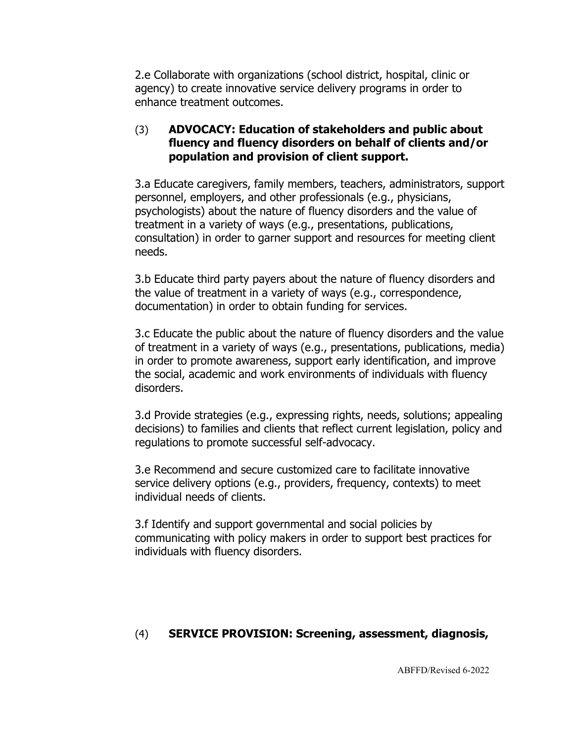2.e Collaborate with organizations (school district, hospital, clinic or agency) to create innovative service delivery programs in order to enhance treatment outcomes.

(3) **ADVOCACY: Education of stakeholders and public about fluency and fluency disorders on behalf of clients and/or population and provision of client support.**

3.a Educate caregivers, family members, teachers, administrators, support personnel, employers, and other professionals (e.g., physicians, psychologists) about the nature of fluency disorders and the value of treatment in a variety of ways (e.g., presentations, publications, consultation) in order to garner support and resources for meeting client needs.

3.b Educate third party payers about the nature of fluency disorders and the value of treatment in a variety of ways (e.g., correspondence, documentation) in order to obtain funding for services.

3.c Educate the public about the nature of fluency disorders and the value of treatment in a variety of ways (e.g., presentations, publications, media) in order to promote awareness, support early identification, and improve the social, academic and work environments of individuals with fluency disorders.

3.d Provide strategies (e.g., expressing rights, needs, solutions; appealing decisions) to families and clients that reflect current legislation, policy and regulations to promote successful self-advocacy.

3.e Recommend and secure customized care to facilitate innovative service delivery options (e.g., providers, frequency, contexts) to meet individual needs of clients.

3.f Identify and support governmental and social policies by communicating with policy makers in order to support best practices for individuals with fluency disorders.

(4) **SERVICE PROVISION: Screening, assessment, diagnosis,**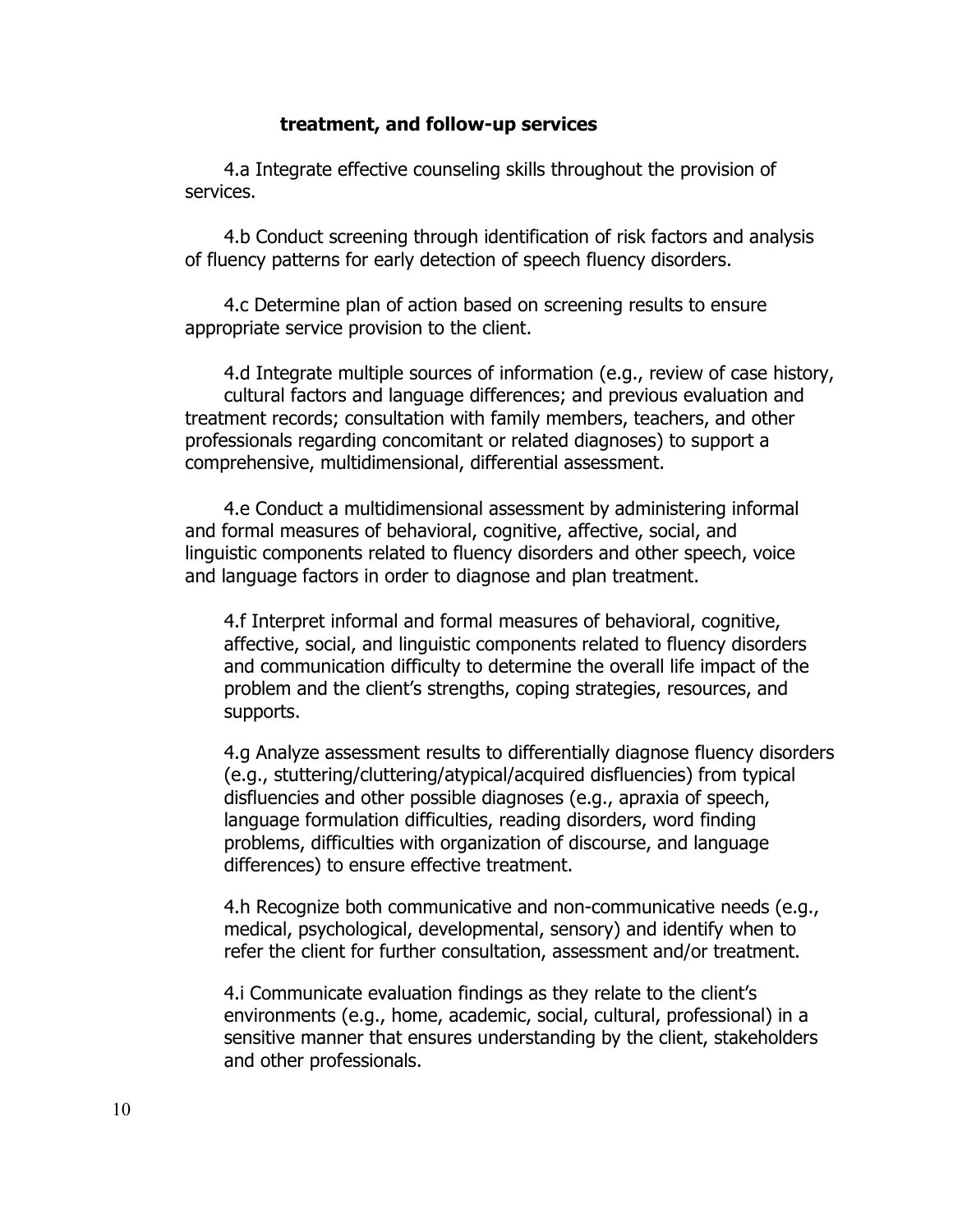**treatment, and follow-up services**

4.a Integrate effective counseling skills throughout the provision of services.

4.b Conduct screening through identification of risk factors and analysis of fluency patterns for early detection of speech fluency disorders.

4.c Determine plan of action based on screening results to ensure appropriate service provision to the client.

4.d Integrate multiple sources of information (e.g., review of case history, cultural factors and language differences; and previous evaluation and treatment records; consultation with family members, teachers, and other professionals regarding concomitant or related diagnoses) to support a comprehensive, multidimensional, differential assessment.

4.e Conduct a multidimensional assessment by administering informal and formal measures of behavioral, cognitive, affective, social, and linguistic components related to fluency disorders and other speech, voice and language factors in order to diagnose and plan treatment.

4.f Interpret informal and formal measures of behavioral, cognitive, affective, social, and linguistic components related to fluency disorders and communication difficulty to determine the overall life impact of the problem and the client's strengths, coping strategies, resources, and supports.

4.g Analyze assessment results to differentially diagnose fluency disorders (e.g., stuttering/cluttering/atypical/acquired disfluencies) from typical disfluencies and other possible diagnoses (e.g., apraxia of speech, language formulation difficulties, reading disorders, word finding problems, difficulties with organization of discourse, and language differences) to ensure effective treatment.

4.h Recognize both communicative and non-communicative needs (e.g., medical, psychological, developmental, sensory) and identify when to refer the client for further consultation, assessment and/or treatment.

4.i Communicate evaluation findings as they relate to the client's environments (e.g., home, academic, social, cultural, professional) in a sensitive manner that ensures understanding by the client, stakeholders and other professionals.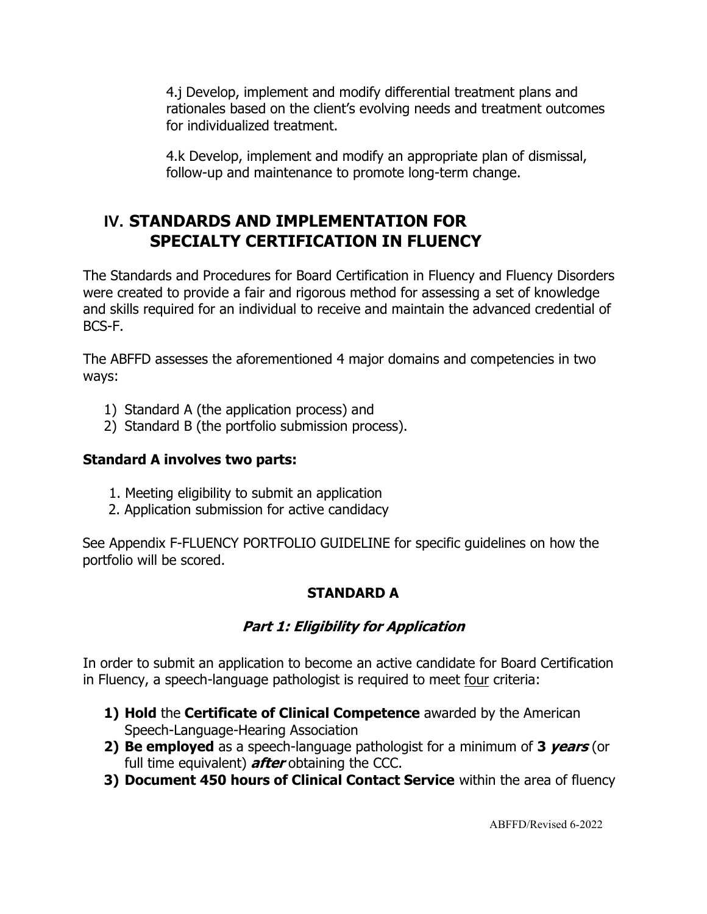4.j Develop, implement and modify differential treatment plans and rationales based on the client's evolving needs and treatment outcomes for individualized treatment.

4.k Develop, implement and modify an appropriate plan of dismissal, follow-up and maintenance to promote long-term change.

# IV. STANDARDS AND IMPLEMENTATION FOR SPECIALTY CERTIFICATION IN FLUENCY

The Standards and Procedures for Board Certification in Fluency and Fluency Disorders were created to provide a fair and rigorous method for assessing a set of knowledge and skills required for an individual to receive and maintain the advanced credential of BCS-F.

The ABFFD assesses the aforementioned 4 major domains and competencies in two ways:

1) Standard A (the application process) and
2) Standard B (the portfolio submission process).

**Standard A involves two parts:**

1. Meeting eligibility to submit an application
2. Application submission for active candidacy

See Appendix F-FLUENCY PORTFOLIO GUIDELINE for specific guidelines on how the portfolio will be scored.

## STANDARD A

### *Part 1: Eligibility for Application*

In order to submit an application to become an active candidate for Board Certification in Fluency, a speech-language pathologist is required to meet <u>four</u> criteria:

1) **Hold** the **Certificate of Clinical Competence** awarded by the American Speech-Language-Hearing Association
2) **Be employed** as a speech-language pathologist for a minimum of **3 *years*** (or full time equivalent) ***after*** obtaining the CCC.
3) **Document 450 hours of Clinical Contact Service** within the area of fluency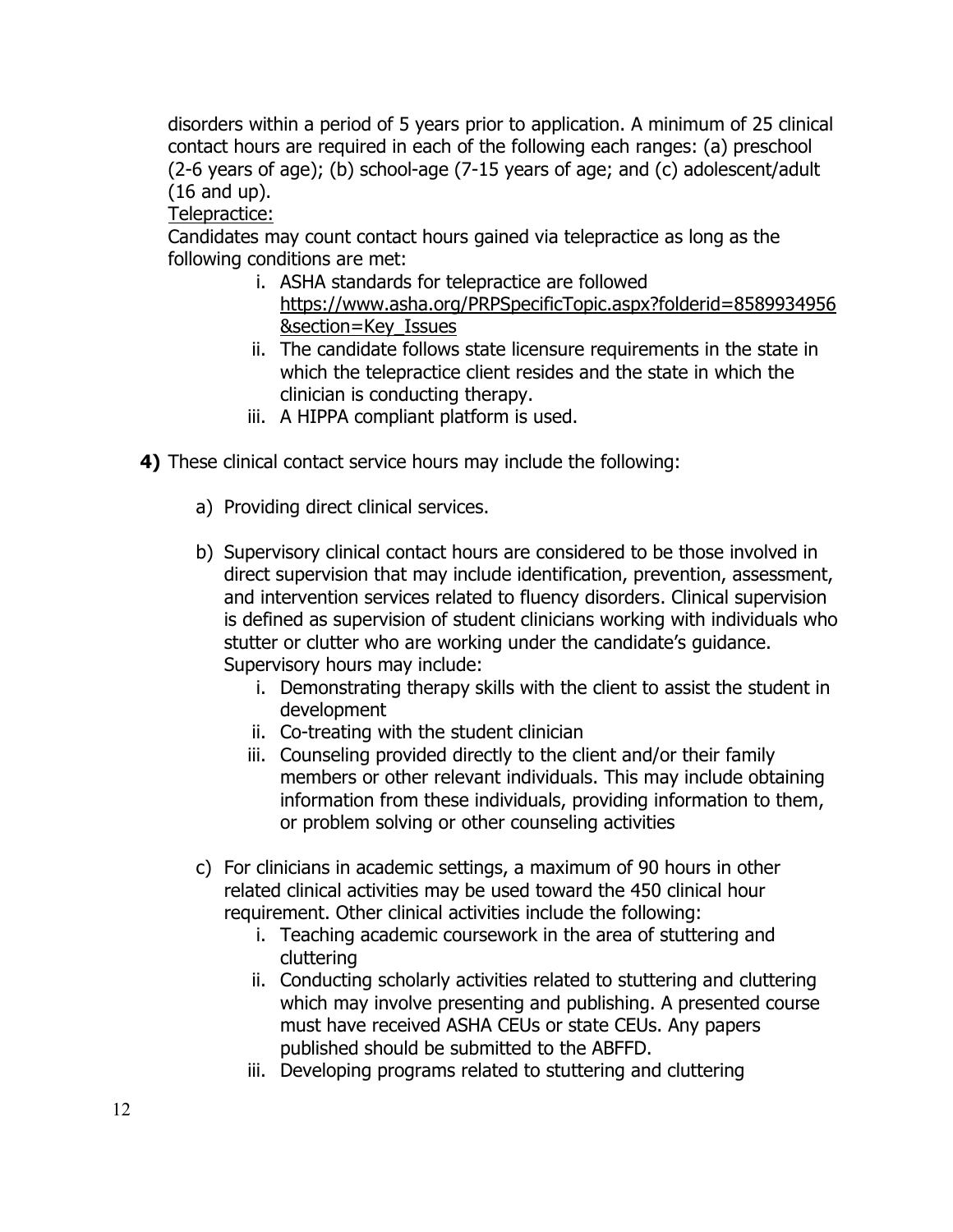disorders within a period of 5 years prior to application. A minimum of 25 clinical contact hours are required in each of the following each ranges: (a) preschool (2-6 years of age); (b) school-age (7-15 years of age; and (c) adolescent/adult (16 and up).

Telepractice:

Candidates may count contact hours gained via telepractice as long as the following conditions are met:

i. ASHA standards for telepractice are followed https://www.asha.org/PRPSpecificTopic.aspx?folderid=8589934956&section=Key_Issues
ii. The candidate follows state licensure requirements in the state in which the telepractice client resides and the state in which the clinician is conducting therapy.
iii. A HIPPA compliant platform is used.

**4)** These clinical contact service hours may include the following:

a) Providing direct clinical services.

b) Supervisory clinical contact hours are considered to be those involved in direct supervision that may include identification, prevention, assessment, and intervention services related to fluency disorders. Clinical supervision is defined as supervision of student clinicians working with individuals who stutter or clutter who are working under the candidate's guidance. Supervisory hours may include:
   i. Demonstrating therapy skills with the client to assist the student in development
   ii. Co-treating with the student clinician
   iii. Counseling provided directly to the client and/or their family members or other relevant individuals. This may include obtaining information from these individuals, providing information to them, or problem solving or other counseling activities

c) For clinicians in academic settings, a maximum of 90 hours in other related clinical activities may be used toward the 450 clinical hour requirement. Other clinical activities include the following:
   i. Teaching academic coursework in the area of stuttering and cluttering
   ii. Conducting scholarly activities related to stuttering and cluttering which may involve presenting and publishing. A presented course must have received ASHA CEUs or state CEUs. Any papers published should be submitted to the ABFFD.
   iii. Developing programs related to stuttering and cluttering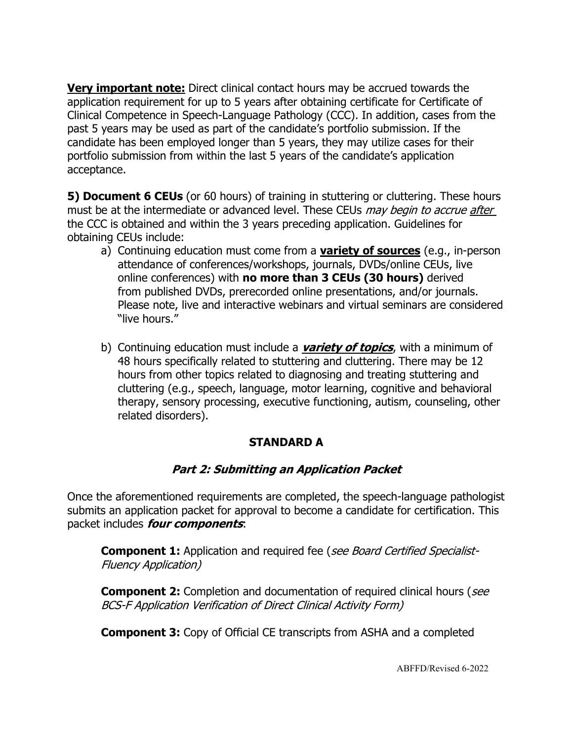**Very important note:** Direct clinical contact hours may be accrued towards the application requirement for up to 5 years after obtaining certificate for Certificate of Clinical Competence in Speech-Language Pathology (CCC). In addition, cases from the past 5 years may be used as part of the candidate's portfolio submission. If the candidate has been employed longer than 5 years, they may utilize cases for their portfolio submission from within the last 5 years of the candidate's application acceptance.

**5) Document 6 CEUs** (or 60 hours) of training in stuttering or cluttering. These hours must be at the intermediate or advanced level. These CEUs *may begin to accrue after* the CCC is obtained and within the 3 years preceding application. Guidelines for obtaining CEUs include:

a) Continuing education must come from a **variety of sources** (e.g., in-person attendance of conferences/workshops, journals, DVDs/online CEUs, live online conferences) with **no more than 3 CEUs (30 hours)** derived from published DVDs, prerecorded online presentations, and/or journals. Please note, live and interactive webinars and virtual seminars are considered "live hours."

b) Continuing education must include a ***variety of topics***, with a minimum of 48 hours specifically related to stuttering and cluttering. There may be 12 hours from other topics related to diagnosing and treating stuttering and cluttering (e.g., speech, language, motor learning, cognitive and behavioral therapy, sensory processing, executive functioning, autism, counseling, other related disorders).

## STANDARD A

### *Part 2: Submitting an Application Packet*

Once the aforementioned requirements are completed, the speech-language pathologist submits an application packet for approval to become a candidate for certification. This packet includes ***four components***:

**Component 1:** Application and required fee (*see Board Certified Specialist-Fluency Application)*

**Component 2:** Completion and documentation of required clinical hours (*see BCS-F Application Verification of Direct Clinical Activity Form)*

**Component 3:** Copy of Official CE transcripts from ASHA and a completed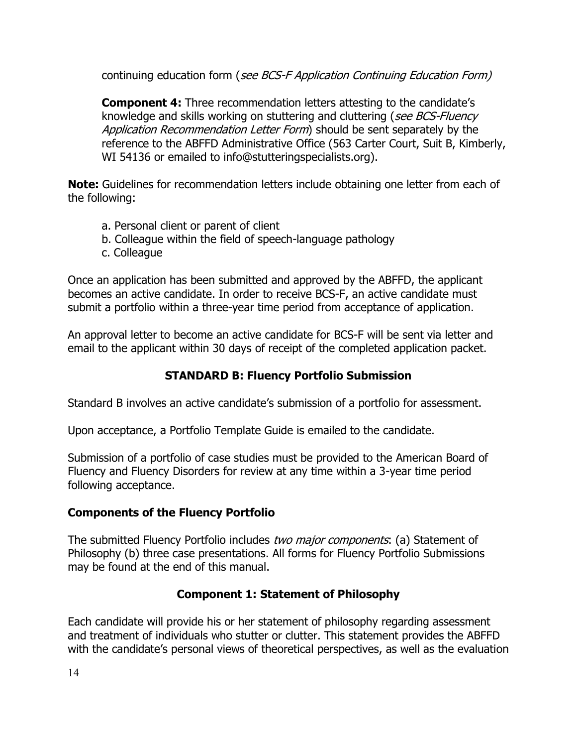continuing education form (*see BCS-F Application Continuing Education Form)*

**Component 4:** Three recommendation letters attesting to the candidate's knowledge and skills working on stuttering and cluttering (*see BCS-Fluency Application Recommendation Letter Form*) should be sent separately by the reference to the ABFFD Administrative Office (563 Carter Court, Suit B, Kimberly, WI 54136 or emailed to info@stutteringspecialists.org).

**Note:** Guidelines for recommendation letters include obtaining one letter from each of the following:

a. Personal client or parent of client
b. Colleague within the field of speech-language pathology
c. Colleague

Once an application has been submitted and approved by the ABFFD, the applicant becomes an active candidate. In order to receive BCS-F, an active candidate must submit a portfolio within a three-year time period from acceptance of application.

An approval letter to become an active candidate for BCS-F will be sent via letter and email to the applicant within 30 days of receipt of the completed application packet.

## STANDARD B: Fluency Portfolio Submission

Standard B involves an active candidate's submission of a portfolio for assessment.

Upon acceptance, a Portfolio Template Guide is emailed to the candidate.

Submission of a portfolio of case studies must be provided to the American Board of Fluency and Fluency Disorders for review at any time within a 3-year time period following acceptance.

### Components of the Fluency Portfolio

The submitted Fluency Portfolio includes *two major components*: (a) Statement of Philosophy (b) three case presentations. All forms for Fluency Portfolio Submissions may be found at the end of this manual.

### Component 1: Statement of Philosophy

Each candidate will provide his or her statement of philosophy regarding assessment and treatment of individuals who stutter or clutter. This statement provides the ABFFD with the candidate's personal views of theoretical perspectives, as well as the evaluation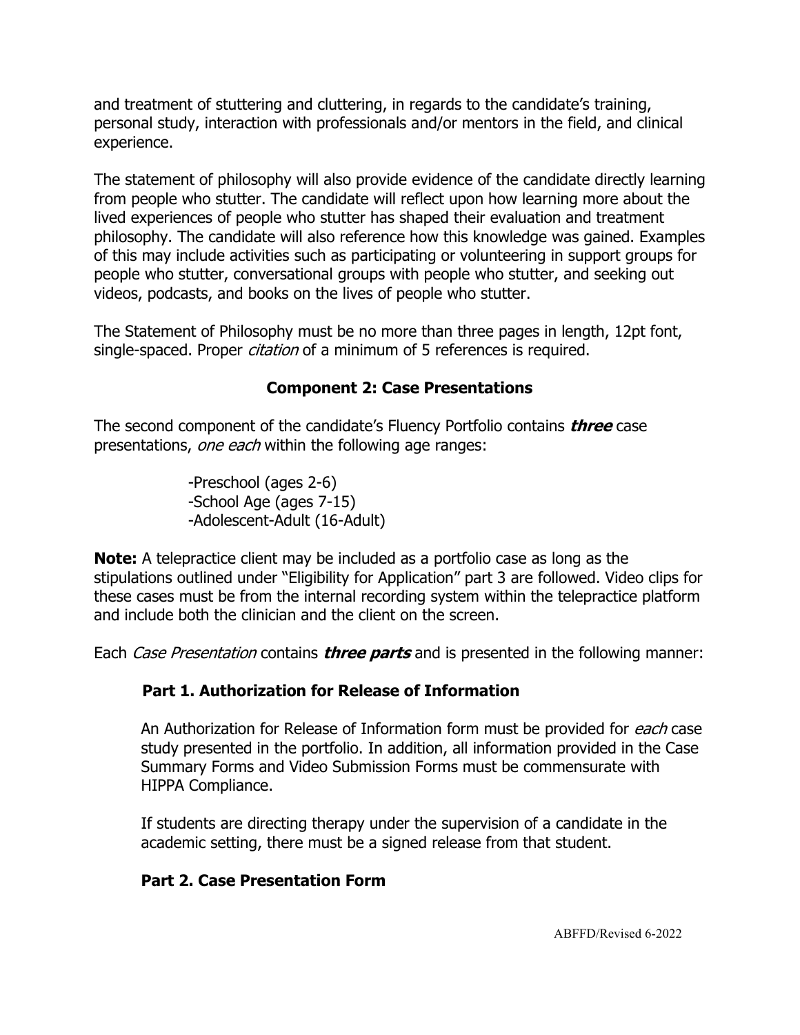and treatment of stuttering and cluttering, in regards to the candidate's training, personal study, interaction with professionals and/or mentors in the field, and clinical experience.

The statement of philosophy will also provide evidence of the candidate directly learning from people who stutter. The candidate will reflect upon how learning more about the lived experiences of people who stutter has shaped their evaluation and treatment philosophy. The candidate will also reference how this knowledge was gained. Examples of this may include activities such as participating or volunteering in support groups for people who stutter, conversational groups with people who stutter, and seeking out videos, podcasts, and books on the lives of people who stutter.

The Statement of Philosophy must be no more than three pages in length, 12pt font, single-spaced. Proper *citation* of a minimum of 5 references is required.

## Component 2: Case Presentations

The second component of the candidate's Fluency Portfolio contains ***three*** case presentations, *one each* within the following age ranges:

-Preschool (ages 2-6)
-School Age (ages 7-15)
-Adolescent-Adult (16-Adult)

**Note:** A telepractice client may be included as a portfolio case as long as the stipulations outlined under "Eligibility for Application" part 3 are followed. Video clips for these cases must be from the internal recording system within the telepractice platform and include both the clinician and the client on the screen.

Each *Case Presentation* contains ***three parts*** and is presented in the following manner:

### Part 1. Authorization for Release of Information

An Authorization for Release of Information form must be provided for *each* case study presented in the portfolio. In addition, all information provided in the Case Summary Forms and Video Submission Forms must be commensurate with HIPPA Compliance.

If students are directing therapy under the supervision of a candidate in the academic setting, there must be a signed release from that student.

### Part 2. Case Presentation Form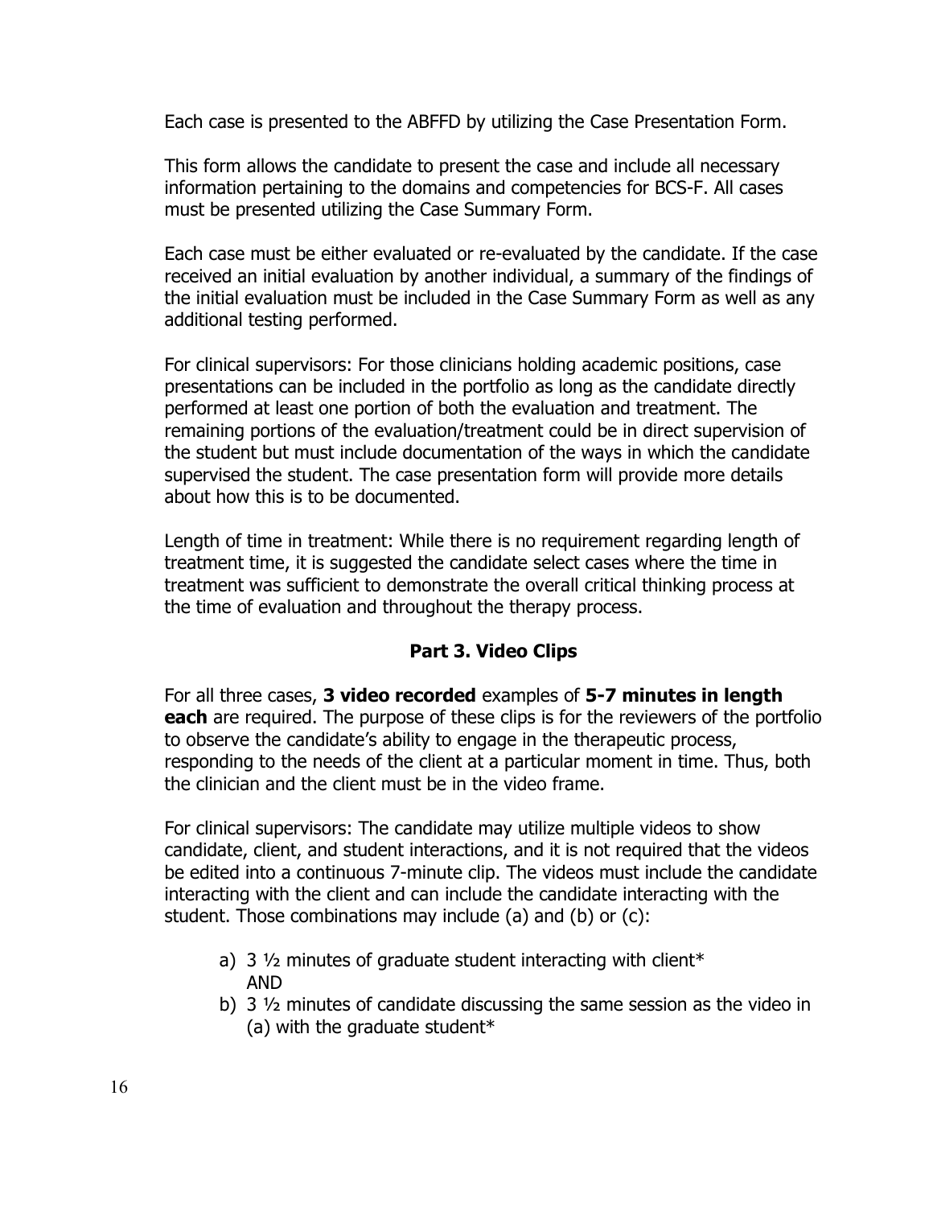Each case is presented to the ABFFD by utilizing the Case Presentation Form.

This form allows the candidate to present the case and include all necessary information pertaining to the domains and competencies for BCS-F. All cases must be presented utilizing the Case Summary Form.

Each case must be either evaluated or re-evaluated by the candidate. If the case received an initial evaluation by another individual, a summary of the findings of the initial evaluation must be included in the Case Summary Form as well as any additional testing performed.

For clinical supervisors: For those clinicians holding academic positions, case presentations can be included in the portfolio as long as the candidate directly performed at least one portion of both the evaluation and treatment. The remaining portions of the evaluation/treatment could be in direct supervision of the student but must include documentation of the ways in which the candidate supervised the student. The case presentation form will provide more details about how this is to be documented.

Length of time in treatment: While there is no requirement regarding length of treatment time, it is suggested the candidate select cases where the time in treatment was sufficient to demonstrate the overall critical thinking process at the time of evaluation and throughout the therapy process.

## Part 3. Video Clips

For all three cases, **3 video recorded** examples of **5-7 minutes in length each** are required. The purpose of these clips is for the reviewers of the portfolio to observe the candidate's ability to engage in the therapeutic process, responding to the needs of the client at a particular moment in time. Thus, both the clinician and the client must be in the video frame.

For clinical supervisors: The candidate may utilize multiple videos to show candidate, client, and student interactions, and it is not required that the videos be edited into a continuous 7-minute clip. The videos must include the candidate interacting with the client and can include the candidate interacting with the student. Those combinations may include (a) and (b) or (c):

a) 3 ½ minutes of graduate student interacting with client*
   AND
b) 3 ½ minutes of candidate discussing the same session as the video in (a) with the graduate student*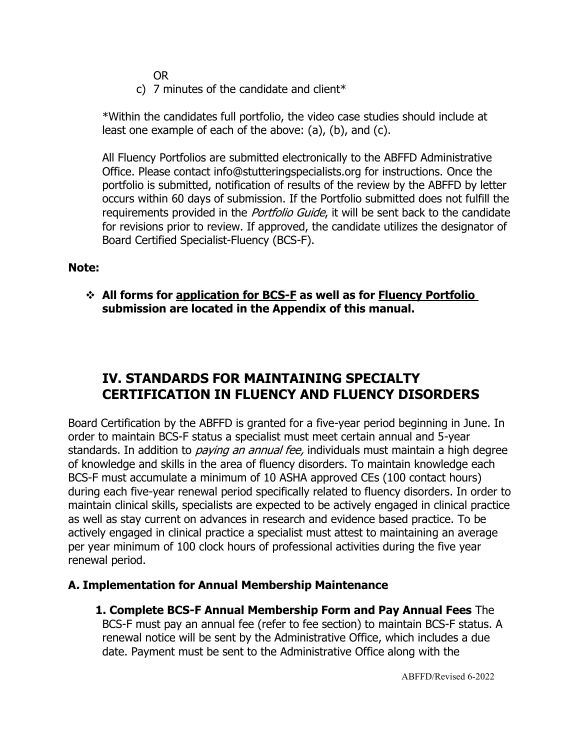OR

c) 7 minutes of the candidate and client*

*Within the candidates full portfolio, the video case studies should include at least one example of each of the above: (a), (b), and (c).

All Fluency Portfolios are submitted electronically to the ABFFD Administrative Office. Please contact info@stutteringspecialists.org for instructions. Once the portfolio is submitted, notification of results of the review by the ABFFD by letter occurs within 60 days of submission. If the Portfolio submitted does not fulfill the requirements provided in the *Portfolio Guide*, it will be sent back to the candidate for revisions prior to review. If approved, the candidate utilizes the designator of Board Certified Specialist-Fluency (BCS-F).

**Note:**

- **All forms for application for BCS-F as well as for Fluency Portfolio submission are located in the Appendix of this manual.**

## IV. STANDARDS FOR MAINTAINING SPECIALTY CERTIFICATION IN FLUENCY AND FLUENCY DISORDERS

Board Certification by the ABFFD is granted for a five-year period beginning in June. In order to maintain BCS-F status a specialist must meet certain annual and 5-year standards. In addition to *paying an annual fee,* individuals must maintain a high degree of knowledge and skills in the area of fluency disorders. To maintain knowledge each BCS-F must accumulate a minimum of 10 ASHA approved CEs (100 contact hours) during each five-year renewal period specifically related to fluency disorders. In order to maintain clinical skills, specialists are expected to be actively engaged in clinical practice as well as stay current on advances in research and evidence based practice. To be actively engaged in clinical practice a specialist must attest to maintaining an average per year minimum of 100 clock hours of professional activities during the five year renewal period.

### A. Implementation for Annual Membership Maintenance

**1. Complete BCS-F Annual Membership Form and Pay Annual Fees** The BCS-F must pay an annual fee (refer to fee section) to maintain BCS-F status. A renewal notice will be sent by the Administrative Office, which includes a due date. Payment must be sent to the Administrative Office along with the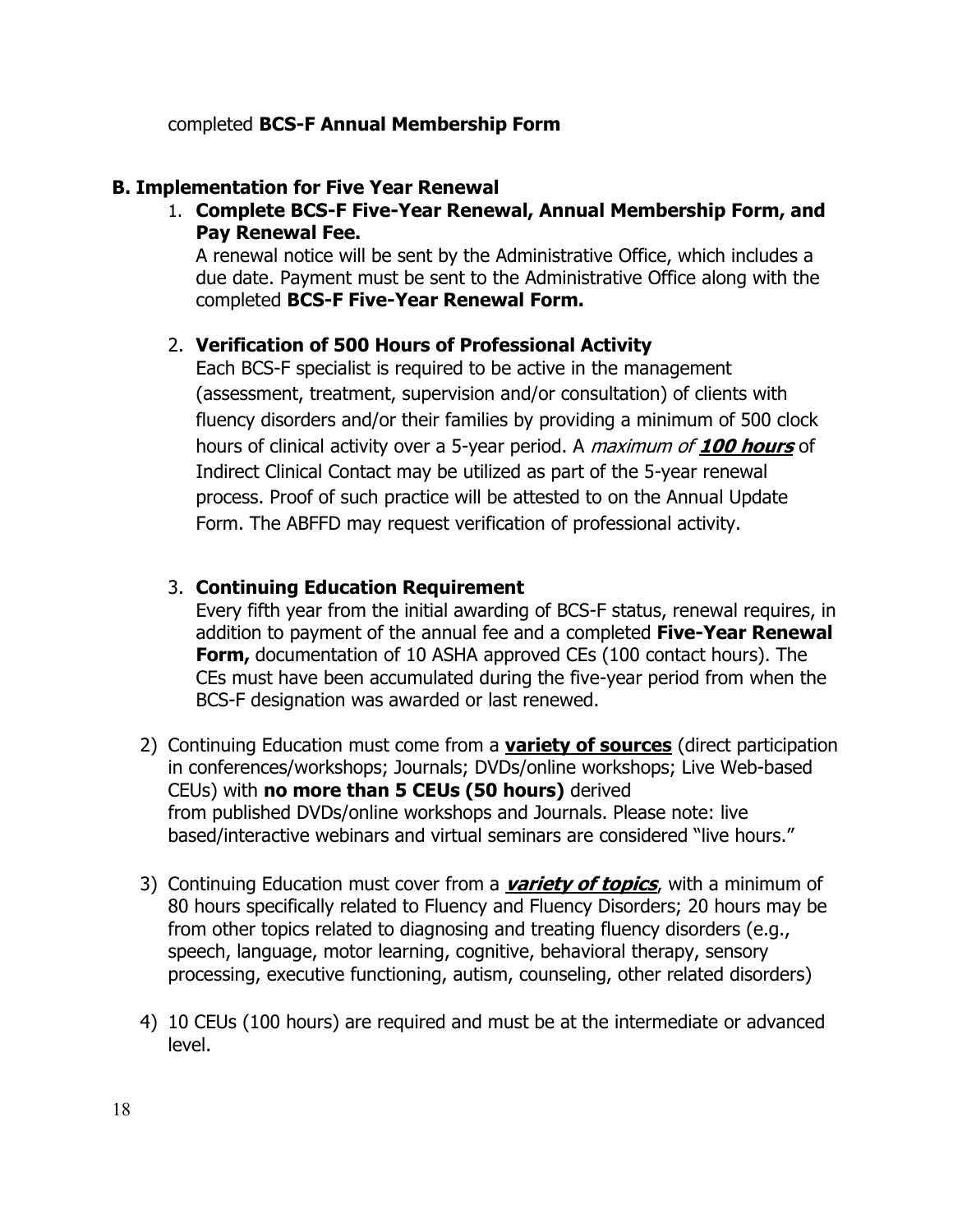completed **BCS-F Annual Membership Form**

### B. Implementation for Five Year Renewal

1. **Complete BCS-F Five-Year Renewal, Annual Membership Form, and Pay Renewal Fee.**
   A renewal notice will be sent by the Administrative Office, which includes a due date. Payment must be sent to the Administrative Office along with the completed **BCS-F Five-Year Renewal Form.**

2. **Verification of 500 Hours of Professional Activity**
   Each BCS-F specialist is required to be active in the management (assessment, treatment, supervision and/or consultation) of clients with fluency disorders and/or their families by providing a minimum of 500 clock hours of clinical activity over a 5-year period. A *maximum of **100 hours*** of Indirect Clinical Contact may be utilized as part of the 5-year renewal process. Proof of such practice will be attested to on the Annual Update Form. The ABFFD may request verification of professional activity.

3. **Continuing Education Requirement**
   Every fifth year from the initial awarding of BCS-F status, renewal requires, in addition to payment of the annual fee and a completed **Five-Year Renewal Form,** documentation of 10 ASHA approved CEs (100 contact hours). The CEs must have been accumulated during the five-year period from when the BCS-F designation was awarded or last renewed.

2) Continuing Education must come from a **variety of sources** (direct participation in conferences/workshops; Journals; DVDs/online workshops; Live Web-based CEUs) with **no more than 5 CEUs (50 hours)** derived from published DVDs/online workshops and Journals. Please note: live based/interactive webinars and virtual seminars are considered "live hours."

3) Continuing Education must cover from a ***variety of topics***, with a minimum of 80 hours specifically related to Fluency and Fluency Disorders; 20 hours may be from other topics related to diagnosing and treating fluency disorders (e.g., speech, language, motor learning, cognitive, behavioral therapy, sensory processing, executive functioning, autism, counseling, other related disorders)

4) 10 CEUs (100 hours) are required and must be at the intermediate or advanced level.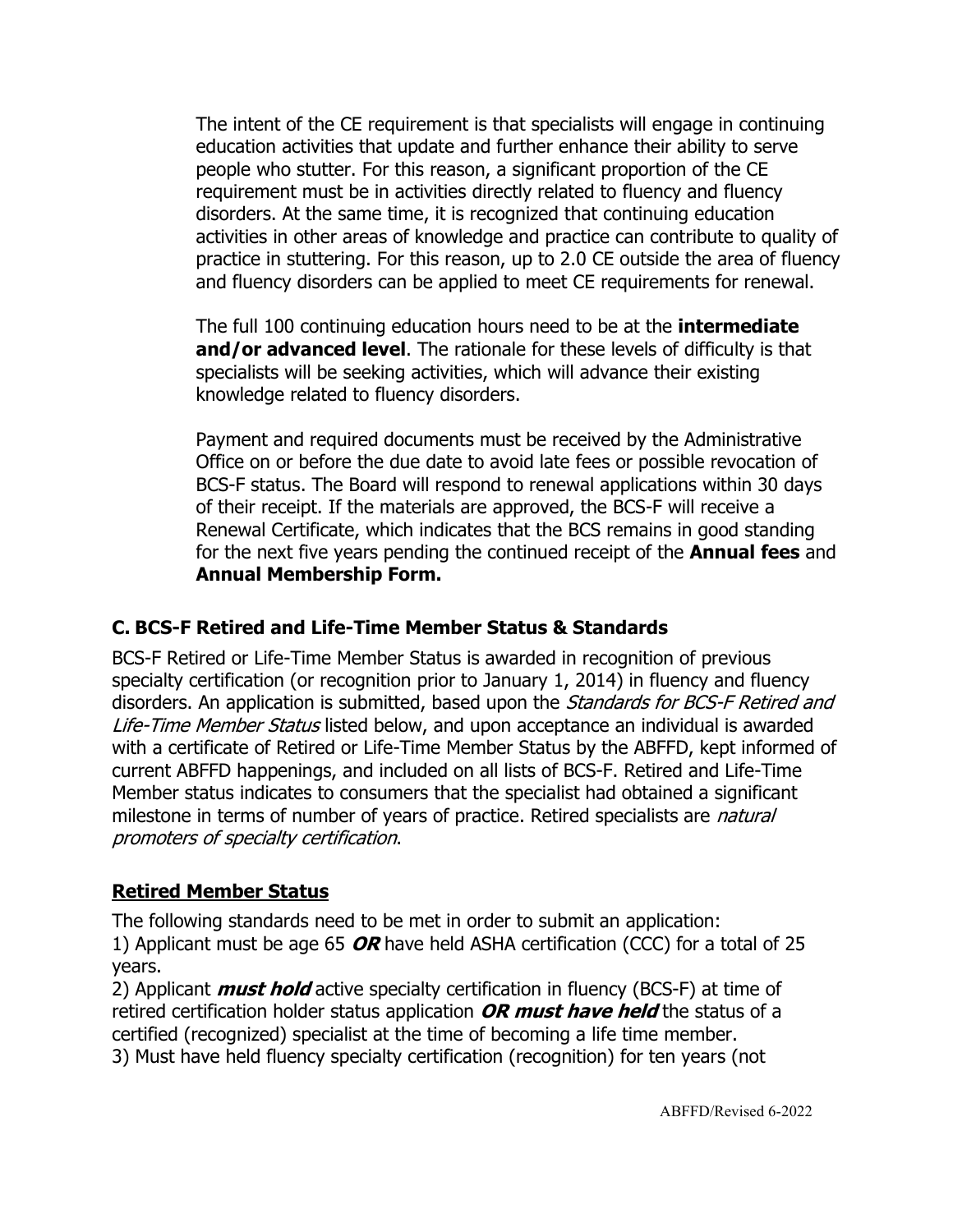The intent of the CE requirement is that specialists will engage in continuing education activities that update and further enhance their ability to serve people who stutter. For this reason, a significant proportion of the CE requirement must be in activities directly related to fluency and fluency disorders. At the same time, it is recognized that continuing education activities in other areas of knowledge and practice can contribute to quality of practice in stuttering. For this reason, up to 2.0 CE outside the area of fluency and fluency disorders can be applied to meet CE requirements for renewal.

The full 100 continuing education hours need to be at the **intermediate and/or advanced level**. The rationale for these levels of difficulty is that specialists will be seeking activities, which will advance their existing knowledge related to fluency disorders.

Payment and required documents must be received by the Administrative Office on or before the due date to avoid late fees or possible revocation of BCS-F status. The Board will respond to renewal applications within 30 days of their receipt. If the materials are approved, the BCS-F will receive a Renewal Certificate, which indicates that the BCS remains in good standing for the next five years pending the continued receipt of the **Annual fees** and **Annual Membership Form.**

### C. BCS-F Retired and Life-Time Member Status & Standards

BCS-F Retired or Life-Time Member Status is awarded in recognition of previous specialty certification (or recognition prior to January 1, 2014) in fluency and fluency disorders. An application is submitted, based upon the *Standards for BCS-F Retired and Life-Time Member Status* listed below, and upon acceptance an individual is awarded with a certificate of Retired or Life-Time Member Status by the ABFFD, kept informed of current ABFFD happenings, and included on all lists of BCS-F. Retired and Life-Time Member status indicates to consumers that the specialist had obtained a significant milestone in terms of number of years of practice. Retired specialists are *natural promoters of specialty certification*.

#### Retired Member Status

The following standards need to be met in order to submit an application:
1) Applicant must be age 65 ***OR*** have held ASHA certification (CCC) for a total of 25 years.
2) Applicant ***must hold*** active specialty certification in fluency (BCS-F) at time of retired certification holder status application ***OR must have held*** the status of a certified (recognized) specialist at the time of becoming a life time member.
3) Must have held fluency specialty certification (recognition) for ten years (not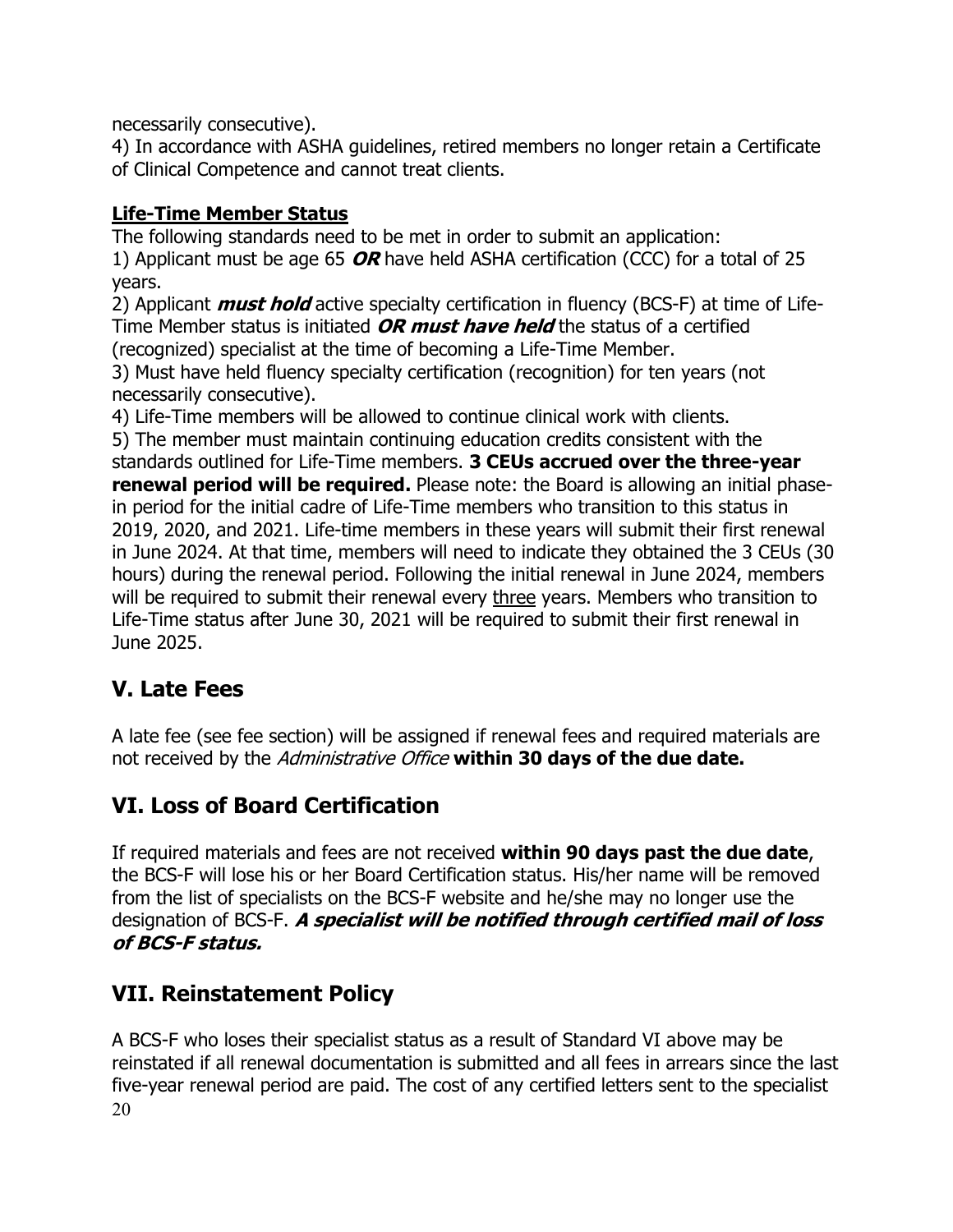necessarily consecutive).

4) In accordance with ASHA guidelines, retired members no longer retain a Certificate of Clinical Competence and cannot treat clients.

**Life-Time Member Status**

The following standards need to be met in order to submit an application:

1) Applicant must be age 65 ***OR*** have held ASHA certification (CCC) for a total of 25 years.

2) Applicant ***must hold*** active specialty certification in fluency (BCS-F) at time of Life-Time Member status is initiated ***OR must have held*** the status of a certified (recognized) specialist at the time of becoming a Life-Time Member.

3) Must have held fluency specialty certification (recognition) for ten years (not necessarily consecutive).

4) Life-Time members will be allowed to continue clinical work with clients.

5) The member must maintain continuing education credits consistent with the standards outlined for Life-Time members. **3 CEUs accrued over the three-year renewal period will be required.** Please note: the Board is allowing an initial phase-in period for the initial cadre of Life-Time members who transition to this status in 2019, 2020, and 2021. Life-time members in these years will submit their first renewal in June 2024. At that time, members will need to indicate they obtained the 3 CEUs (30 hours) during the renewal period. Following the initial renewal in June 2024, members will be required to submit their renewal every <u>three</u> years. Members who transition to Life-Time status after June 30, 2021 will be required to submit their first renewal in June 2025.

## V. Late Fees

A late fee (see fee section) will be assigned if renewal fees and required materials are not received by the *Administrative Office* **within 30 days of the due date.**

## VI. Loss of Board Certification

If required materials and fees are not received **within 90 days past the due date**, the BCS-F will lose his or her Board Certification status. His/her name will be removed from the list of specialists on the BCS-F website and he/she may no longer use the designation of BCS-F. ***A specialist will be notified through certified mail of loss of BCS-F status.***

## VII. Reinstatement Policy

A BCS-F who loses their specialist status as a result of Standard VI above may be reinstated if all renewal documentation is submitted and all fees in arrears since the last five-year renewal period are paid. The cost of any certified letters sent to the specialist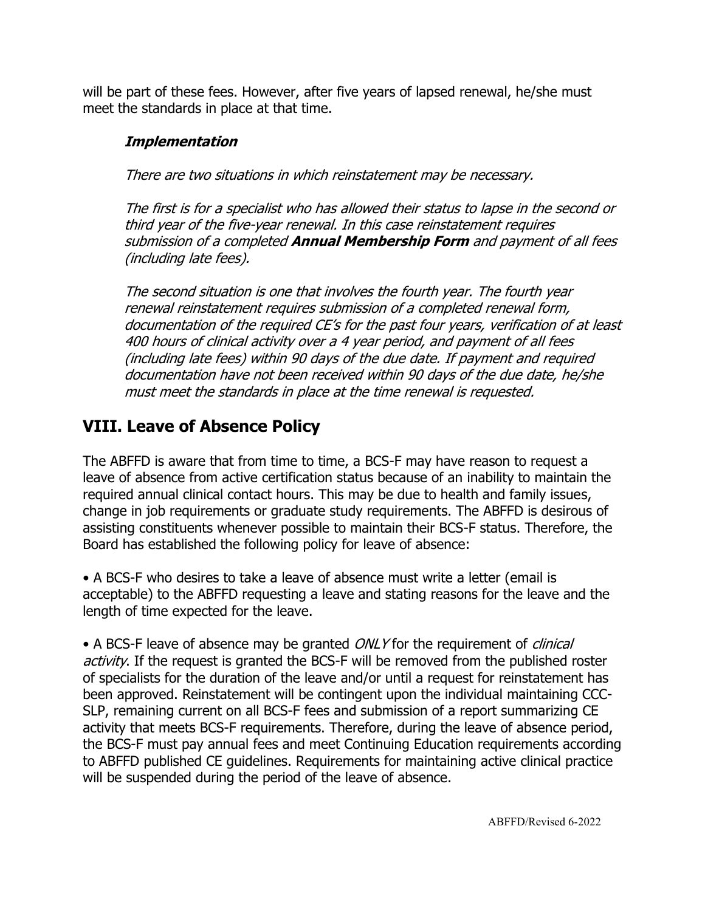will be part of these fees. However, after five years of lapsed renewal, he/she must meet the standards in place at that time.

***Implementation***

*There are two situations in which reinstatement may be necessary.*

*The first is for a specialist who has allowed their status to lapse in the second or third year of the five-year renewal. In this case reinstatement requires submission of a completed* ***Annual Membership Form*** *and payment of all fees (including late fees).*

*The second situation is one that involves the fourth year. The fourth year renewal reinstatement requires submission of a completed renewal form, documentation of the required CE's for the past four years, verification of at least 400 hours of clinical activity over a 4 year period, and payment of all fees (including late fees) within 90 days of the due date. If payment and required documentation have not been received within 90 days of the due date, he/she must meet the standards in place at the time renewal is requested.*

## VIII. Leave of Absence Policy

The ABFFD is aware that from time to time, a BCS-F may have reason to request a leave of absence from active certification status because of an inability to maintain the required annual clinical contact hours. This may be due to health and family issues, change in job requirements or graduate study requirements. The ABFFD is desirous of assisting constituents whenever possible to maintain their BCS-F status. Therefore, the Board has established the following policy for leave of absence:

• A BCS-F who desires to take a leave of absence must write a letter (email is acceptable) to the ABFFD requesting a leave and stating reasons for the leave and the length of time expected for the leave.

• A BCS-F leave of absence may be granted *ONLY* for the requirement of *clinical activity*. If the request is granted the BCS-F will be removed from the published roster of specialists for the duration of the leave and/or until a request for reinstatement has been approved. Reinstatement will be contingent upon the individual maintaining CCC-SLP, remaining current on all BCS-F fees and submission of a report summarizing CE activity that meets BCS-F requirements. Therefore, during the leave of absence period, the BCS-F must pay annual fees and meet Continuing Education requirements according to ABFFD published CE guidelines. Requirements for maintaining active clinical practice will be suspended during the period of the leave of absence.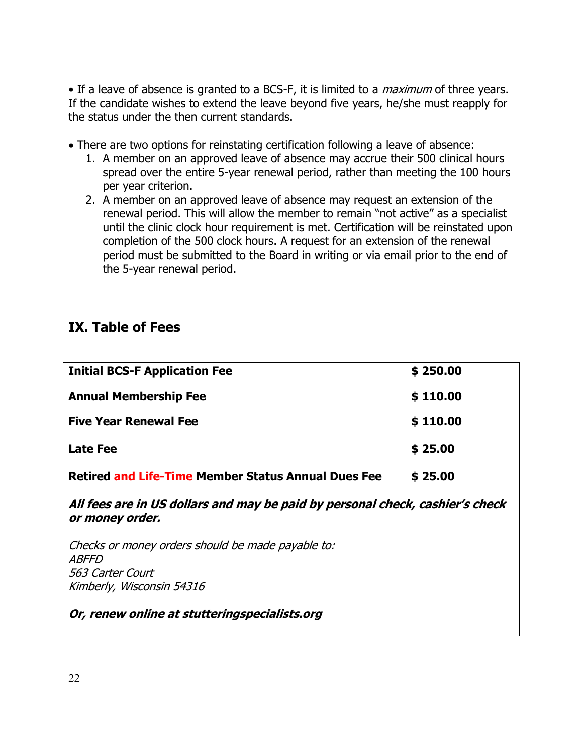• If a leave of absence is granted to a BCS-F, it is limited to a *maximum* of three years. If the candidate wishes to extend the leave beyond five years, he/she must reapply for the status under the then current standards.

• There are two options for reinstating certification following a leave of absence:

1. A member on an approved leave of absence may accrue their 500 clinical hours spread over the entire 5-year renewal period, rather than meeting the 100 hours per year criterion.
2. A member on an approved leave of absence may request an extension of the renewal period. This will allow the member to remain "not active" as a specialist until the clinic clock hour requirement is met. Certification will be reinstated upon completion of the 500 clock hours. A request for an extension of the renewal period must be submitted to the Board in writing or via email prior to the end of the 5-year renewal period.

## IX. Table of Fees

| | |
|---|---|
| **Initial BCS-F Application Fee** | **$ 250.00** |
| **Annual Membership Fee** | **$ 110.00** |
| **Five Year Renewal Fee** | **$ 110.00** |
| **Late Fee** | **$ 25.00** |
| **Retired and Life-Time Member Status Annual Dues Fee** | **$ 25.00** |

***All fees are in US dollars and may be paid by personal check, cashier's check or money order.***

*Checks or money orders should be made payable to:*
*ABFFD*
*563 Carter Court*
*Kimberly, Wisconsin 54316*

***Or, renew online at stutteringspecialists.org***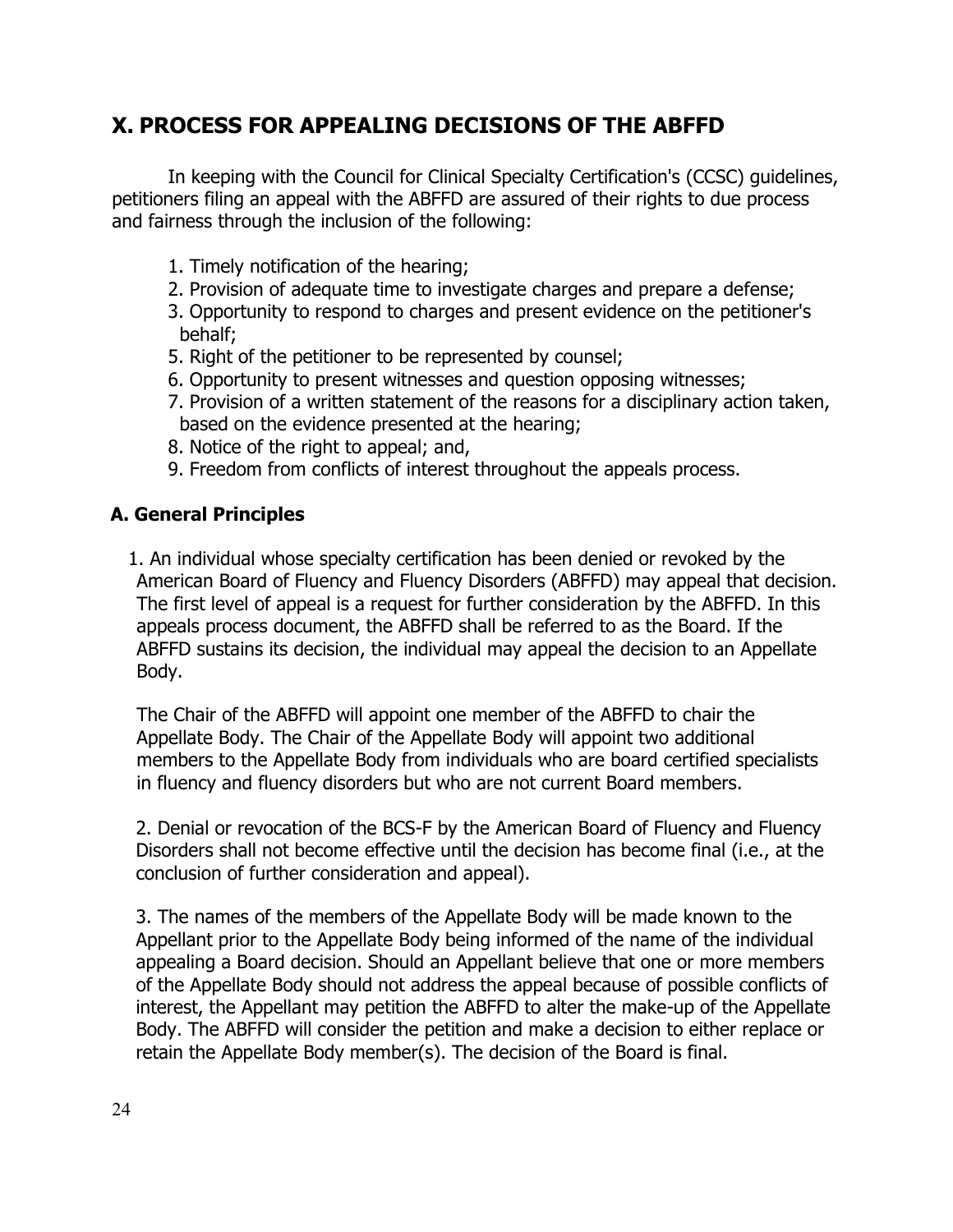## X. PROCESS FOR APPEALING DECISIONS OF THE ABFFD

In keeping with the Council for Clinical Specialty Certification's (CCSC) guidelines, petitioners filing an appeal with the ABFFD are assured of their rights to due process and fairness through the inclusion of the following:

1. Timely notification of the hearing;
2. Provision of adequate time to investigate charges and prepare a defense;
3. Opportunity to respond to charges and present evidence on the petitioner's behalf;
5. Right of the petitioner to be represented by counsel;
6. Opportunity to present witnesses and question opposing witnesses;
7. Provision of a written statement of the reasons for a disciplinary action taken, based on the evidence presented at the hearing;
8. Notice of the right to appeal; and,
9. Freedom from conflicts of interest throughout the appeals process.

### A. General Principles

1. An individual whose specialty certification has been denied or revoked by the American Board of Fluency and Fluency Disorders (ABFFD) may appeal that decision. The first level of appeal is a request for further consideration by the ABFFD. In this appeals process document, the ABFFD shall be referred to as the Board. If the ABFFD sustains its decision, the individual may appeal the decision to an Appellate Body.

   The Chair of the ABFFD will appoint one member of the ABFFD to chair the Appellate Body. The Chair of the Appellate Body will appoint two additional members to the Appellate Body from individuals who are board certified specialists in fluency and fluency disorders but who are not current Board members.

2. Denial or revocation of the BCS-F by the American Board of Fluency and Fluency Disorders shall not become effective until the decision has become final (i.e., at the conclusion of further consideration and appeal).

3. The names of the members of the Appellate Body will be made known to the Appellant prior to the Appellate Body being informed of the name of the individual appealing a Board decision. Should an Appellant believe that one or more members of the Appellate Body should not address the appeal because of possible conflicts of interest, the Appellant may petition the ABFFD to alter the make-up of the Appellate Body. The ABFFD will consider the petition and make a decision to either replace or retain the Appellate Body member(s). The decision of the Board is final.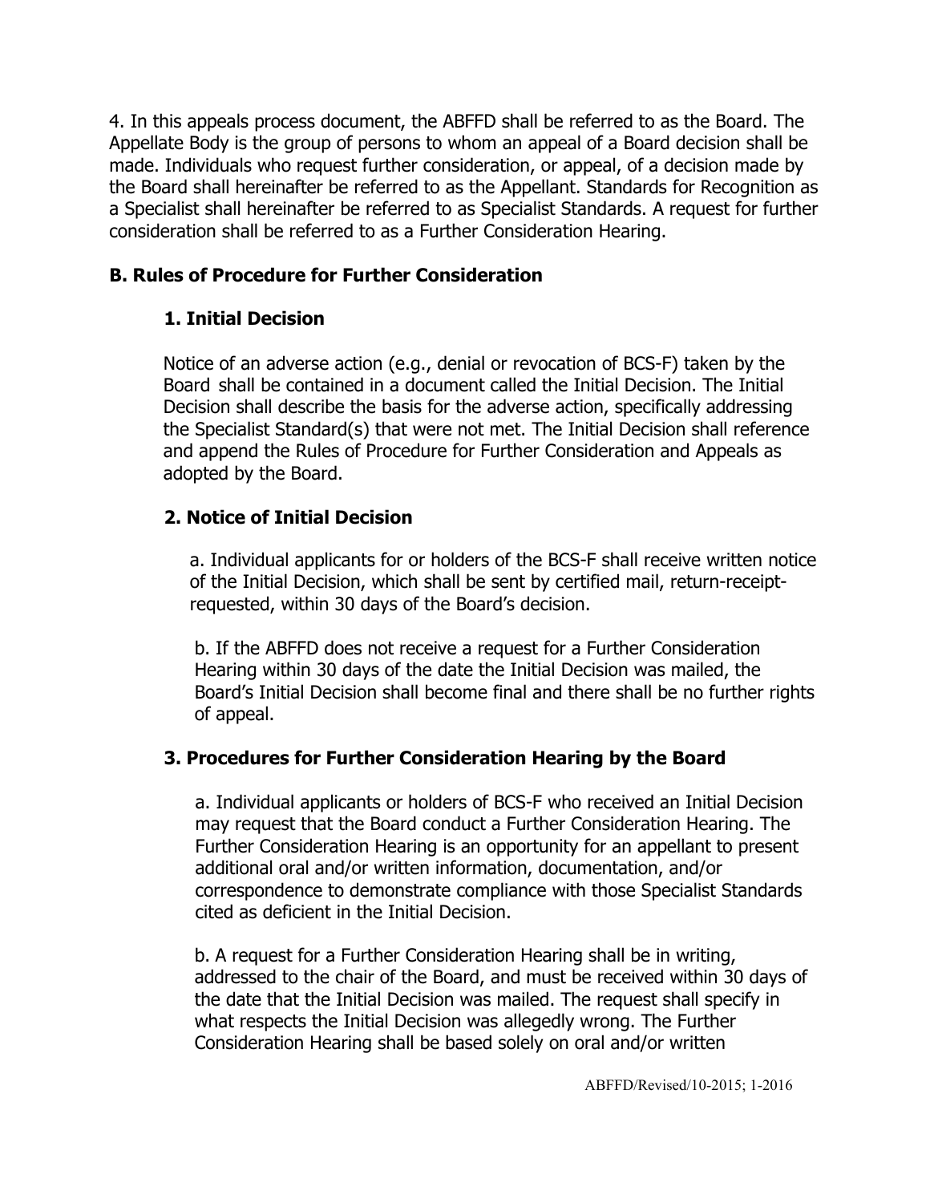4. In this appeals process document, the ABFFD shall be referred to as the Board. The Appellate Body is the group of persons to whom an appeal of a Board decision shall be made. Individuals who request further consideration, or appeal, of a decision made by the Board shall hereinafter be referred to as the Appellant. Standards for Recognition as a Specialist shall hereinafter be referred to as Specialist Standards. A request for further consideration shall be referred to as a Further Consideration Hearing.

## B. Rules of Procedure for Further Consideration

### 1. Initial Decision

Notice of an adverse action (e.g., denial or revocation of BCS-F) taken by the Board shall be contained in a document called the Initial Decision. The Initial Decision shall describe the basis for the adverse action, specifically addressing the Specialist Standard(s) that were not met. The Initial Decision shall reference and append the Rules of Procedure for Further Consideration and Appeals as adopted by the Board.

### 2. Notice of Initial Decision

a. Individual applicants for or holders of the BCS-F shall receive written notice of the Initial Decision, which shall be sent by certified mail, return-receipt-requested, within 30 days of the Board's decision.

b. If the ABFFD does not receive a request for a Further Consideration Hearing within 30 days of the date the Initial Decision was mailed, the Board's Initial Decision shall become final and there shall be no further rights of appeal.

### 3. Procedures for Further Consideration Hearing by the Board

a. Individual applicants or holders of BCS-F who received an Initial Decision may request that the Board conduct a Further Consideration Hearing. The Further Consideration Hearing is an opportunity for an appellant to present additional oral and/or written information, documentation, and/or correspondence to demonstrate compliance with those Specialist Standards cited as deficient in the Initial Decision.

b. A request for a Further Consideration Hearing shall be in writing, addressed to the chair of the Board, and must be received within 30 days of the date that the Initial Decision was mailed. The request shall specify in what respects the Initial Decision was allegedly wrong. The Further Consideration Hearing shall be based solely on oral and/or written

ABFFD/Revised/10-2015; 1-2016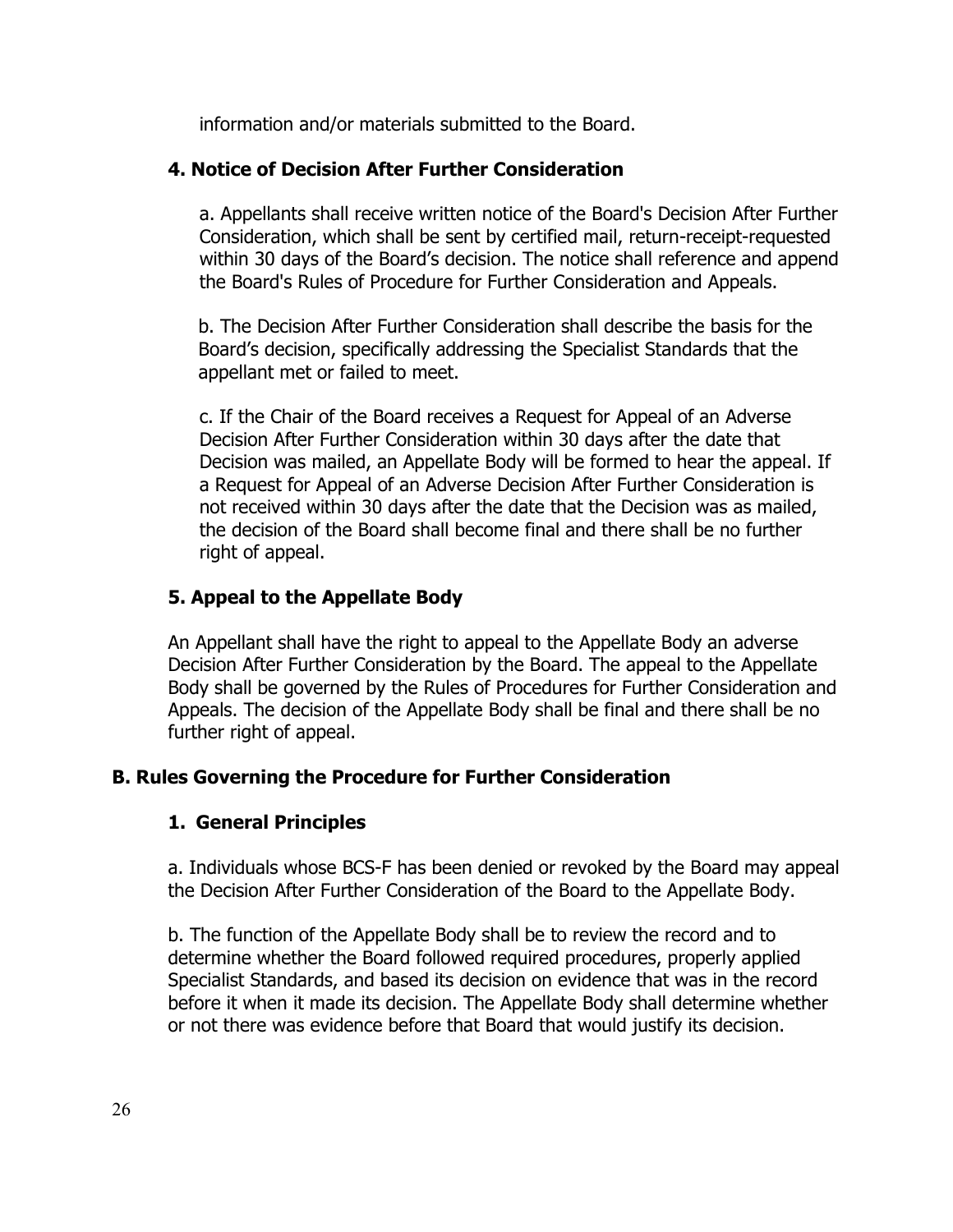information and/or materials submitted to the Board.

### 4. Notice of Decision After Further Consideration

a. Appellants shall receive written notice of the Board's Decision After Further Consideration, which shall be sent by certified mail, return-receipt-requested within 30 days of the Board's decision. The notice shall reference and append the Board's Rules of Procedure for Further Consideration and Appeals.

b. The Decision After Further Consideration shall describe the basis for the Board's decision, specifically addressing the Specialist Standards that the appellant met or failed to meet.

c. If the Chair of the Board receives a Request for Appeal of an Adverse Decision After Further Consideration within 30 days after the date that Decision was mailed, an Appellate Body will be formed to hear the appeal. If a Request for Appeal of an Adverse Decision After Further Consideration is not received within 30 days after the date that the Decision was as mailed, the decision of the Board shall become final and there shall be no further right of appeal.

### 5. Appeal to the Appellate Body

An Appellant shall have the right to appeal to the Appellate Body an adverse Decision After Further Consideration by the Board. The appeal to the Appellate Body shall be governed by the Rules of Procedures for Further Consideration and Appeals. The decision of the Appellate Body shall be final and there shall be no further right of appeal.

## B. Rules Governing the Procedure for Further Consideration

### 1. General Principles

a. Individuals whose BCS-F has been denied or revoked by the Board may appeal the Decision After Further Consideration of the Board to the Appellate Body.

b. The function of the Appellate Body shall be to review the record and to determine whether the Board followed required procedures, properly applied Specialist Standards, and based its decision on evidence that was in the record before it when it made its decision. The Appellate Body shall determine whether or not there was evidence before that Board that would justify its decision.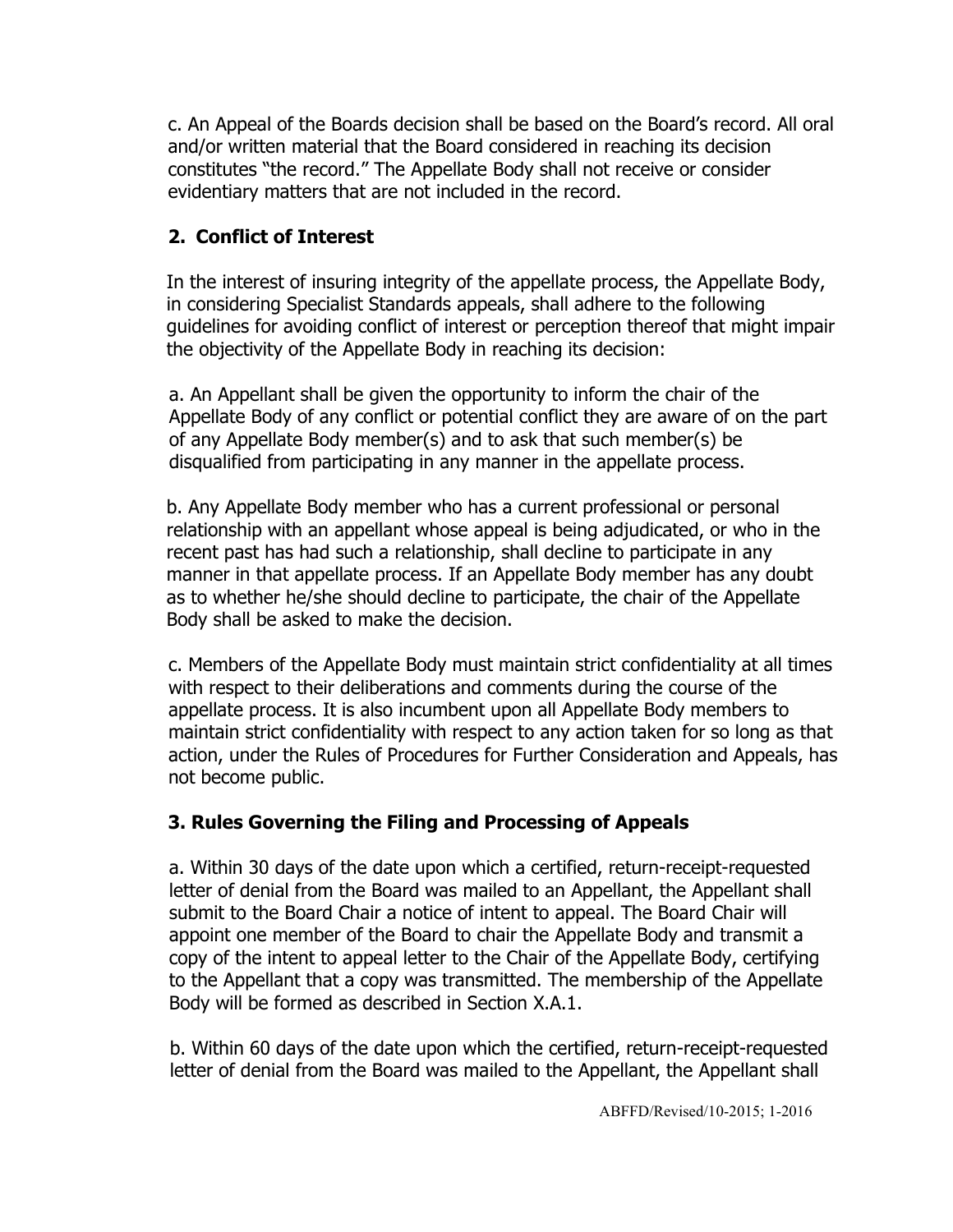c. An Appeal of the Boards decision shall be based on the Board's record. All oral and/or written material that the Board considered in reaching its decision constitutes "the record." The Appellate Body shall not receive or consider evidentiary matters that are not included in the record.

## 2. Conflict of Interest

In the interest of insuring integrity of the appellate process, the Appellate Body, in considering Specialist Standards appeals, shall adhere to the following guidelines for avoiding conflict of interest or perception thereof that might impair the objectivity of the Appellate Body in reaching its decision:

a. An Appellant shall be given the opportunity to inform the chair of the Appellate Body of any conflict or potential conflict they are aware of on the part of any Appellate Body member(s) and to ask that such member(s) be disqualified from participating in any manner in the appellate process.

b. Any Appellate Body member who has a current professional or personal relationship with an appellant whose appeal is being adjudicated, or who in the recent past has had such a relationship, shall decline to participate in any manner in that appellate process. If an Appellate Body member has any doubt as to whether he/she should decline to participate, the chair of the Appellate Body shall be asked to make the decision.

c. Members of the Appellate Body must maintain strict confidentiality at all times with respect to their deliberations and comments during the course of the appellate process. It is also incumbent upon all Appellate Body members to maintain strict confidentiality with respect to any action taken for so long as that action, under the Rules of Procedures for Further Consideration and Appeals, has not become public.

## 3. Rules Governing the Filing and Processing of Appeals

a. Within 30 days of the date upon which a certified, return-receipt-requested letter of denial from the Board was mailed to an Appellant, the Appellant shall submit to the Board Chair a notice of intent to appeal. The Board Chair will appoint one member of the Board to chair the Appellate Body and transmit a copy of the intent to appeal letter to the Chair of the Appellate Body, certifying to the Appellant that a copy was transmitted. The membership of the Appellate Body will be formed as described in Section X.A.1.

b. Within 60 days of the date upon which the certified, return-receipt-requested letter of denial from the Board was mailed to the Appellant, the Appellant shall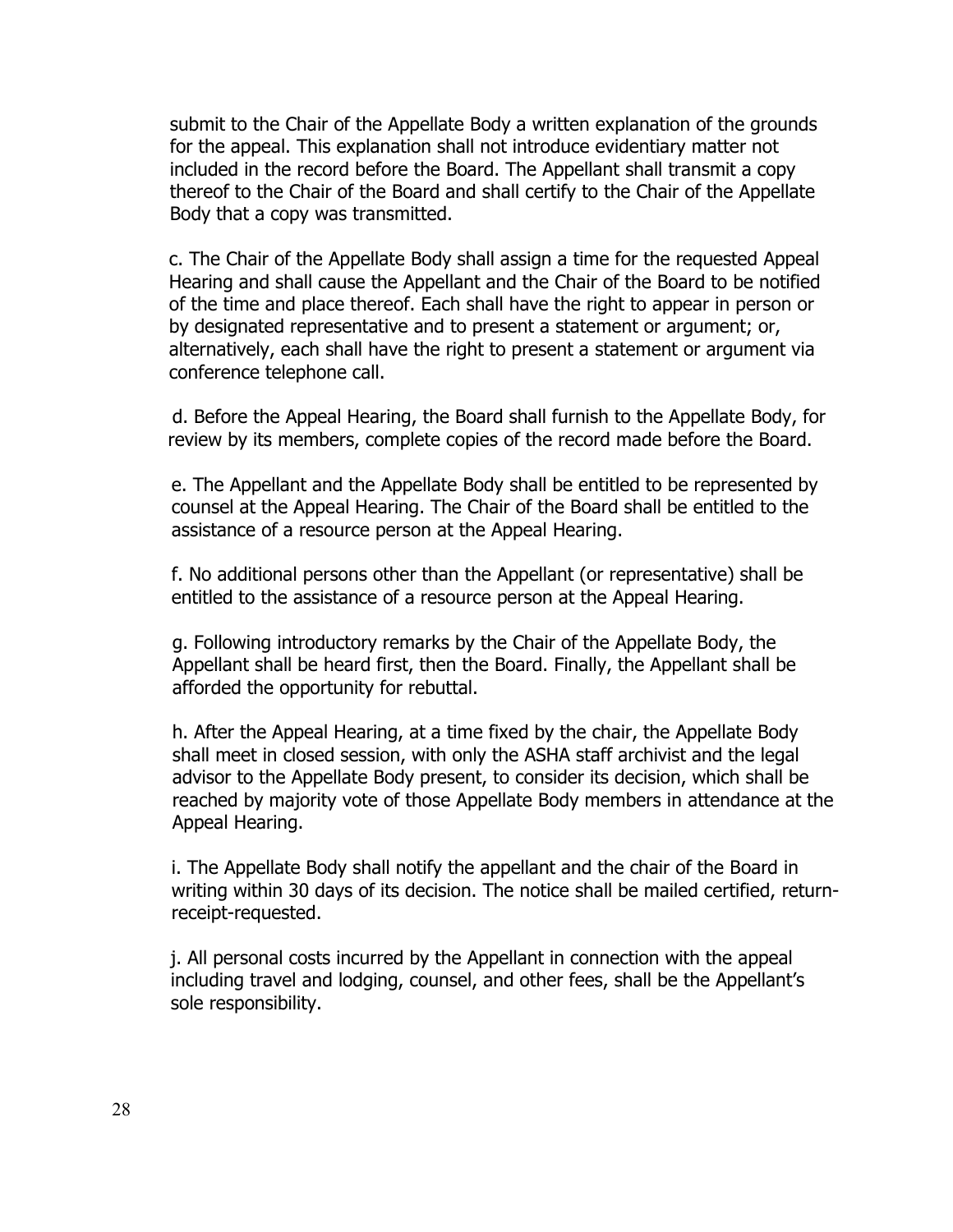submit to the Chair of the Appellate Body a written explanation of the grounds for the appeal. This explanation shall not introduce evidentiary matter not included in the record before the Board. The Appellant shall transmit a copy thereof to the Chair of the Board and shall certify to the Chair of the Appellate Body that a copy was transmitted.

c. The Chair of the Appellate Body shall assign a time for the requested Appeal Hearing and shall cause the Appellant and the Chair of the Board to be notified of the time and place thereof. Each shall have the right to appear in person or by designated representative and to present a statement or argument; or, alternatively, each shall have the right to present a statement or argument via conference telephone call.

d. Before the Appeal Hearing, the Board shall furnish to the Appellate Body, for review by its members, complete copies of the record made before the Board.

e. The Appellant and the Appellate Body shall be entitled to be represented by counsel at the Appeal Hearing. The Chair of the Board shall be entitled to the assistance of a resource person at the Appeal Hearing.

f. No additional persons other than the Appellant (or representative) shall be entitled to the assistance of a resource person at the Appeal Hearing.

g. Following introductory remarks by the Chair of the Appellate Body, the Appellant shall be heard first, then the Board. Finally, the Appellant shall be afforded the opportunity for rebuttal.

h. After the Appeal Hearing, at a time fixed by the chair, the Appellate Body shall meet in closed session, with only the ASHA staff archivist and the legal advisor to the Appellate Body present, to consider its decision, which shall be reached by majority vote of those Appellate Body members in attendance at the Appeal Hearing.

i. The Appellate Body shall notify the appellant and the chair of the Board in writing within 30 days of its decision. The notice shall be mailed certified, return-receipt-requested.

j. All personal costs incurred by the Appellant in connection with the appeal including travel and lodging, counsel, and other fees, shall be the Appellant's sole responsibility.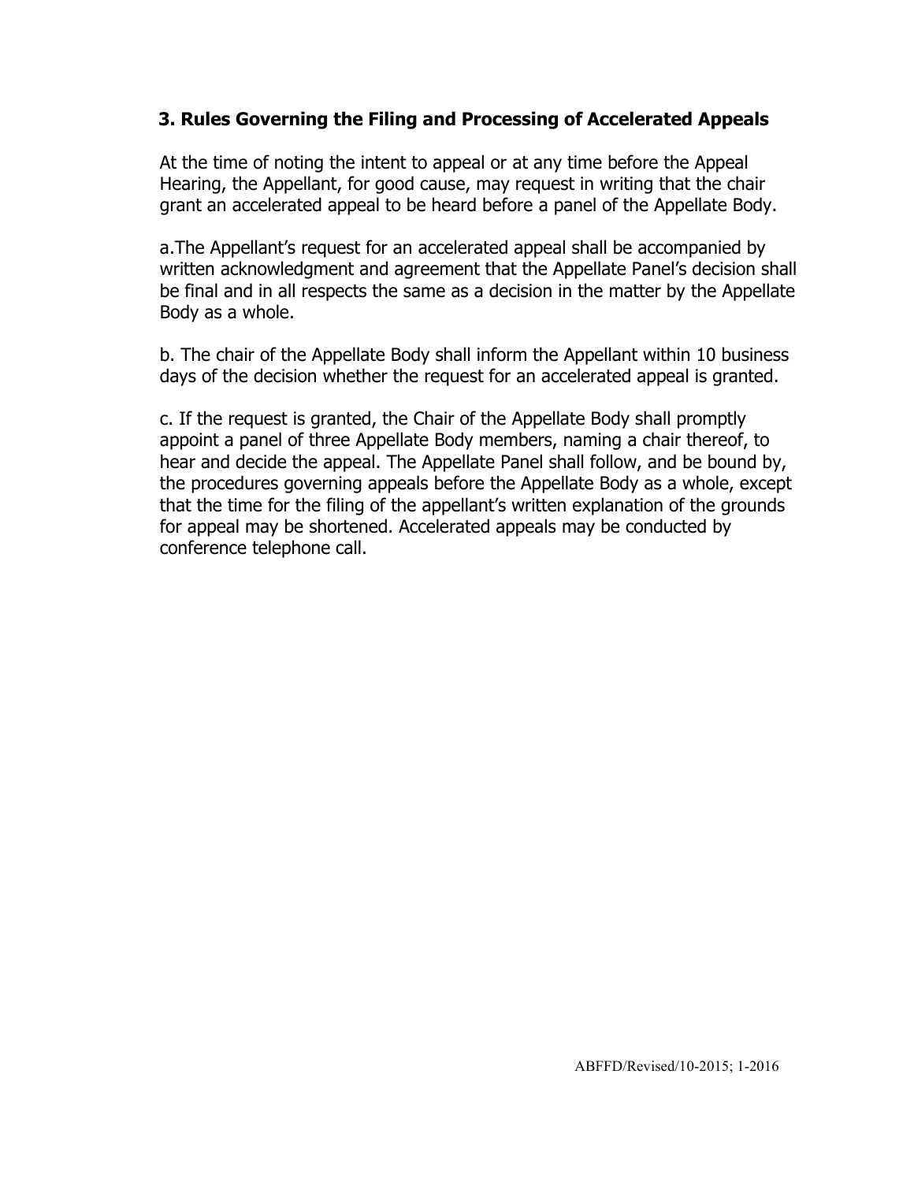### 3. Rules Governing the Filing and Processing of Accelerated Appeals

At the time of noting the intent to appeal or at any time before the Appeal Hearing, the Appellant, for good cause, may request in writing that the chair grant an accelerated appeal to be heard before a panel of the Appellate Body.

a.The Appellant's request for an accelerated appeal shall be accompanied by written acknowledgment and agreement that the Appellate Panel's decision shall be final and in all respects the same as a decision in the matter by the Appellate Body as a whole.

b. The chair of the Appellate Body shall inform the Appellant within 10 business days of the decision whether the request for an accelerated appeal is granted.

c. If the request is granted, the Chair of the Appellate Body shall promptly appoint a panel of three Appellate Body members, naming a chair thereof, to hear and decide the appeal. The Appellate Panel shall follow, and be bound by, the procedures governing appeals before the Appellate Body as a whole, except that the time for the filing of the appellant's written explanation of the grounds for appeal may be shortened. Accelerated appeals may be conducted by conference telephone call.

ABFFD/Revised/10-2015; 1-2016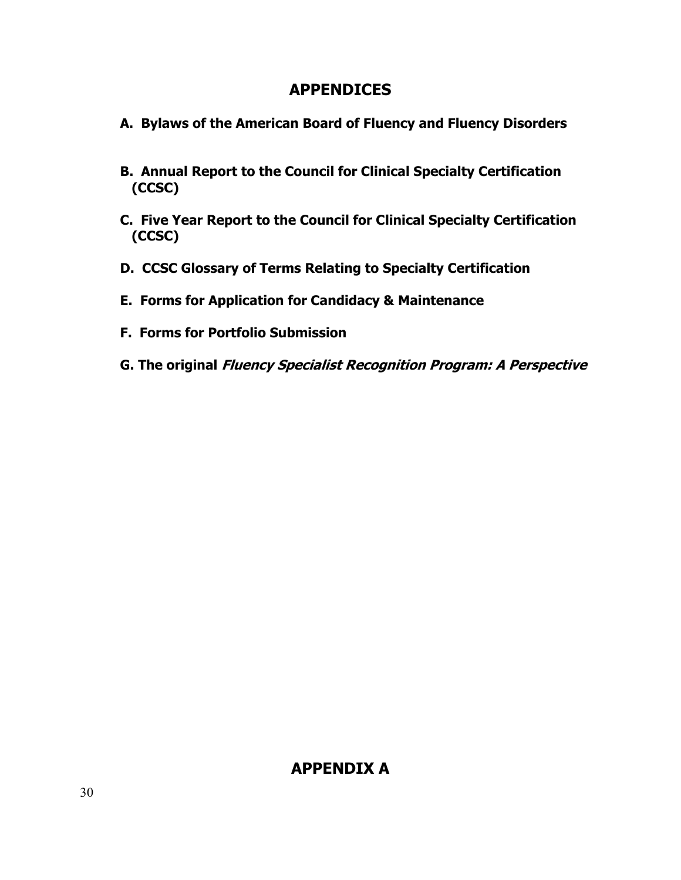# APPENDICES

**A. Bylaws of the American Board of Fluency and Fluency Disorders**

**B. Annual Report to the Council for Clinical Specialty Certification (CCSC)**

**C. Five Year Report to the Council for Clinical Specialty Certification (CCSC)**

**D. CCSC Glossary of Terms Relating to Specialty Certification**

**E. Forms for Application for Candidacy & Maintenance**

**F. Forms for Portfolio Submission**

**G. The original *Fluency Specialist Recognition Program: A Perspective***

# APPENDIX A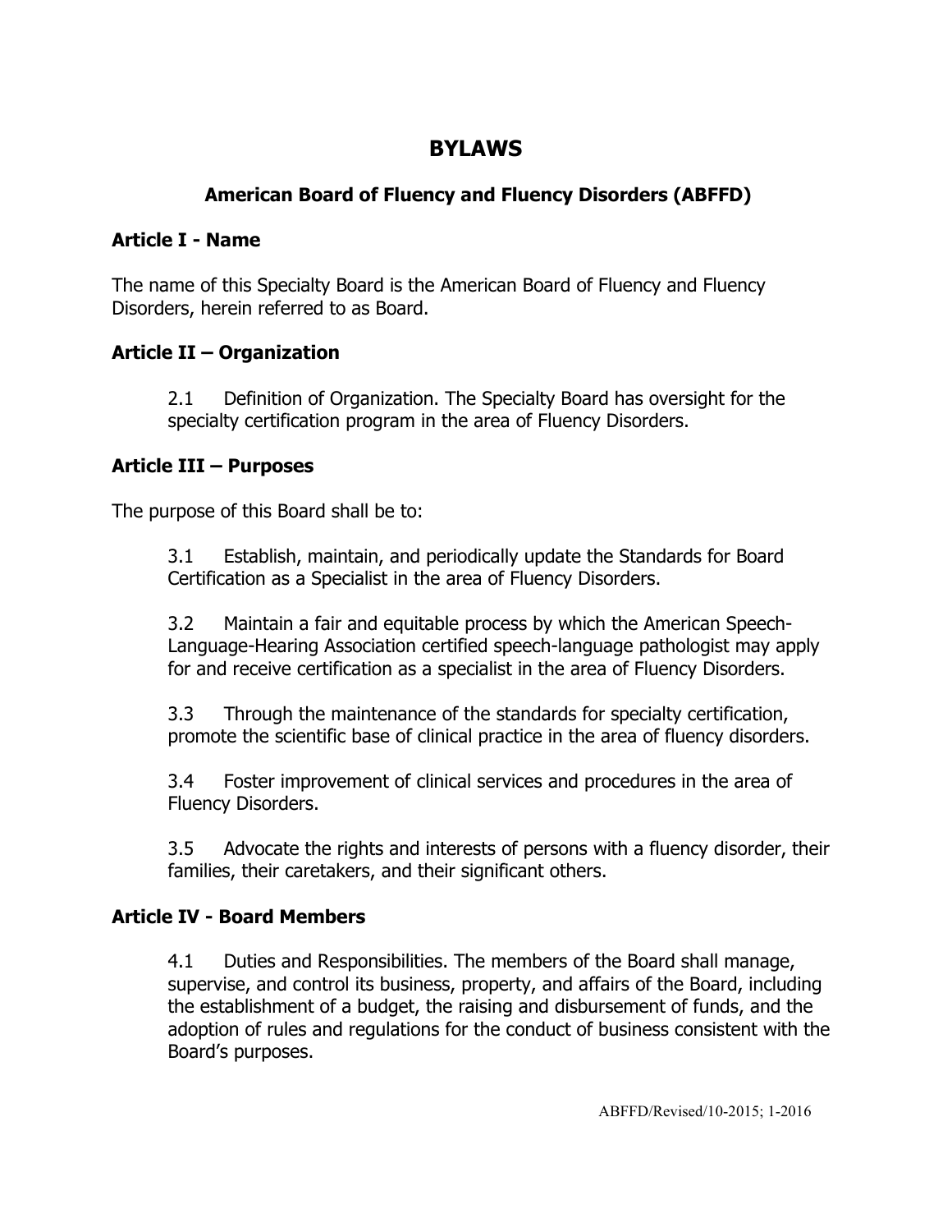# BYLAWS

## American Board of Fluency and Fluency Disorders (ABFFD)

### Article I - Name

The name of this Specialty Board is the American Board of Fluency and Fluency Disorders, herein referred to as Board.

### Article II – Organization

2.1 Definition of Organization. The Specialty Board has oversight for the specialty certification program in the area of Fluency Disorders.

### Article III – Purposes

The purpose of this Board shall be to:

3.1 Establish, maintain, and periodically update the Standards for Board Certification as a Specialist in the area of Fluency Disorders.

3.2 Maintain a fair and equitable process by which the American Speech-Language-Hearing Association certified speech-language pathologist may apply for and receive certification as a specialist in the area of Fluency Disorders.

3.3 Through the maintenance of the standards for specialty certification, promote the scientific base of clinical practice in the area of fluency disorders.

3.4 Foster improvement of clinical services and procedures in the area of Fluency Disorders.

3.5 Advocate the rights and interests of persons with a fluency disorder, their families, their caretakers, and their significant others.

### Article IV - Board Members

4.1 Duties and Responsibilities. The members of the Board shall manage, supervise, and control its business, property, and affairs of the Board, including the establishment of a budget, the raising and disbursement of funds, and the adoption of rules and regulations for the conduct of business consistent with the Board's purposes.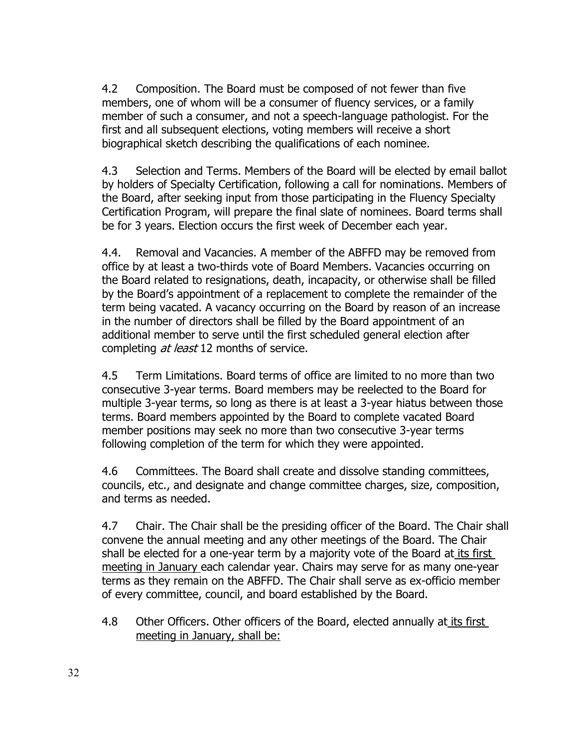4.2 Composition. The Board must be composed of not fewer than five members, one of whom will be a consumer of fluency services, or a family member of such a consumer, and not a speech-language pathologist. For the first and all subsequent elections, voting members will receive a short biographical sketch describing the qualifications of each nominee.

4.3 Selection and Terms. Members of the Board will be elected by email ballot by holders of Specialty Certification, following a call for nominations. Members of the Board, after seeking input from those participating in the Fluency Specialty Certification Program, will prepare the final slate of nominees. Board terms shall be for 3 years. Election occurs the first week of December each year.

4.4. Removal and Vacancies. A member of the ABFFD may be removed from office by at least a two-thirds vote of Board Members. Vacancies occurring on the Board related to resignations, death, incapacity, or otherwise shall be filled by the Board's appointment of a replacement to complete the remainder of the term being vacated. A vacancy occurring on the Board by reason of an increase in the number of directors shall be filled by the Board appointment of an additional member to serve until the first scheduled general election after completing *at least* 12 months of service.

4.5 Term Limitations. Board terms of office are limited to no more than two consecutive 3-year terms. Board members may be reelected to the Board for multiple 3-year terms, so long as there is at least a 3-year hiatus between those terms. Board members appointed by the Board to complete vacated Board member positions may seek no more than two consecutive 3-year terms following completion of the term for which they were appointed.

4.6 Committees. The Board shall create and dissolve standing committees, councils, etc., and designate and change committee charges, size, composition, and terms as needed.

4.7 Chair. The Chair shall be the presiding officer of the Board. The Chair shall convene the annual meeting and any other meetings of the Board. The Chair shall be elected for a one-year term by a majority vote of the Board at its first meeting in January each calendar year. Chairs may serve for as many one-year terms as they remain on the ABFFD. The Chair shall serve as ex-officio member of every committee, council, and board established by the Board.

4.8 Other Officers. Other officers of the Board, elected annually at its first meeting in January, shall be: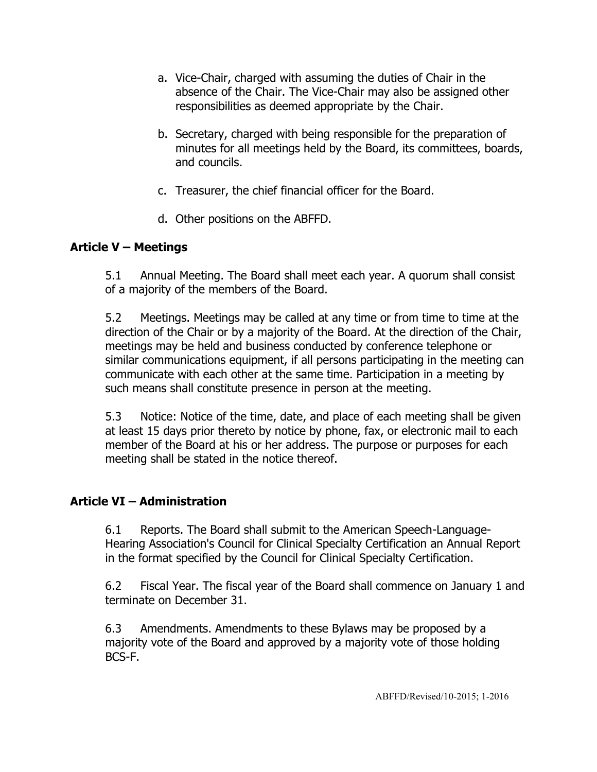a. Vice-Chair, charged with assuming the duties of Chair in the absence of the Chair. The Vice-Chair may also be assigned other responsibilities as deemed appropriate by the Chair.

b. Secretary, charged with being responsible for the preparation of minutes for all meetings held by the Board, its committees, boards, and councils.

c. Treasurer, the chief financial officer for the Board.

d. Other positions on the ABFFD.

## Article V – Meetings

5.1 Annual Meeting. The Board shall meet each year. A quorum shall consist of a majority of the members of the Board.

5.2 Meetings. Meetings may be called at any time or from time to time at the direction of the Chair or by a majority of the Board. At the direction of the Chair, meetings may be held and business conducted by conference telephone or similar communications equipment, if all persons participating in the meeting can communicate with each other at the same time. Participation in a meeting by such means shall constitute presence in person at the meeting.

5.3 Notice: Notice of the time, date, and place of each meeting shall be given at least 15 days prior thereto by notice by phone, fax, or electronic mail to each member of the Board at his or her address. The purpose or purposes for each meeting shall be stated in the notice thereof.

## Article VI – Administration

6.1 Reports. The Board shall submit to the American Speech-Language-Hearing Association's Council for Clinical Specialty Certification an Annual Report in the format specified by the Council for Clinical Specialty Certification.

6.2 Fiscal Year. The fiscal year of the Board shall commence on January 1 and terminate on December 31.

6.3 Amendments. Amendments to these Bylaws may be proposed by a majority vote of the Board and approved by a majority vote of those holding BCS-F.

ABFFD/Revised/10-2015; 1-2016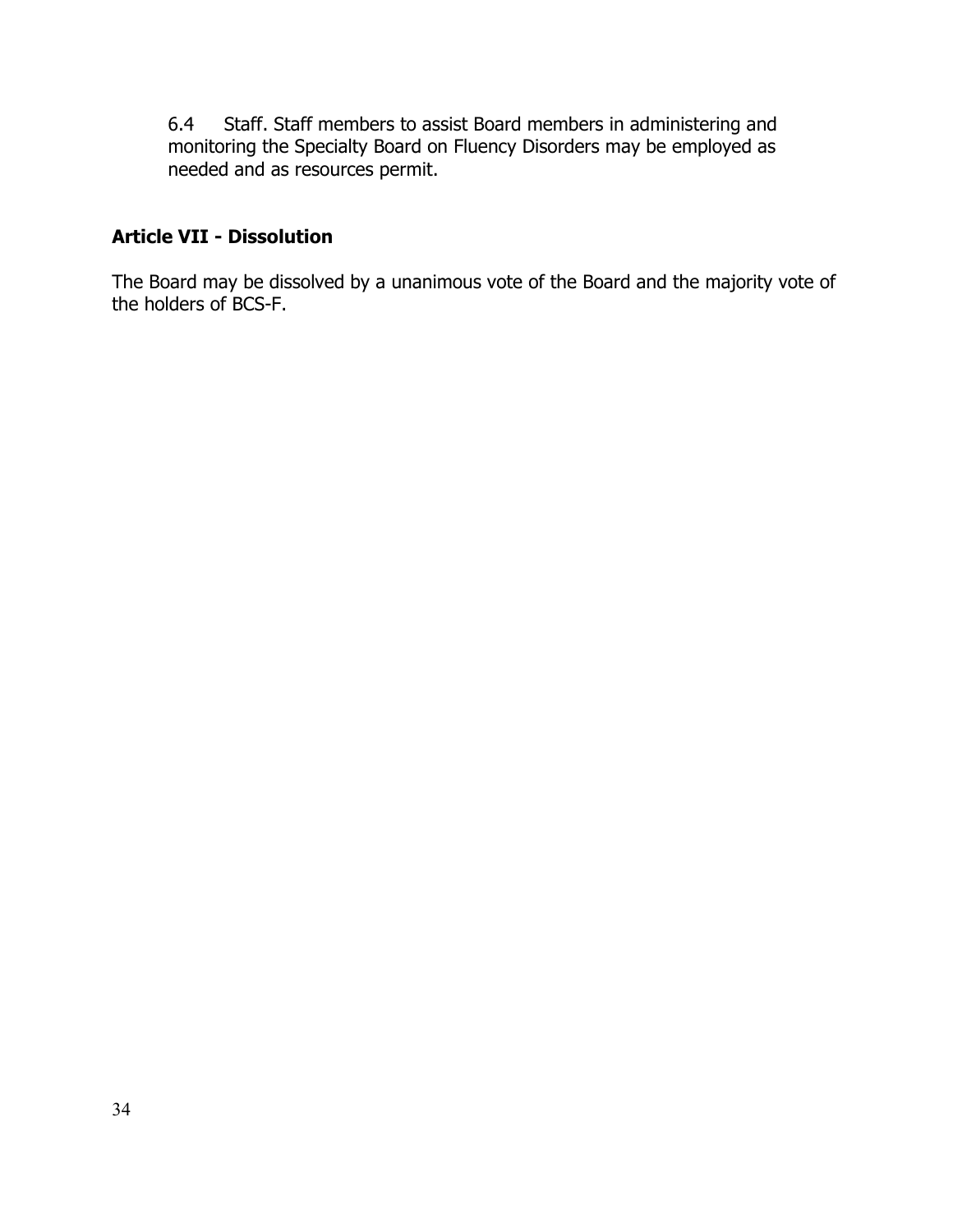6.4 Staff. Staff members to assist Board members in administering and monitoring the Specialty Board on Fluency Disorders may be employed as needed and as resources permit.

## Article VII - Dissolution

The Board may be dissolved by a unanimous vote of the Board and the majority vote of the holders of BCS-F.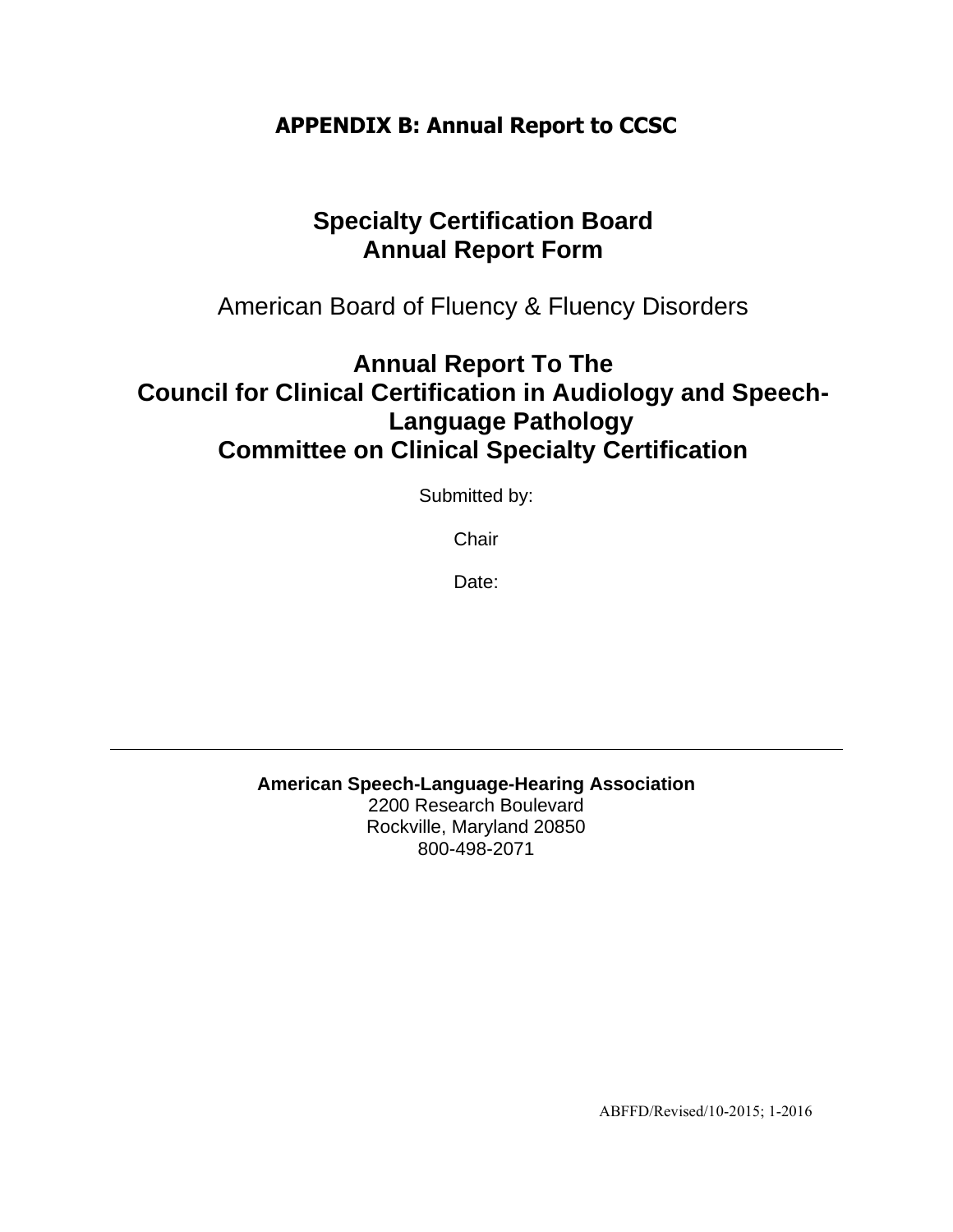# APPENDIX B: Annual Report to CCSC

## Specialty Certification Board
## Annual Report Form

American Board of Fluency & Fluency Disorders

## Annual Report To The
## Council for Clinical Certification in Audiology and Speech-Language Pathology
## Committee on Clinical Specialty Certification

Submitted by:

Chair

Date:

---

**American Speech-Language-Hearing Association**
2200 Research Boulevard
Rockville, Maryland 20850
800-498-2071

ABFFD/Revised/10-2015; 1-2016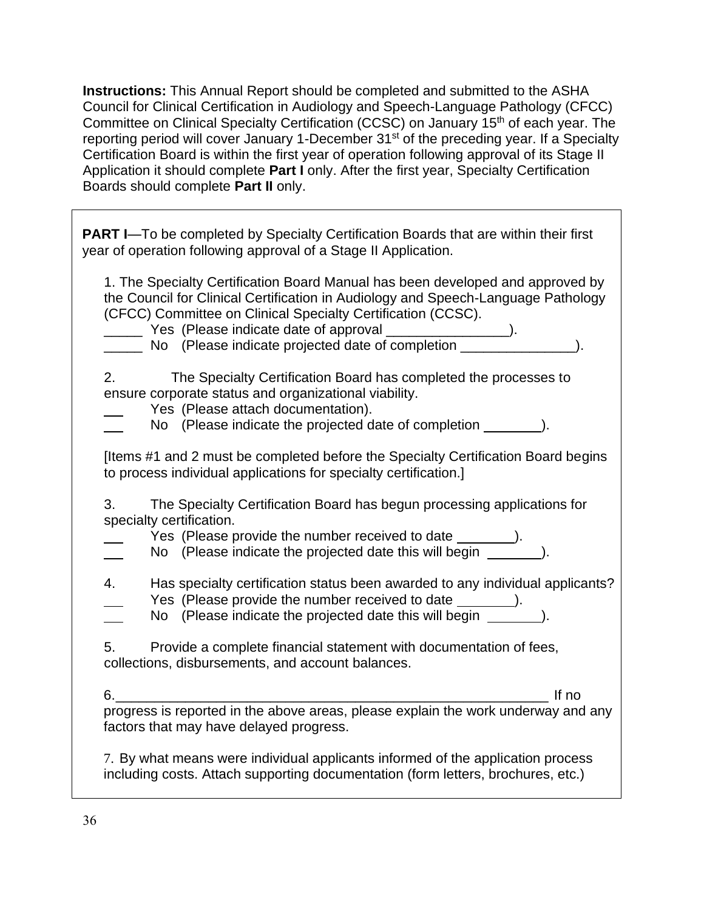**Instructions:** This Annual Report should be completed and submitted to the ASHA Council for Clinical Certification in Audiology and Speech-Language Pathology (CFCC) Committee on Clinical Specialty Certification (CCSC) on January 15th of each year. The reporting period will cover January 1-December 31st of the preceding year. If a Specialty Certification Board is within the first year of operation following approval of its Stage II Application it should complete **Part I** only. After the first year, Specialty Certification Boards should complete **Part II** only.

**PART I**—To be completed by Specialty Certification Boards that are within their first year of operation following approval of a Stage II Application.

1. The Specialty Certification Board Manual has been developed and approved by the Council for Clinical Certification in Audiology and Speech-Language Pathology (CFCC) Committee on Clinical Specialty Certification (CCSC).
   _____ Yes (Please indicate date of approval ________________).
   _____ No (Please indicate projected date of completion _______________).

2. The Specialty Certification Board has completed the processes to ensure corporate status and organizational viability.
   ___ Yes (Please attach documentation).
   ___ No (Please indicate the projected date of completion ________).

[Items #1 and 2 must be completed before the Specialty Certification Board begins to process individual applications for specialty certification.]

3. The Specialty Certification Board has begun processing applications for specialty certification.
   ___ Yes (Please provide the number received to date ________).
   ___ No (Please indicate the projected date this will begin ________).

4. Has specialty certification status been awarded to any individual applicants?
   ___ Yes (Please provide the number received to date ________).
   ___ No (Please indicate the projected date this will begin ________).

5. Provide a complete financial statement with documentation of fees, collections, disbursements, and account balances.

6.____________________________________________________________ If no progress is reported in the above areas, please explain the work underway and any factors that may have delayed progress.

7. By what means were individual applicants informed of the application process including costs. Attach supporting documentation (form letters, brochures, etc.)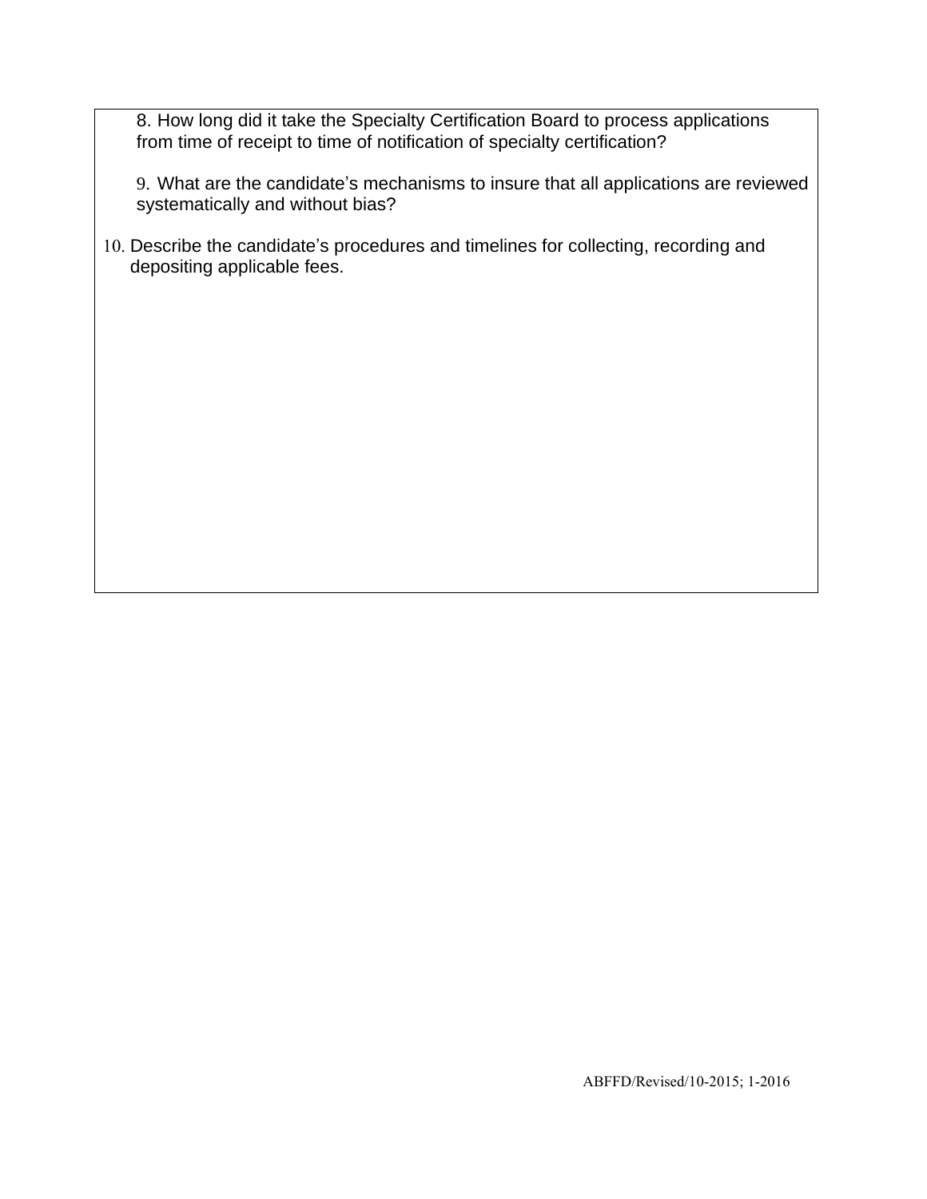8. How long did it take the Specialty Certification Board to process applications from time of receipt to time of notification of specialty certification?

9. What are the candidate's mechanisms to insure that all applications are reviewed systematically and without bias?

10. Describe the candidate's procedures and timelines for collecting, recording and depositing applicable fees.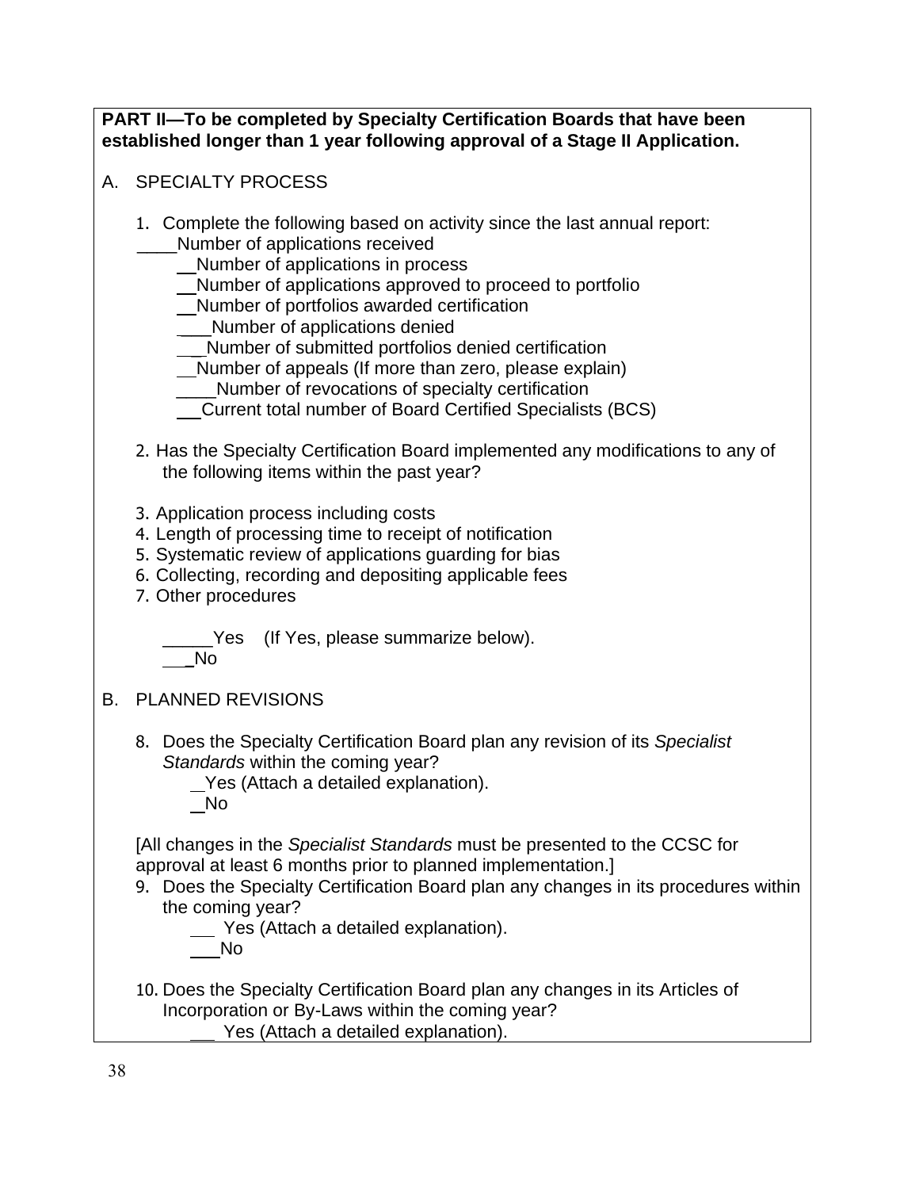**PART II—To be completed by Specialty Certification Boards that have been established longer than 1 year following approval of a Stage II Application.**

A. SPECIALTY PROCESS

1. Complete the following based on activity since the last annual report:
   ____Number of applications received
   __Number of applications in process
   __Number of applications approved to proceed to portfolio
   __Number of portfolios awarded certification
   ___Number of applications denied
   ___Number of submitted portfolios denied certification
   __Number of appeals (If more than zero, please explain)
   ____Number of revocations of specialty certification
   __Current total number of Board Certified Specialists (BCS)

2. Has the Specialty Certification Board implemented any modifications to any of the following items within the past year?

3. Application process including costs
4. Length of processing time to receipt of notification
5. Systematic review of applications guarding for bias
6. Collecting, recording and depositing applicable fees
7. Other procedures

   _____Yes (If Yes, please summarize below).
   ___No

B. PLANNED REVISIONS

8. Does the Specialty Certification Board plan any revision of its *Specialist Standards* within the coming year?
   __Yes (Attach a detailed explanation).
   __No

[All changes in the *Specialist Standards* must be presented to the CCSC for approval at least 6 months prior to planned implementation.]

9. Does the Specialty Certification Board plan any changes in its procedures within the coming year?
   ___ Yes (Attach a detailed explanation).
   ___No

10. Does the Specialty Certification Board plan any changes in its Articles of Incorporation or By-Laws within the coming year?
    ___ Yes (Attach a detailed explanation).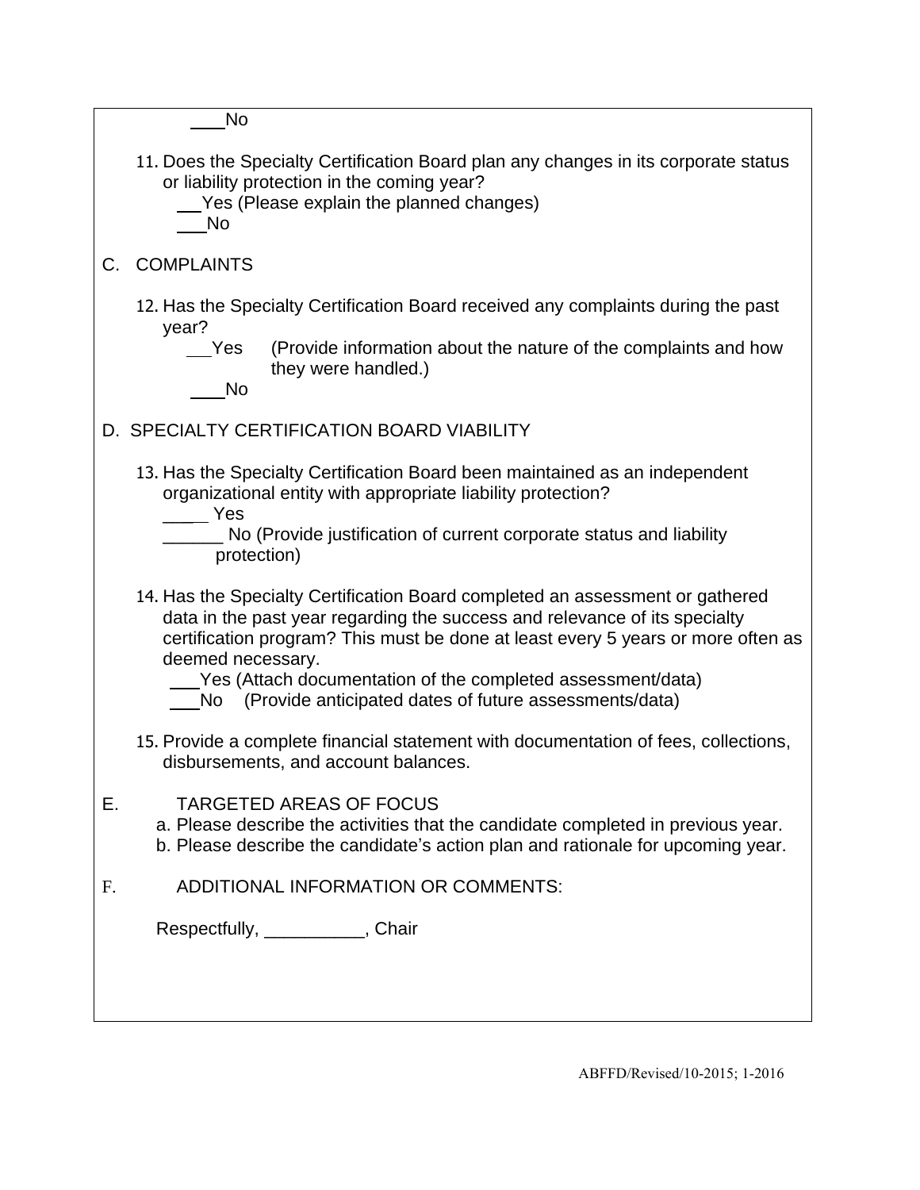___No

11. Does the Specialty Certification Board plan any changes in its corporate status or liability protection in the coming year?
    __Yes (Please explain the planned changes)
    ___No

C. COMPLAINTS

12. Has the Specialty Certification Board received any complaints during the past year?
    __Yes (Provide information about the nature of the complaints and how they were handled.)
    ___No

D. SPECIALTY CERTIFICATION BOARD VIABILITY

13. Has the Specialty Certification Board been maintained as an independent organizational entity with appropriate liability protection?
    ____ Yes
    ______ No (Provide justification of current corporate status and liability protection)

14. Has the Specialty Certification Board completed an assessment or gathered data in the past year regarding the success and relevance of its specialty certification program? This must be done at least every 5 years or more often as deemed necessary.
    ___Yes (Attach documentation of the completed assessment/data)
    ___No (Provide anticipated dates of future assessments/data)

15. Provide a complete financial statement with documentation of fees, collections, disbursements, and account balances.

E. TARGETED AREAS OF FOCUS

a. Please describe the activities that the candidate completed in previous year.
b. Please describe the candidate's action plan and rationale for upcoming year.

F. ADDITIONAL INFORMATION OR COMMENTS:

Respectfully, __________, Chair

ABFFD/Revised/10-2015; 1-2016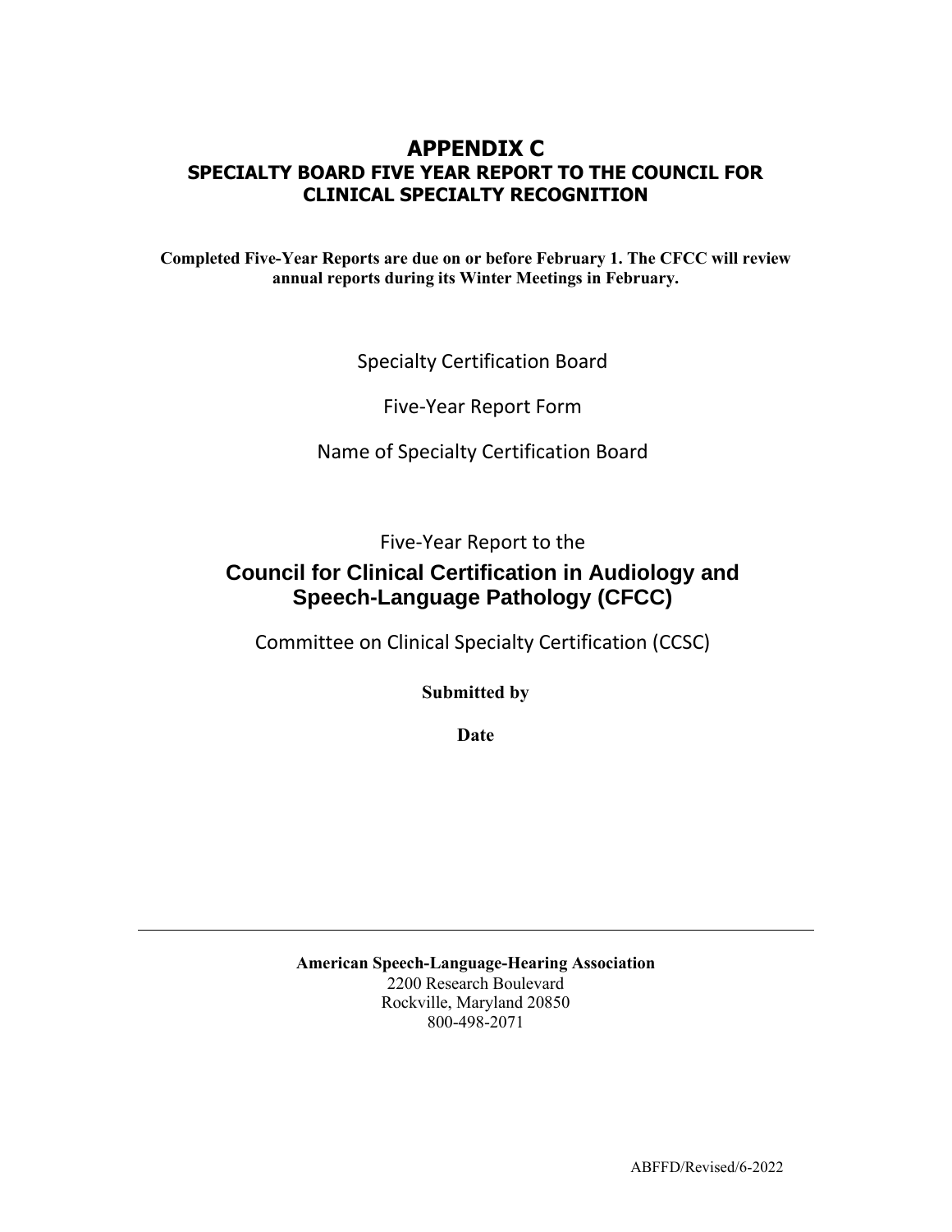# APPENDIX C

## SPECIALTY BOARD FIVE YEAR REPORT TO THE COUNCIL FOR CLINICAL SPECIALTY RECOGNITION

**Completed Five-Year Reports are due on or before February 1. The CFCC will review annual reports during its Winter Meetings in February.**

Specialty Certification Board

Five-Year Report Form

Name of Specialty Certification Board

Five-Year Report to the

**Council for Clinical Certification in Audiology and Speech-Language Pathology (CFCC)**

Committee on Clinical Specialty Certification (CCSC)

**Submitted by**

**Date**

---

**American Speech-Language-Hearing Association**
2200 Research Boulevard
Rockville, Maryland 20850
800-498-2071

ABFFD/Revised/6-2022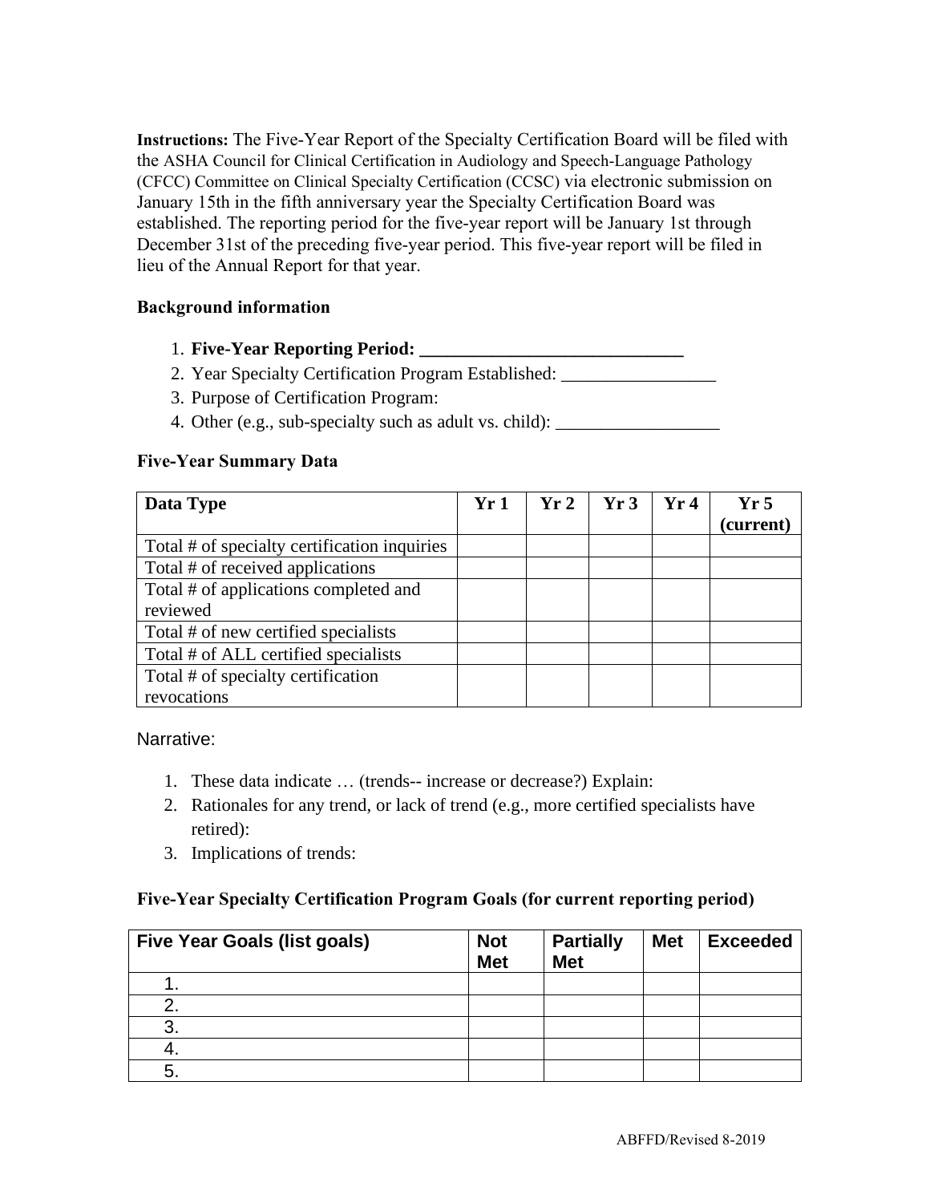**Instructions:** The Five-Year Report of the Specialty Certification Board will be filed with the ASHA Council for Clinical Certification in Audiology and Speech-Language Pathology (CFCC) Committee on Clinical Specialty Certification (CCSC) via electronic submission on January 15th in the fifth anniversary year the Specialty Certification Board was established. The reporting period for the five-year report will be January 1st through December 31st of the preceding five-year period. This five-year report will be filed in lieu of the Annual Report for that year.

**Background information**

1. **Five-Year Reporting Period: ____________________________**
2. Year Specialty Certification Program Established: _________________
3. Purpose of Certification Program:
4. Other (e.g., sub-specialty such as adult vs. child): __________________

**Five-Year Summary Data**

| Data Type | Yr 1 | Yr 2 | Yr 3 | Yr 4 | Yr 5 (current) |
|---|---|---|---|---|---|
| Total # of specialty certification inquiries | | | | | |
| Total # of received applications | | | | | |
| Total # of applications completed and reviewed | | | | | |
| Total # of new certified specialists | | | | | |
| Total # of ALL certified specialists | | | | | |
| Total # of specialty certification revocations | | | | | |

Narrative:

1. These data indicate … (trends-- increase or decrease?) Explain:
2. Rationales for any trend, or lack of trend (e.g., more certified specialists have retired):
3. Implications of trends:

**Five-Year Specialty Certification Program Goals (for current reporting period)**

| Five Year Goals (list goals) | Not Met | Partially Met | Met | Exceeded |
|---|---|---|---|---|
| 1. | | | | |
| 2. | | | | |
| 3. | | | | |
| 4. | | | | |
| 5. | | | | |

ABFFD/Revised 8-2019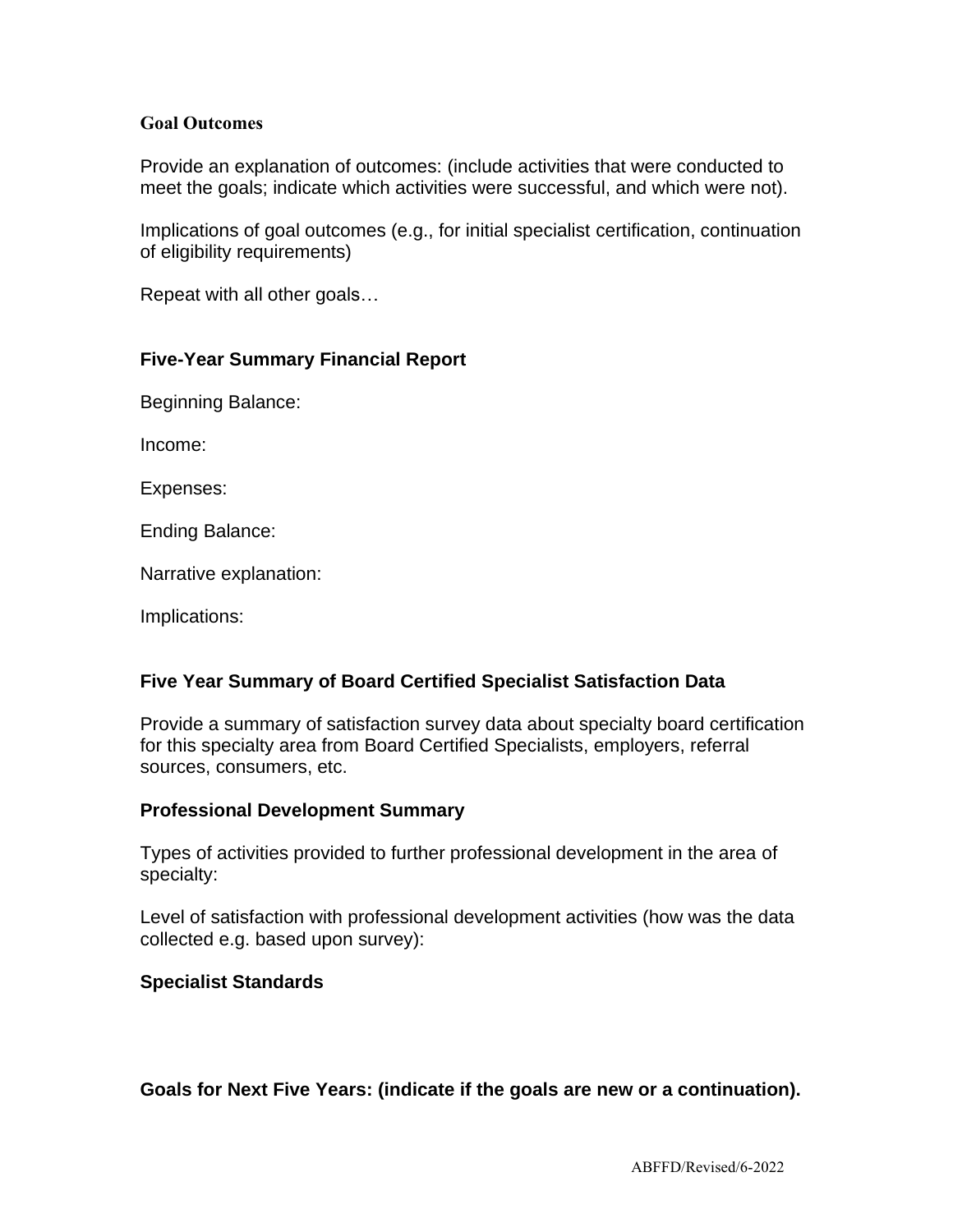**Goal Outcomes**

Provide an explanation of outcomes: (include activities that were conducted to meet the goals; indicate which activities were successful, and which were not).

Implications of goal outcomes (e.g., for initial specialist certification, continuation of eligibility requirements)

Repeat with all other goals…

**Five-Year Summary Financial Report**

Beginning Balance:

Income:

Expenses:

Ending Balance:

Narrative explanation:

Implications:

**Five Year Summary of Board Certified Specialist Satisfaction Data**

Provide a summary of satisfaction survey data about specialty board certification for this specialty area from Board Certified Specialists, employers, referral sources, consumers, etc.

**Professional Development Summary**

Types of activities provided to further professional development in the area of specialty:

Level of satisfaction with professional development activities (how was the data collected e.g. based upon survey):

**Specialist Standards**

**Goals for Next Five Years: (indicate if the goals are new or a continuation).**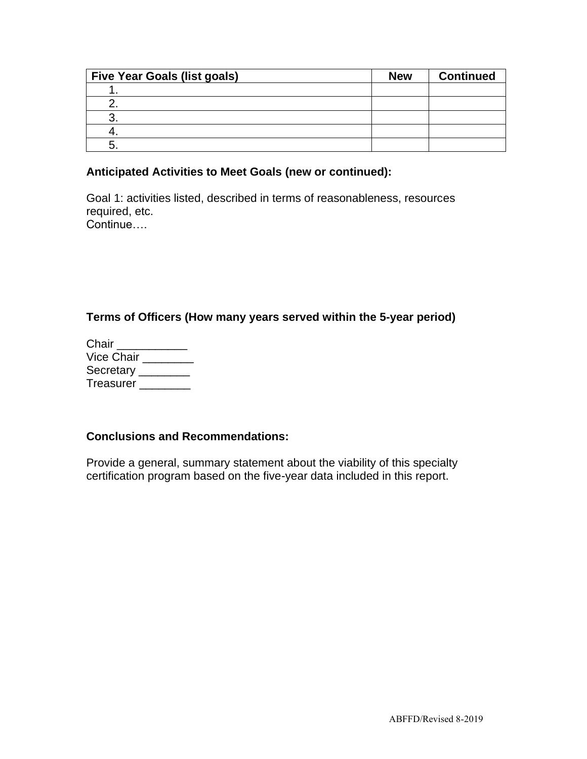| Five Year Goals (list goals) | New | Continued |
|---|---|---|
| 1. | | |
| 2. | | |
| 3. | | |
| 4. | | |
| 5. | | |

**Anticipated Activities to Meet Goals (new or continued):**

Goal 1: activities listed, described in terms of reasonableness, resources required, etc.
Continue….

**Terms of Officers (How many years served within the 5-year period)**

Chair ___________
Vice Chair ________
Secretary ________
Treasurer ________

**Conclusions and Recommendations:**

Provide a general, summary statement about the viability of this specialty certification program based on the five-year data included in this report.

ABFFD/Revised 8-2019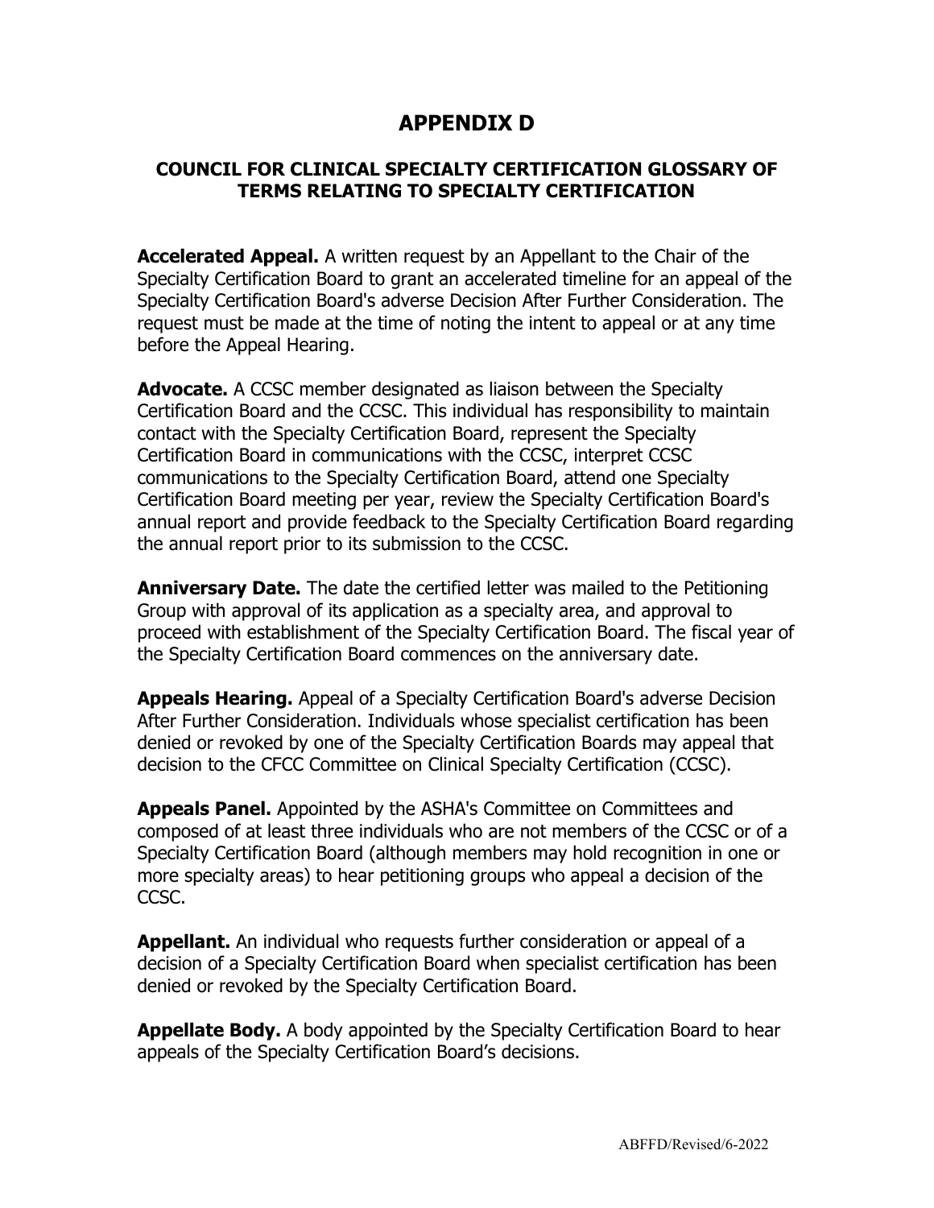# APPENDIX D

## COUNCIL FOR CLINICAL SPECIALTY CERTIFICATION GLOSSARY OF TERMS RELATING TO SPECIALTY CERTIFICATION

**Accelerated Appeal.** A written request by an Appellant to the Chair of the Specialty Certification Board to grant an accelerated timeline for an appeal of the Specialty Certification Board's adverse Decision After Further Consideration. The request must be made at the time of noting the intent to appeal or at any time before the Appeal Hearing.

**Advocate.** A CCSC member designated as liaison between the Specialty Certification Board and the CCSC. This individual has responsibility to maintain contact with the Specialty Certification Board, represent the Specialty Certification Board in communications with the CCSC, interpret CCSC communications to the Specialty Certification Board, attend one Specialty Certification Board meeting per year, review the Specialty Certification Board's annual report and provide feedback to the Specialty Certification Board regarding the annual report prior to its submission to the CCSC.

**Anniversary Date.** The date the certified letter was mailed to the Petitioning Group with approval of its application as a specialty area, and approval to proceed with establishment of the Specialty Certification Board. The fiscal year of the Specialty Certification Board commences on the anniversary date.

**Appeals Hearing.** Appeal of a Specialty Certification Board's adverse Decision After Further Consideration. Individuals whose specialist certification has been denied or revoked by one of the Specialty Certification Boards may appeal that decision to the CFCC Committee on Clinical Specialty Certification (CCSC).

**Appeals Panel.** Appointed by the ASHA's Committee on Committees and composed of at least three individuals who are not members of the CCSC or of a Specialty Certification Board (although members may hold recognition in one or more specialty areas) to hear petitioning groups who appeal a decision of the CCSC.

**Appellant.** An individual who requests further consideration or appeal of a decision of a Specialty Certification Board when specialist certification has been denied or revoked by the Specialty Certification Board.

**Appellate Body.** A body appointed by the Specialty Certification Board to hear appeals of the Specialty Certification Board's decisions.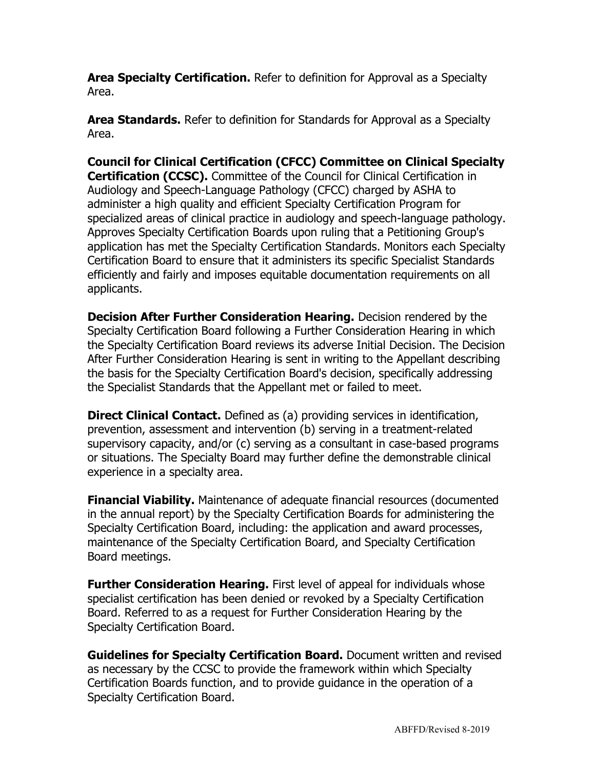**Area Specialty Certification.** Refer to definition for Approval as a Specialty Area.

**Area Standards.** Refer to definition for Standards for Approval as a Specialty Area.

**Council for Clinical Certification (CFCC) Committee on Clinical Specialty Certification (CCSC).** Committee of the Council for Clinical Certification in Audiology and Speech-Language Pathology (CFCC) charged by ASHA to administer a high quality and efficient Specialty Certification Program for specialized areas of clinical practice in audiology and speech-language pathology. Approves Specialty Certification Boards upon ruling that a Petitioning Group's application has met the Specialty Certification Standards. Monitors each Specialty Certification Board to ensure that it administers its specific Specialist Standards efficiently and fairly and imposes equitable documentation requirements on all applicants.

**Decision After Further Consideration Hearing.** Decision rendered by the Specialty Certification Board following a Further Consideration Hearing in which the Specialty Certification Board reviews its adverse Initial Decision. The Decision After Further Consideration Hearing is sent in writing to the Appellant describing the basis for the Specialty Certification Board's decision, specifically addressing the Specialist Standards that the Appellant met or failed to meet.

**Direct Clinical Contact.** Defined as (a) providing services in identification, prevention, assessment and intervention (b) serving in a treatment-related supervisory capacity, and/or (c) serving as a consultant in case-based programs or situations. The Specialty Board may further define the demonstrable clinical experience in a specialty area.

**Financial Viability.** Maintenance of adequate financial resources (documented in the annual report) by the Specialty Certification Boards for administering the Specialty Certification Board, including: the application and award processes, maintenance of the Specialty Certification Board, and Specialty Certification Board meetings.

**Further Consideration Hearing.** First level of appeal for individuals whose specialist certification has been denied or revoked by a Specialty Certification Board. Referred to as a request for Further Consideration Hearing by the Specialty Certification Board.

**Guidelines for Specialty Certification Board.** Document written and revised as necessary by the CCSC to provide the framework within which Specialty Certification Boards function, and to provide guidance in the operation of a Specialty Certification Board.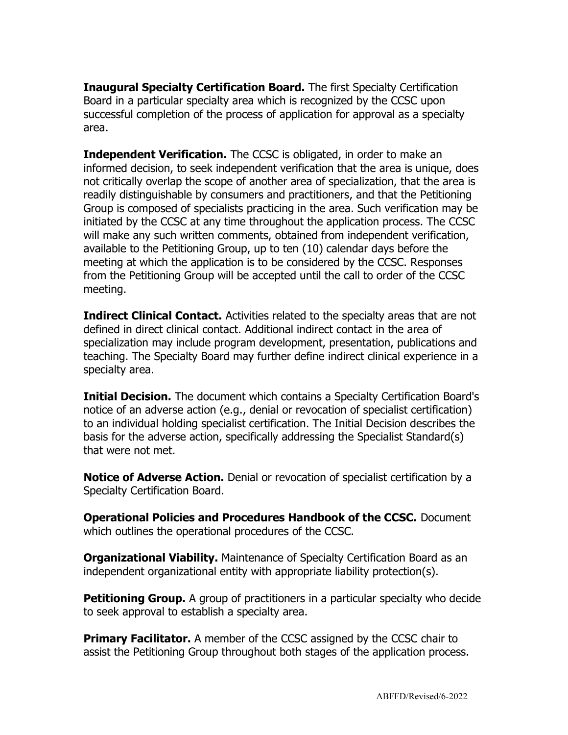**Inaugural Specialty Certification Board.** The first Specialty Certification Board in a particular specialty area which is recognized by the CCSC upon successful completion of the process of application for approval as a specialty area.

**Independent Verification.** The CCSC is obligated, in order to make an informed decision, to seek independent verification that the area is unique, does not critically overlap the scope of another area of specialization, that the area is readily distinguishable by consumers and practitioners, and that the Petitioning Group is composed of specialists practicing in the area. Such verification may be initiated by the CCSC at any time throughout the application process. The CCSC will make any such written comments, obtained from independent verification, available to the Petitioning Group, up to ten (10) calendar days before the meeting at which the application is to be considered by the CCSC. Responses from the Petitioning Group will be accepted until the call to order of the CCSC meeting.

**Indirect Clinical Contact.** Activities related to the specialty areas that are not defined in direct clinical contact. Additional indirect contact in the area of specialization may include program development, presentation, publications and teaching. The Specialty Board may further define indirect clinical experience in a specialty area.

**Initial Decision.** The document which contains a Specialty Certification Board's notice of an adverse action (e.g., denial or revocation of specialist certification) to an individual holding specialist certification. The Initial Decision describes the basis for the adverse action, specifically addressing the Specialist Standard(s) that were not met.

**Notice of Adverse Action.** Denial or revocation of specialist certification by a Specialty Certification Board.

**Operational Policies and Procedures Handbook of the CCSC.** Document which outlines the operational procedures of the CCSC.

**Organizational Viability.** Maintenance of Specialty Certification Board as an independent organizational entity with appropriate liability protection(s).

**Petitioning Group.** A group of practitioners in a particular specialty who decide to seek approval to establish a specialty area.

**Primary Facilitator.** A member of the CCSC assigned by the CCSC chair to assist the Petitioning Group throughout both stages of the application process.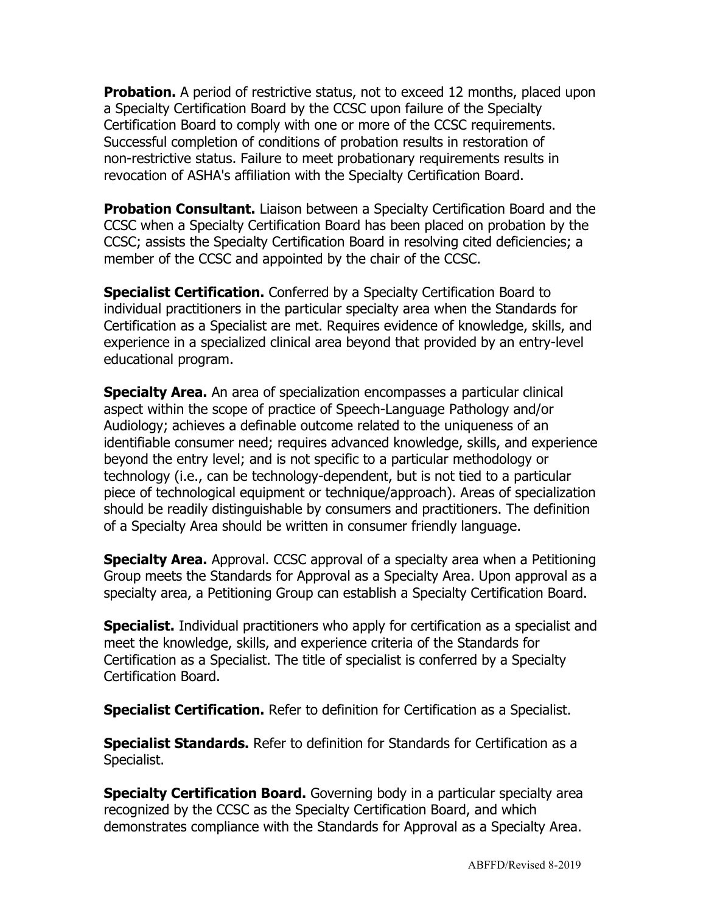**Probation.** A period of restrictive status, not to exceed 12 months, placed upon a Specialty Certification Board by the CCSC upon failure of the Specialty Certification Board to comply with one or more of the CCSC requirements. Successful completion of conditions of probation results in restoration of non-restrictive status. Failure to meet probationary requirements results in revocation of ASHA's affiliation with the Specialty Certification Board.

**Probation Consultant.** Liaison between a Specialty Certification Board and the CCSC when a Specialty Certification Board has been placed on probation by the CCSC; assists the Specialty Certification Board in resolving cited deficiencies; a member of the CCSC and appointed by the chair of the CCSC.

**Specialist Certification.** Conferred by a Specialty Certification Board to individual practitioners in the particular specialty area when the Standards for Certification as a Specialist are met. Requires evidence of knowledge, skills, and experience in a specialized clinical area beyond that provided by an entry-level educational program.

**Specialty Area.** An area of specialization encompasses a particular clinical aspect within the scope of practice of Speech-Language Pathology and/or Audiology; achieves a definable outcome related to the uniqueness of an identifiable consumer need; requires advanced knowledge, skills, and experience beyond the entry level; and is not specific to a particular methodology or technology (i.e., can be technology-dependent, but is not tied to a particular piece of technological equipment or technique/approach). Areas of specialization should be readily distinguishable by consumers and practitioners. The definition of a Specialty Area should be written in consumer friendly language.

**Specialty Area.** Approval. CCSC approval of a specialty area when a Petitioning Group meets the Standards for Approval as a Specialty Area. Upon approval as a specialty area, a Petitioning Group can establish a Specialty Certification Board.

**Specialist.** Individual practitioners who apply for certification as a specialist and meet the knowledge, skills, and experience criteria of the Standards for Certification as a Specialist. The title of specialist is conferred by a Specialty Certification Board.

**Specialist Certification.** Refer to definition for Certification as a Specialist.

**Specialist Standards.** Refer to definition for Standards for Certification as a Specialist.

**Specialty Certification Board.** Governing body in a particular specialty area recognized by the CCSC as the Specialty Certification Board, and which demonstrates compliance with the Standards for Approval as a Specialty Area.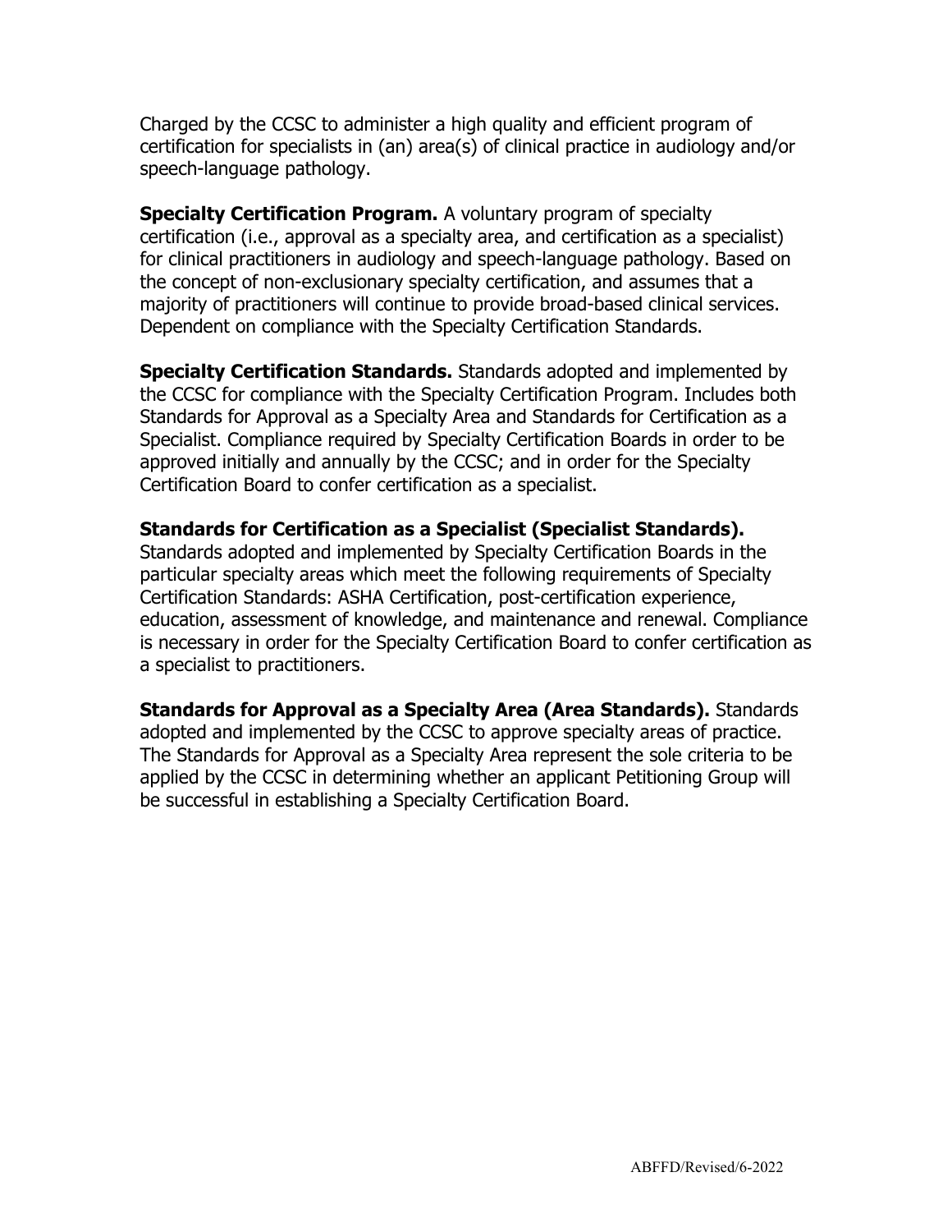Charged by the CCSC to administer a high quality and efficient program of certification for specialists in (an) area(s) of clinical practice in audiology and/or speech-language pathology.

**Specialty Certification Program.** A voluntary program of specialty certification (i.e., approval as a specialty area, and certification as a specialist) for clinical practitioners in audiology and speech-language pathology. Based on the concept of non-exclusionary specialty certification, and assumes that a majority of practitioners will continue to provide broad-based clinical services. Dependent on compliance with the Specialty Certification Standards.

**Specialty Certification Standards.** Standards adopted and implemented by the CCSC for compliance with the Specialty Certification Program. Includes both Standards for Approval as a Specialty Area and Standards for Certification as a Specialist. Compliance required by Specialty Certification Boards in order to be approved initially and annually by the CCSC; and in order for the Specialty Certification Board to confer certification as a specialist.

**Standards for Certification as a Specialist (Specialist Standards).** Standards adopted and implemented by Specialty Certification Boards in the particular specialty areas which meet the following requirements of Specialty Certification Standards: ASHA Certification, post-certification experience, education, assessment of knowledge, and maintenance and renewal. Compliance is necessary in order for the Specialty Certification Board to confer certification as a specialist to practitioners.

**Standards for Approval as a Specialty Area (Area Standards).** Standards adopted and implemented by the CCSC to approve specialty areas of practice. The Standards for Approval as a Specialty Area represent the sole criteria to be applied by the CCSC in determining whether an applicant Petitioning Group will be successful in establishing a Specialty Certification Board.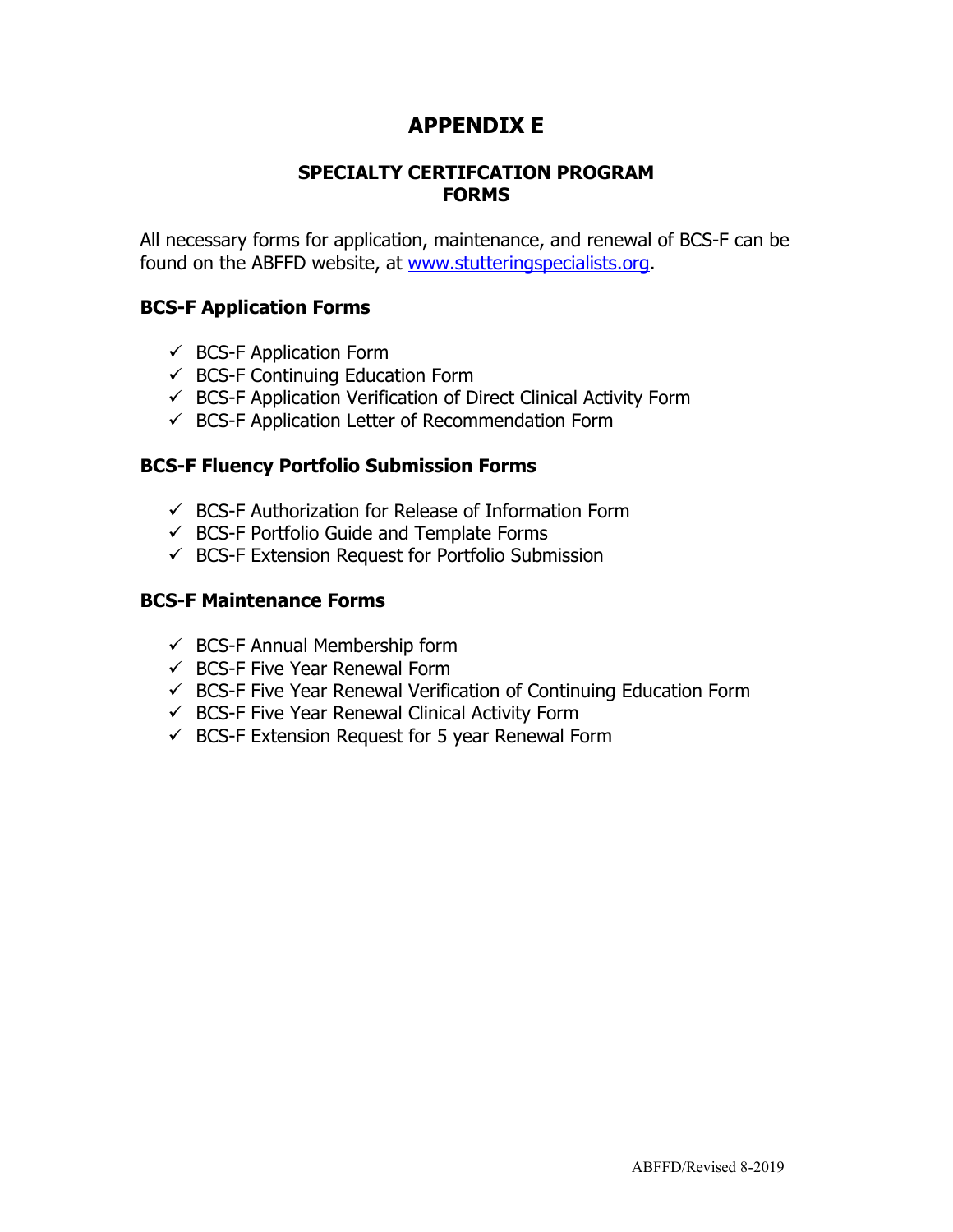# APPENDIX E

## SPECIALTY CERTIFCATION PROGRAM FORMS

All necessary forms for application, maintenance, and renewal of BCS-F can be found on the ABFFD website, at [www.stutteringspecialists.org](http://www.stutteringspecialists.org).

### BCS-F Application Forms

- ✓ BCS-F Application Form
- ✓ BCS-F Continuing Education Form
- ✓ BCS-F Application Verification of Direct Clinical Activity Form
- ✓ BCS-F Application Letter of Recommendation Form

### BCS-F Fluency Portfolio Submission Forms

- ✓ BCS-F Authorization for Release of Information Form
- ✓ BCS-F Portfolio Guide and Template Forms
- ✓ BCS-F Extension Request for Portfolio Submission

### BCS-F Maintenance Forms

- ✓ BCS-F Annual Membership form
- ✓ BCS-F Five Year Renewal Form
- ✓ BCS-F Five Year Renewal Verification of Continuing Education Form
- ✓ BCS-F Five Year Renewal Clinical Activity Form
- ✓ BCS-F Extension Request for 5 year Renewal Form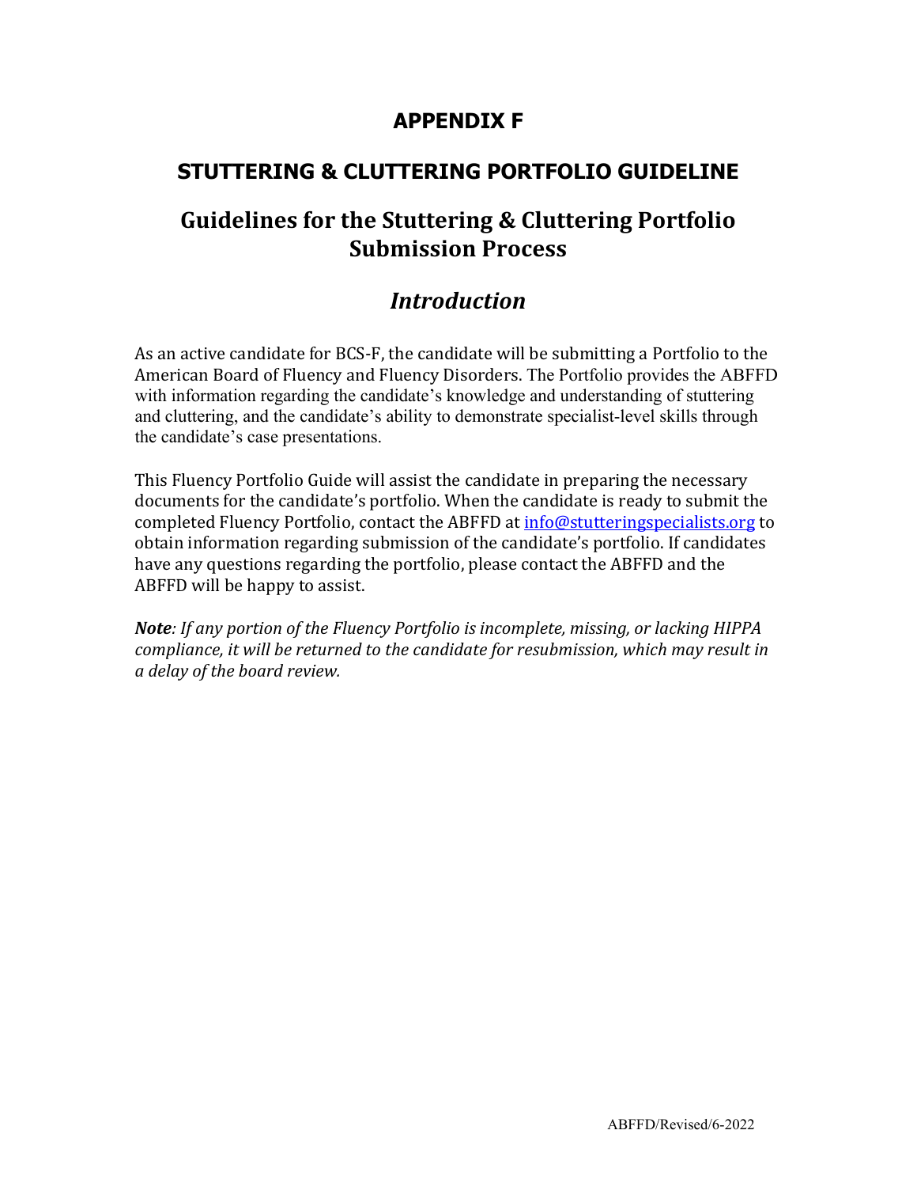# APPENDIX F

## STUTTERING & CLUTTERING PORTFOLIO GUIDELINE

## Guidelines for the Stuttering & Cluttering Portfolio Submission Process

### *Introduction*

As an active candidate for BCS-F, the candidate will be submitting a Portfolio to the American Board of Fluency and Fluency Disorders. The Portfolio provides the ABFFD with information regarding the candidate's knowledge and understanding of stuttering and cluttering, and the candidate's ability to demonstrate specialist-level skills through the candidate's case presentations.

This Fluency Portfolio Guide will assist the candidate in preparing the necessary documents for the candidate's portfolio. When the candidate is ready to submit the completed Fluency Portfolio, contact the ABFFD at info@stutteringspecialists.org to obtain information regarding submission of the candidate's portfolio. If candidates have any questions regarding the portfolio, please contact the ABFFD and the ABFFD will be happy to assist.

***Note**: If any portion of the Fluency Portfolio is incomplete, missing, or lacking HIPPA compliance, it will be returned to the candidate for resubmission, which may result in a delay of the board review.*

ABFFD/Revised/6-2022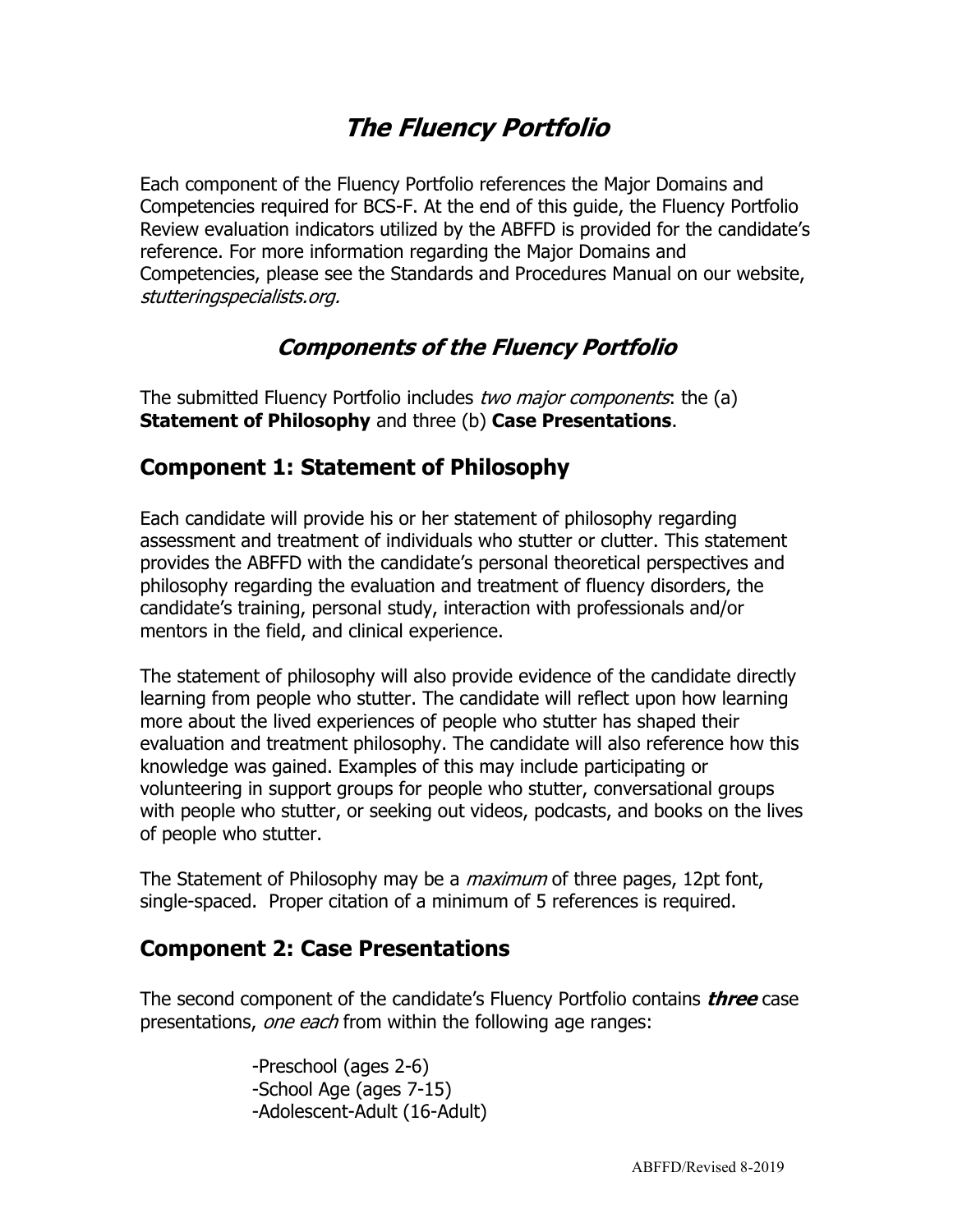# *The Fluency Portfolio*

Each component of the Fluency Portfolio references the Major Domains and Competencies required for BCS-F. At the end of this guide, the Fluency Portfolio Review evaluation indicators utilized by the ABFFD is provided for the candidate's reference. For more information regarding the Major Domains and Competencies, please see the Standards and Procedures Manual on our website, *stutteringspecialists.org.*

## *Components of the Fluency Portfolio*

The submitted Fluency Portfolio includes *two major components*: the (a) **Statement of Philosophy** and three (b) **Case Presentations**.

### Component 1: Statement of Philosophy

Each candidate will provide his or her statement of philosophy regarding assessment and treatment of individuals who stutter or clutter. This statement provides the ABFFD with the candidate's personal theoretical perspectives and philosophy regarding the evaluation and treatment of fluency disorders, the candidate's training, personal study, interaction with professionals and/or mentors in the field, and clinical experience.

The statement of philosophy will also provide evidence of the candidate directly learning from people who stutter. The candidate will reflect upon how learning more about the lived experiences of people who stutter has shaped their evaluation and treatment philosophy. The candidate will also reference how this knowledge was gained. Examples of this may include participating or volunteering in support groups for people who stutter, conversational groups with people who stutter, or seeking out videos, podcasts, and books on the lives of people who stutter.

The Statement of Philosophy may be a *maximum* of three pages, 12pt font, single-spaced. Proper citation of a minimum of 5 references is required.

### Component 2: Case Presentations

The second component of the candidate's Fluency Portfolio contains ***three*** case presentations, *one each* from within the following age ranges:

-Preschool (ages 2-6)
-School Age (ages 7-15)
-Adolescent-Adult (16-Adult)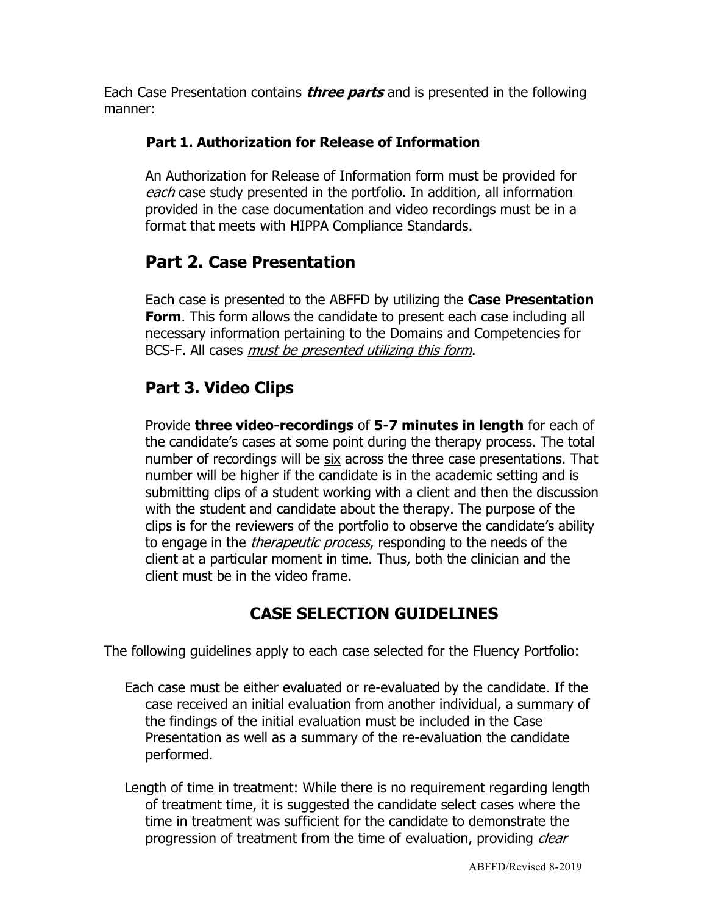Each Case Presentation contains ***three parts*** and is presented in the following manner:

### Part 1. Authorization for Release of Information

An Authorization for Release of Information form must be provided for *each* case study presented in the portfolio. In addition, all information provided in the case documentation and video recordings must be in a format that meets with HIPPA Compliance Standards.

## Part 2. Case Presentation

Each case is presented to the ABFFD by utilizing the **Case Presentation Form**. This form allows the candidate to present each case including all necessary information pertaining to the Domains and Competencies for BCS-F. All cases *must be presented utilizing this form*.

## Part 3. Video Clips

Provide **three video-recordings** of **5-7 minutes in length** for each of the candidate's cases at some point during the therapy process. The total number of recordings will be six across the three case presentations. That number will be higher if the candidate is in the academic setting and is submitting clips of a student working with a client and then the discussion with the student and candidate about the therapy. The purpose of the clips is for the reviewers of the portfolio to observe the candidate's ability to engage in the *therapeutic process*, responding to the needs of the client at a particular moment in time. Thus, both the clinician and the client must be in the video frame.

## CASE SELECTION GUIDELINES

The following guidelines apply to each case selected for the Fluency Portfolio:

Each case must be either evaluated or re-evaluated by the candidate. If the case received an initial evaluation from another individual, a summary of the findings of the initial evaluation must be included in the Case Presentation as well as a summary of the re-evaluation the candidate performed.

Length of time in treatment: While there is no requirement regarding length of treatment time, it is suggested the candidate select cases where the time in treatment was sufficient for the candidate to demonstrate the progression of treatment from the time of evaluation, providing *clear*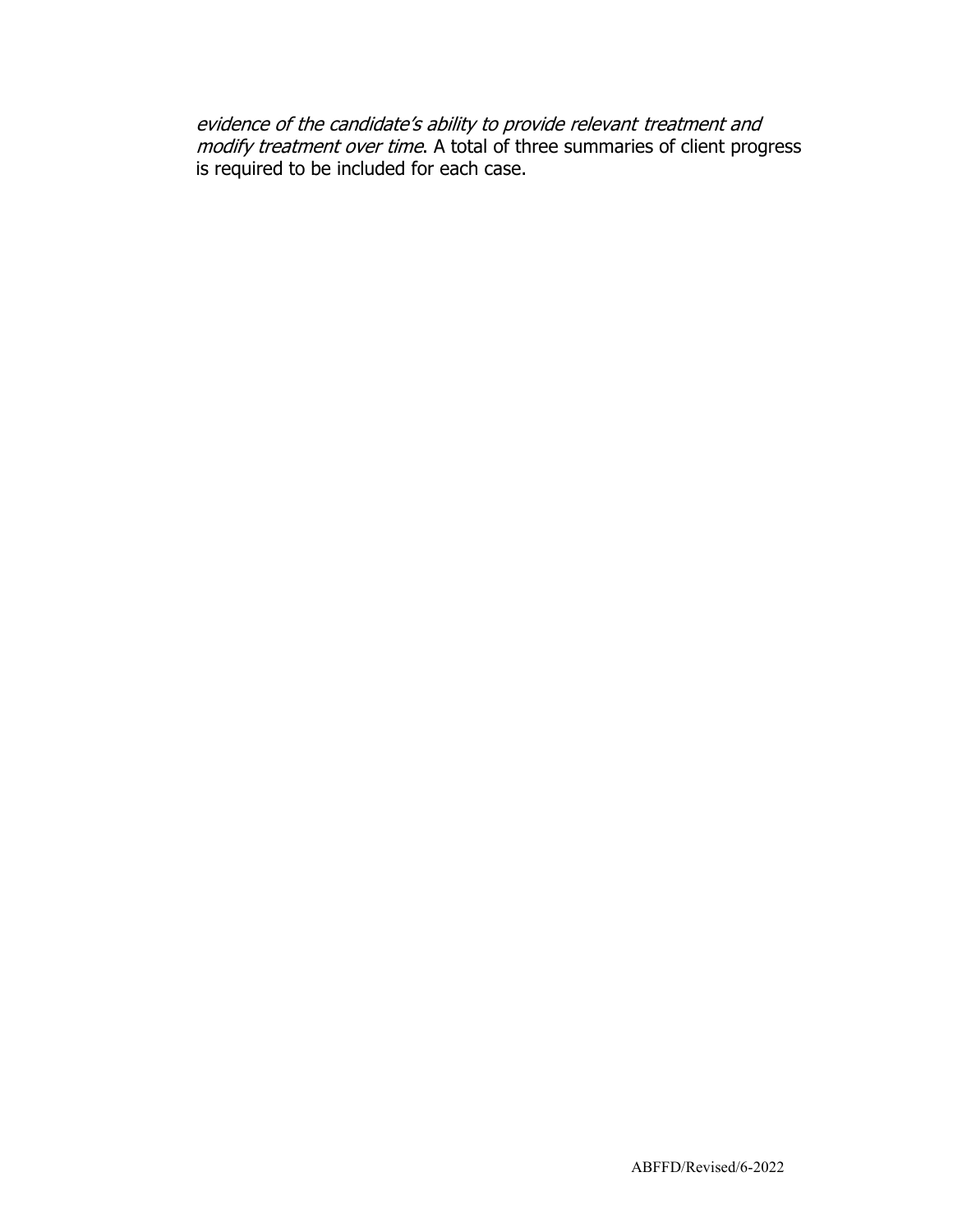*evidence of the candidate's ability to provide relevant treatment and modify treatment over time*. A total of three summaries of client progress is required to be included for each case.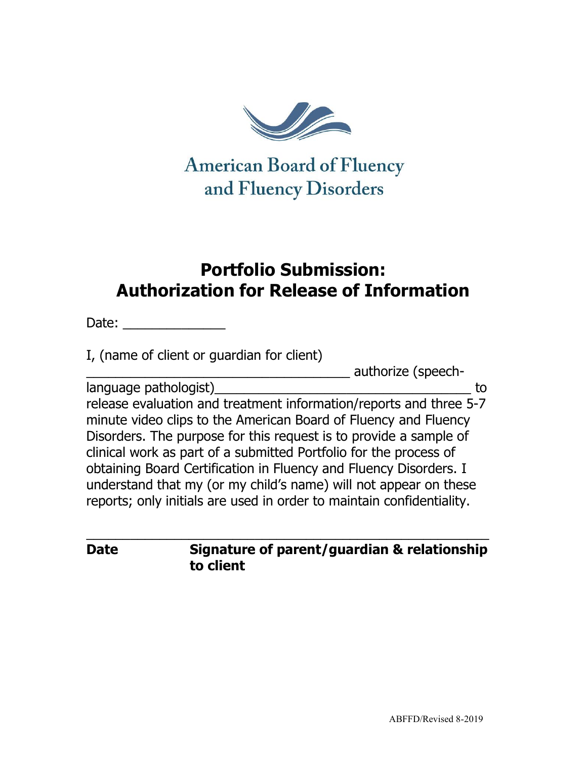American Board of Fluency and Fluency Disorders

# Portfolio Submission: Authorization for Release of Information

Date: ______________

I, (name of client or guardian for client) ____________________________________ authorize (speech-language pathologist)___________________________________ to release evaluation and treatment information/reports and three 5-7 minute video clips to the American Board of Fluency and Fluency Disorders. The purpose for this request is to provide a sample of clinical work as part of a submitted Portfolio for the process of obtaining Board Certification in Fluency and Fluency Disorders. I understand that my (or my child's name) will not appear on these reports; only initials are used in order to maintain confidentiality.

_______________________________________________________

**Date** **Signature of parent/guardian & relationship to client**

ABFFD/Revised 8-2019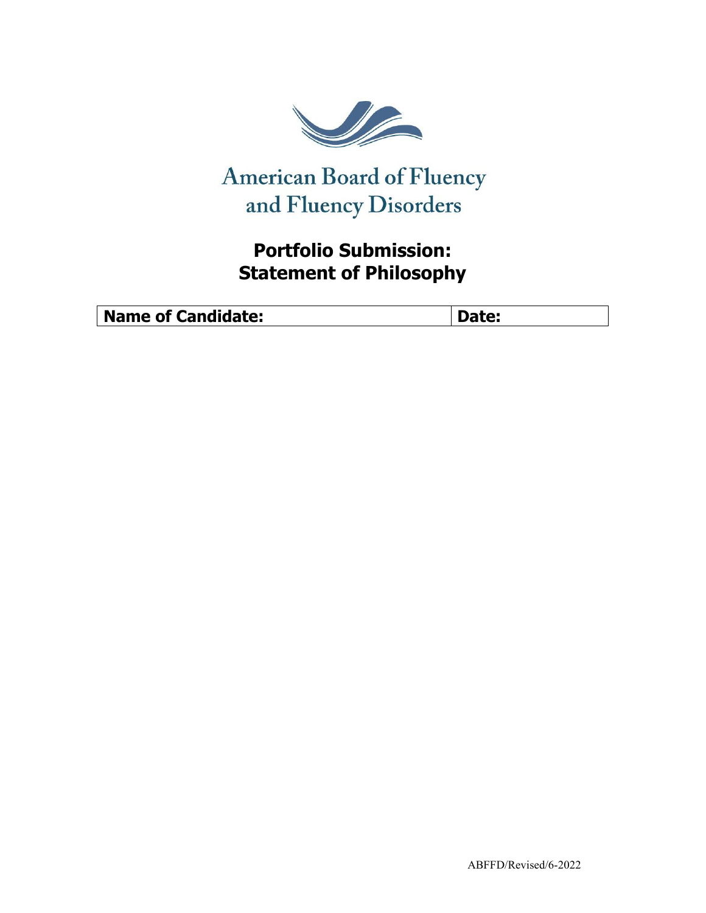American Board of Fluency and Fluency Disorders

# Portfolio Submission: Statement of Philosophy

| Name of Candidate: | Date: |
| --- | --- |

ABFFD/Revised/6-2022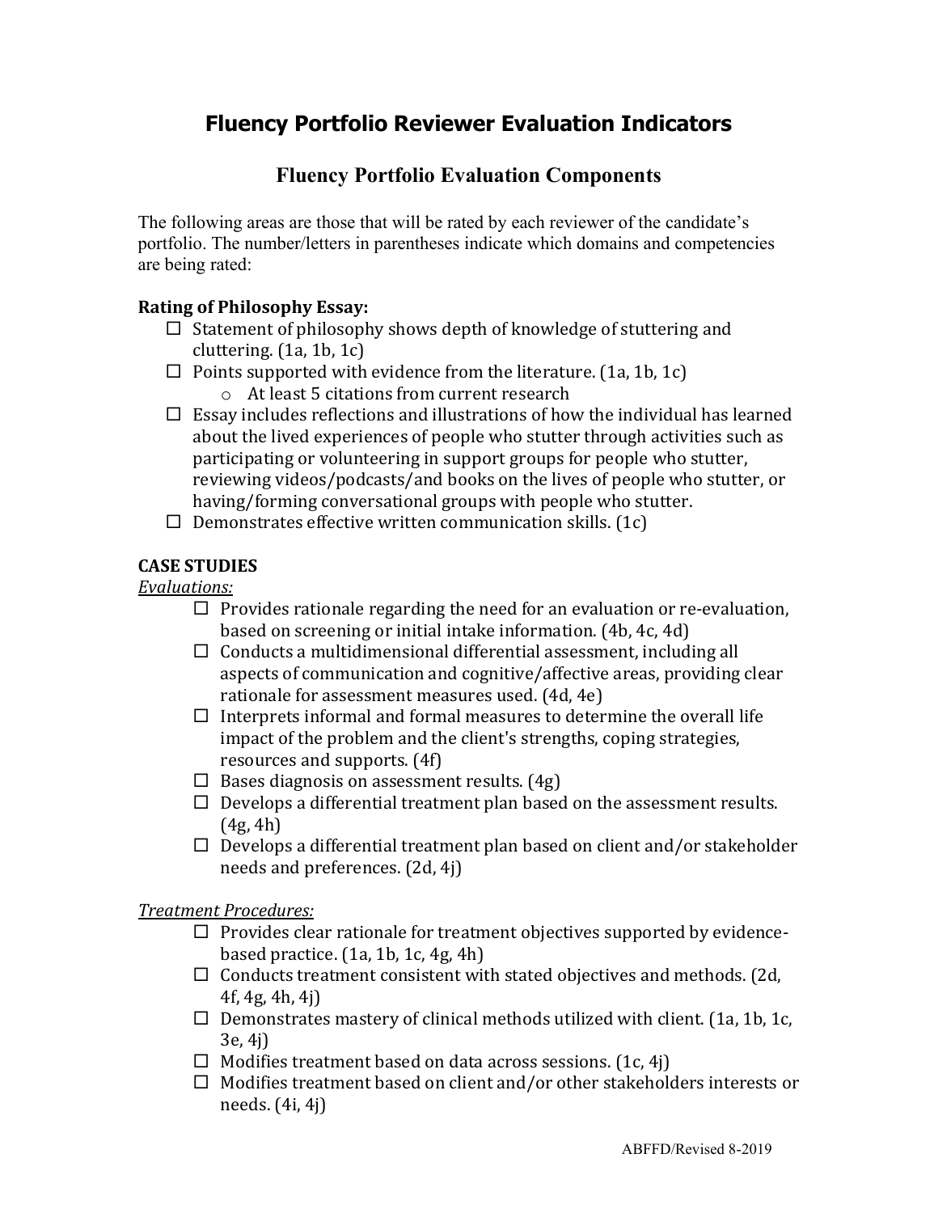# Fluency Portfolio Reviewer Evaluation Indicators

## Fluency Portfolio Evaluation Components

The following areas are those that will be rated by each reviewer of the candidate's portfolio. The number/letters in parentheses indicate which domains and competencies are being rated:

**Rating of Philosophy Essay:**

- ☐ Statement of philosophy shows depth of knowledge of stuttering and cluttering. (1a, 1b, 1c)
- ☐ Points supported with evidence from the literature. (1a, 1b, 1c)
  - At least 5 citations from current research
- ☐ Essay includes reflections and illustrations of how the individual has learned about the lived experiences of people who stutter through activities such as participating or volunteering in support groups for people who stutter, reviewing videos/podcasts/and books on the lives of people who stutter, or having/forming conversational groups with people who stutter.
- ☐ Demonstrates effective written communication skills. (1c)

**CASE STUDIES**

*Evaluations:*

- ☐ Provides rationale regarding the need for an evaluation or re-evaluation, based on screening or initial intake information. (4b, 4c, 4d)
- ☐ Conducts a multidimensional differential assessment, including all aspects of communication and cognitive/affective areas, providing clear rationale for assessment measures used. (4d, 4e)
- ☐ Interprets informal and formal measures to determine the overall life impact of the problem and the client's strengths, coping strategies, resources and supports. (4f)
- ☐ Bases diagnosis on assessment results. (4g)
- ☐ Develops a differential treatment plan based on the assessment results. (4g, 4h)
- ☐ Develops a differential treatment plan based on client and/or stakeholder needs and preferences. (2d, 4j)

*Treatment Procedures:*

- ☐ Provides clear rationale for treatment objectives supported by evidence-based practice. (1a, 1b, 1c, 4g, 4h)
- ☐ Conducts treatment consistent with stated objectives and methods. (2d, 4f, 4g, 4h, 4j)
- ☐ Demonstrates mastery of clinical methods utilized with client. (1a, 1b, 1c, 3e, 4j)
- ☐ Modifies treatment based on data across sessions. (1c, 4j)
- ☐ Modifies treatment based on client and/or other stakeholders interests or needs. (4i, 4j)

ABFFD/Revised 8-2019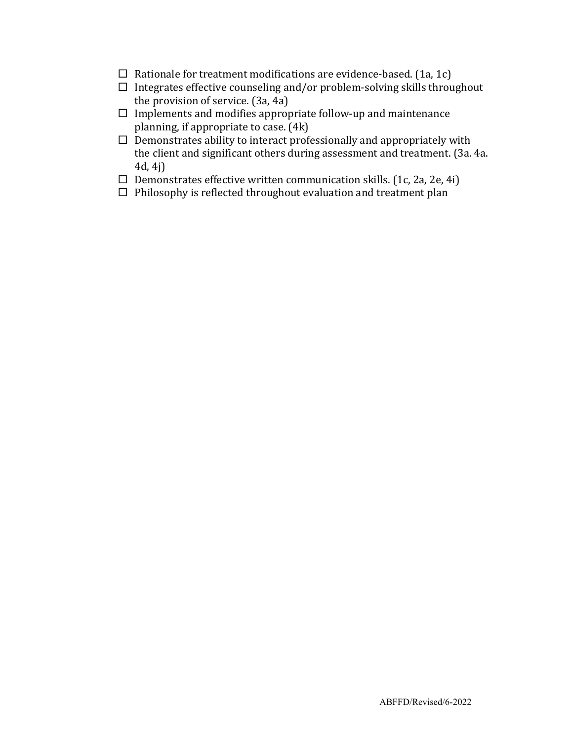- ☐ Rationale for treatment modifications are evidence-based. (1a, 1c)
- ☐ Integrates effective counseling and/or problem-solving skills throughout the provision of service. (3a, 4a)
- ☐ Implements and modifies appropriate follow-up and maintenance planning, if appropriate to case. (4k)
- ☐ Demonstrates ability to interact professionally and appropriately with the client and significant others during assessment and treatment. (3a. 4a. 4d, 4j)
- ☐ Demonstrates effective written communication skills. (1c, 2a, 2e, 4i)
- ☐ Philosophy is reflected throughout evaluation and treatment plan

ABFFD/Revised/6-2022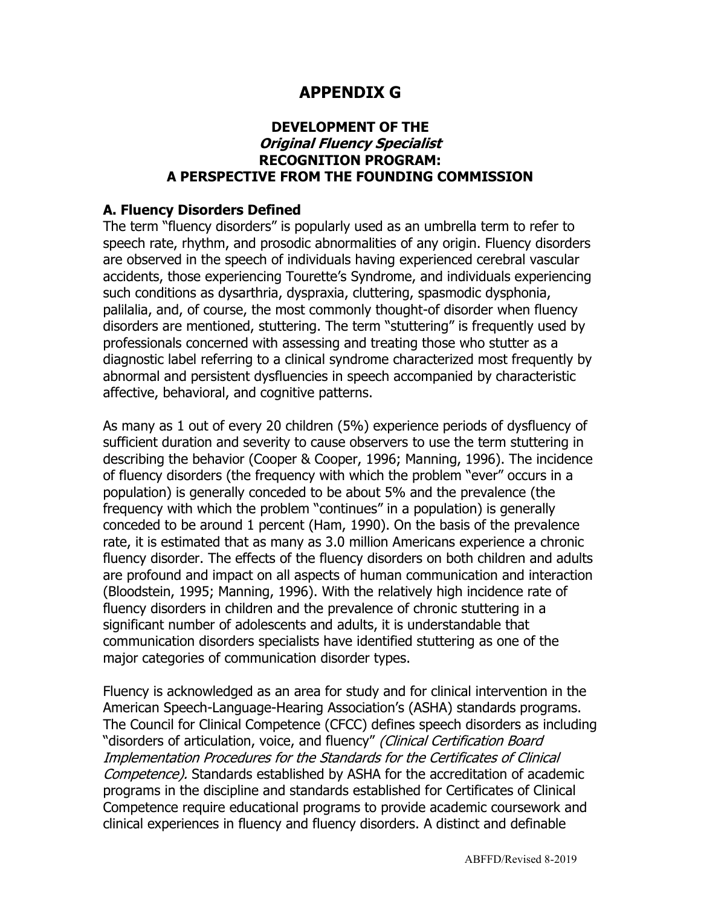# APPENDIX G

## DEVELOPMENT OF THE *Original Fluency Specialist* RECOGNITION PROGRAM: A PERSPECTIVE FROM THE FOUNDING COMMISSION

### A. Fluency Disorders Defined

The term "fluency disorders" is popularly used as an umbrella term to refer to speech rate, rhythm, and prosodic abnormalities of any origin. Fluency disorders are observed in the speech of individuals having experienced cerebral vascular accidents, those experiencing Tourette's Syndrome, and individuals experiencing such conditions as dysarthria, dyspraxia, cluttering, spasmodic dysphonia, palilalia, and, of course, the most commonly thought-of disorder when fluency disorders are mentioned, stuttering. The term "stuttering" is frequently used by professionals concerned with assessing and treating those who stutter as a diagnostic label referring to a clinical syndrome characterized most frequently by abnormal and persistent dysfluencies in speech accompanied by characteristic affective, behavioral, and cognitive patterns.

As many as 1 out of every 20 children (5%) experience periods of dysfluency of sufficient duration and severity to cause observers to use the term stuttering in describing the behavior (Cooper & Cooper, 1996; Manning, 1996). The incidence of fluency disorders (the frequency with which the problem "ever" occurs in a population) is generally conceded to be about 5% and the prevalence (the frequency with which the problem "continues" in a population) is generally conceded to be around 1 percent (Ham, 1990). On the basis of the prevalence rate, it is estimated that as many as 3.0 million Americans experience a chronic fluency disorder. The effects of the fluency disorders on both children and adults are profound and impact on all aspects of human communication and interaction (Bloodstein, 1995; Manning, 1996). With the relatively high incidence rate of fluency disorders in children and the prevalence of chronic stuttering in a significant number of adolescents and adults, it is understandable that communication disorders specialists have identified stuttering as one of the major categories of communication disorder types.

Fluency is acknowledged as an area for study and for clinical intervention in the American Speech-Language-Hearing Association's (ASHA) standards programs. The Council for Clinical Competence (CFCC) defines speech disorders as including "disorders of articulation, voice, and fluency" *(Clinical Certification Board Implementation Procedures for the Standards for the Certificates of Clinical Competence).* Standards established by ASHA for the accreditation of academic programs in the discipline and standards established for Certificates of Clinical Competence require educational programs to provide academic coursework and clinical experiences in fluency and fluency disorders. A distinct and definable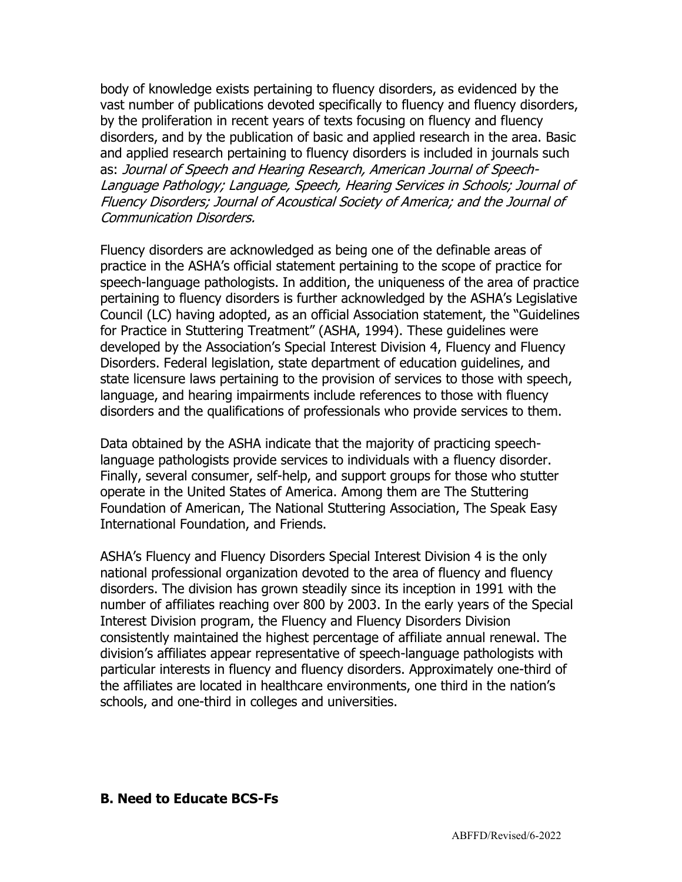body of knowledge exists pertaining to fluency disorders, as evidenced by the vast number of publications devoted specifically to fluency and fluency disorders, by the proliferation in recent years of texts focusing on fluency and fluency disorders, and by the publication of basic and applied research in the area. Basic and applied research pertaining to fluency disorders is included in journals such as: *Journal of Speech and Hearing Research, American Journal of Speech-Language Pathology; Language, Speech, Hearing Services in Schools; Journal of Fluency Disorders; Journal of Acoustical Society of America; and the Journal of Communication Disorders.*

Fluency disorders are acknowledged as being one of the definable areas of practice in the ASHA's official statement pertaining to the scope of practice for speech-language pathologists. In addition, the uniqueness of the area of practice pertaining to fluency disorders is further acknowledged by the ASHA's Legislative Council (LC) having adopted, as an official Association statement, the "Guidelines for Practice in Stuttering Treatment" (ASHA, 1994). These guidelines were developed by the Association's Special Interest Division 4, Fluency and Fluency Disorders. Federal legislation, state department of education guidelines, and state licensure laws pertaining to the provision of services to those with speech, language, and hearing impairments include references to those with fluency disorders and the qualifications of professionals who provide services to them.

Data obtained by the ASHA indicate that the majority of practicing speech-language pathologists provide services to individuals with a fluency disorder. Finally, several consumer, self-help, and support groups for those who stutter operate in the United States of America. Among them are The Stuttering Foundation of American, The National Stuttering Association, The Speak Easy International Foundation, and Friends.

ASHA's Fluency and Fluency Disorders Special Interest Division 4 is the only national professional organization devoted to the area of fluency and fluency disorders. The division has grown steadily since its inception in 1991 with the number of affiliates reaching over 800 by 2003. In the early years of the Special Interest Division program, the Fluency and Fluency Disorders Division consistently maintained the highest percentage of affiliate annual renewal. The division's affiliates appear representative of speech-language pathologists with particular interests in fluency and fluency disorders. Approximately one-third of the affiliates are located in healthcare environments, one third in the nation's schools, and one-third in colleges and universities.

**B. Need to Educate BCS-Fs**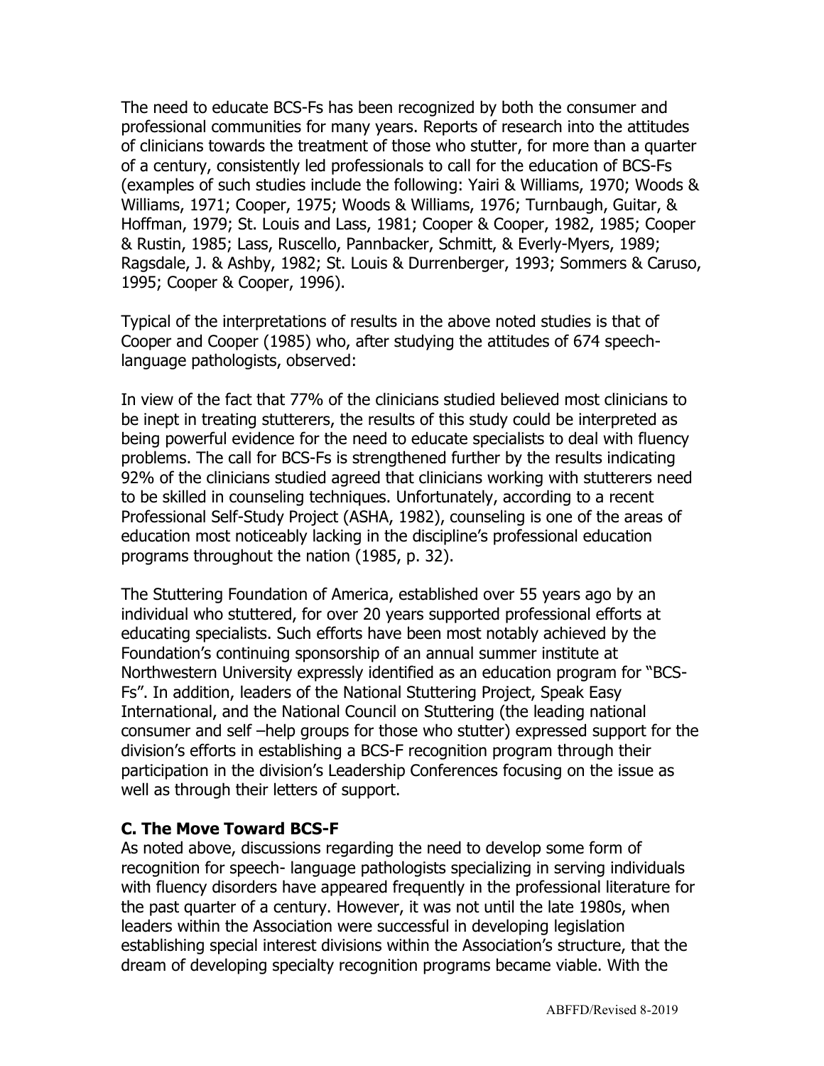The need to educate BCS-Fs has been recognized by both the consumer and professional communities for many years. Reports of research into the attitudes of clinicians towards the treatment of those who stutter, for more than a quarter of a century, consistently led professionals to call for the education of BCS-Fs (examples of such studies include the following: Yairi & Williams, 1970; Woods & Williams, 1971; Cooper, 1975; Woods & Williams, 1976; Turnbaugh, Guitar, & Hoffman, 1979; St. Louis and Lass, 1981; Cooper & Cooper, 1982, 1985; Cooper & Rustin, 1985; Lass, Ruscello, Pannbacker, Schmitt, & Everly-Myers, 1989; Ragsdale, J. & Ashby, 1982; St. Louis & Durrenberger, 1993; Sommers & Caruso, 1995; Cooper & Cooper, 1996).

Typical of the interpretations of results in the above noted studies is that of Cooper and Cooper (1985) who, after studying the attitudes of 674 speech-language pathologists, observed:

In view of the fact that 77% of the clinicians studied believed most clinicians to be inept in treating stutterers, the results of this study could be interpreted as being powerful evidence for the need to educate specialists to deal with fluency problems. The call for BCS-Fs is strengthened further by the results indicating 92% of the clinicians studied agreed that clinicians working with stutterers need to be skilled in counseling techniques. Unfortunately, according to a recent Professional Self-Study Project (ASHA, 1982), counseling is one of the areas of education most noticeably lacking in the discipline's professional education programs throughout the nation (1985, p. 32).

The Stuttering Foundation of America, established over 55 years ago by an individual who stuttered, for over 20 years supported professional efforts at educating specialists. Such efforts have been most notably achieved by the Foundation's continuing sponsorship of an annual summer institute at Northwestern University expressly identified as an education program for "BCS-Fs". In addition, leaders of the National Stuttering Project, Speak Easy International, and the National Council on Stuttering (the leading national consumer and self –help groups for those who stutter) expressed support for the division's efforts in establishing a BCS-F recognition program through their participation in the division's Leadership Conferences focusing on the issue as well as through their letters of support.

### C. The Move Toward BCS-F

As noted above, discussions regarding the need to develop some form of recognition for speech- language pathologists specializing in serving individuals with fluency disorders have appeared frequently in the professional literature for the past quarter of a century. However, it was not until the late 1980s, when leaders within the Association were successful in developing legislation establishing special interest divisions within the Association's structure, that the dream of developing specialty recognition programs became viable. With the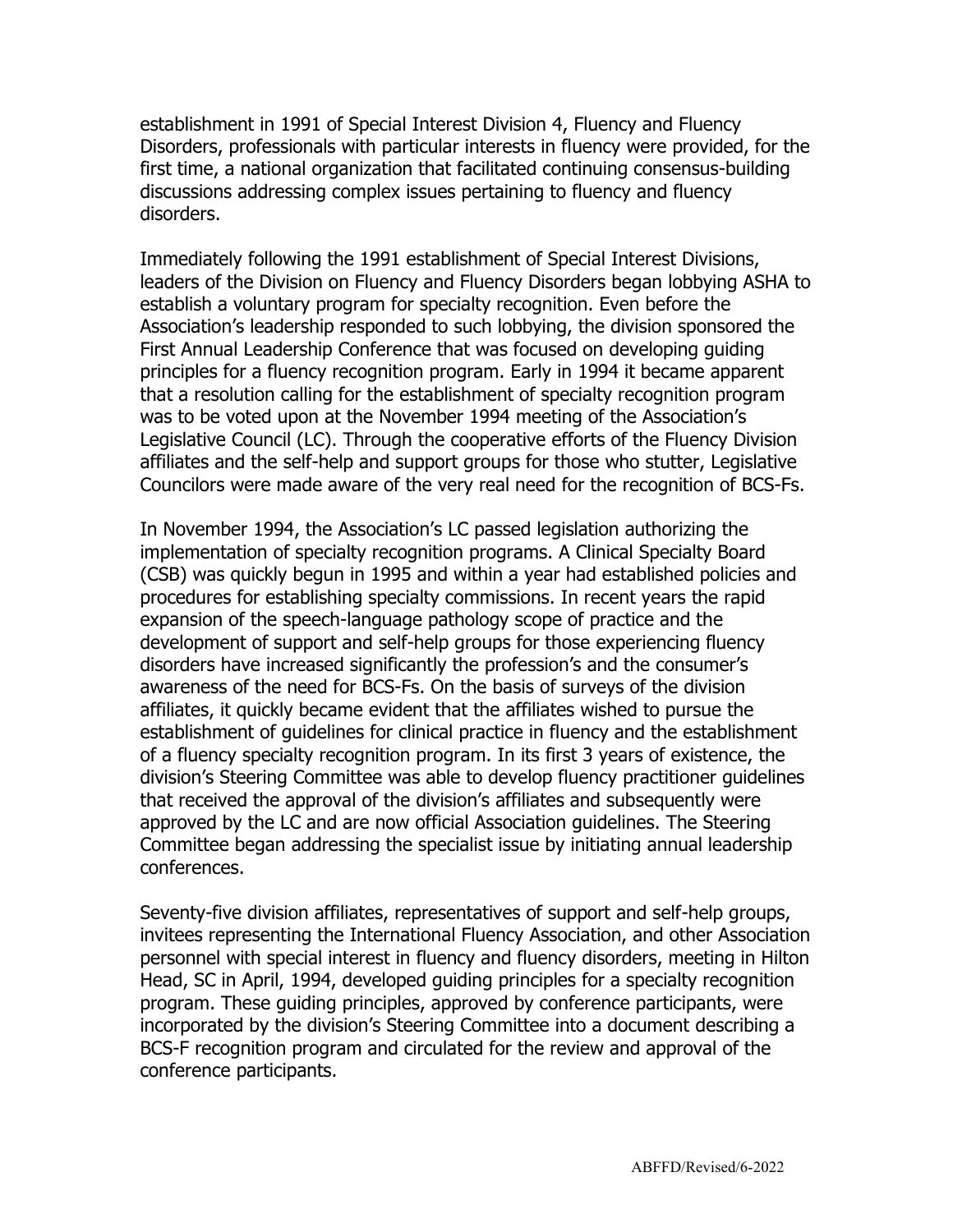establishment in 1991 of Special Interest Division 4, Fluency and Fluency Disorders, professionals with particular interests in fluency were provided, for the first time, a national organization that facilitated continuing consensus-building discussions addressing complex issues pertaining to fluency and fluency disorders.

Immediately following the 1991 establishment of Special Interest Divisions, leaders of the Division on Fluency and Fluency Disorders began lobbying ASHA to establish a voluntary program for specialty recognition. Even before the Association's leadership responded to such lobbying, the division sponsored the First Annual Leadership Conference that was focused on developing guiding principles for a fluency recognition program. Early in 1994 it became apparent that a resolution calling for the establishment of specialty recognition program was to be voted upon at the November 1994 meeting of the Association's Legislative Council (LC). Through the cooperative efforts of the Fluency Division affiliates and the self-help and support groups for those who stutter, Legislative Councilors were made aware of the very real need for the recognition of BCS-Fs.

In November 1994, the Association's LC passed legislation authorizing the implementation of specialty recognition programs. A Clinical Specialty Board (CSB) was quickly begun in 1995 and within a year had established policies and procedures for establishing specialty commissions. In recent years the rapid expansion of the speech-language pathology scope of practice and the development of support and self-help groups for those experiencing fluency disorders have increased significantly the profession's and the consumer's awareness of the need for BCS-Fs. On the basis of surveys of the division affiliates, it quickly became evident that the affiliates wished to pursue the establishment of guidelines for clinical practice in fluency and the establishment of a fluency specialty recognition program. In its first 3 years of existence, the division's Steering Committee was able to develop fluency practitioner guidelines that received the approval of the division's affiliates and subsequently were approved by the LC and are now official Association guidelines. The Steering Committee began addressing the specialist issue by initiating annual leadership conferences.

Seventy-five division affiliates, representatives of support and self-help groups, invitees representing the International Fluency Association, and other Association personnel with special interest in fluency and fluency disorders, meeting in Hilton Head, SC in April, 1994, developed guiding principles for a specialty recognition program. These guiding principles, approved by conference participants, were incorporated by the division's Steering Committee into a document describing a BCS-F recognition program and circulated for the review and approval of the conference participants.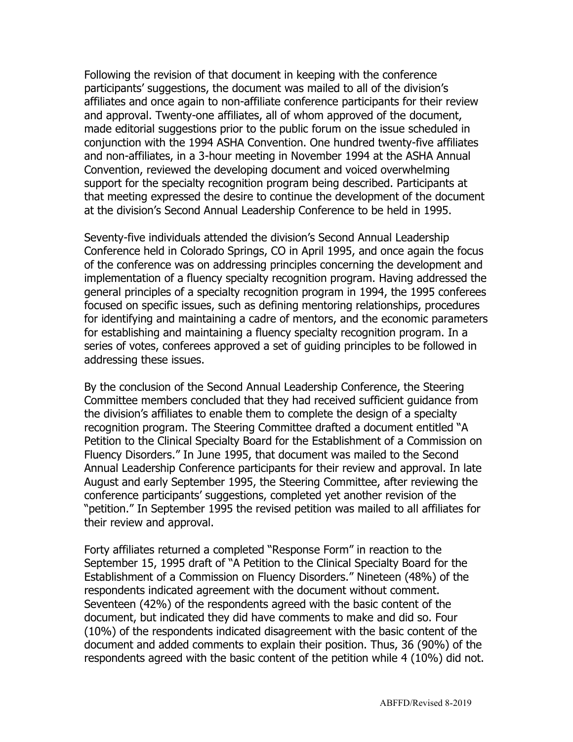Following the revision of that document in keeping with the conference participants' suggestions, the document was mailed to all of the division's affiliates and once again to non-affiliate conference participants for their review and approval. Twenty-one affiliates, all of whom approved of the document, made editorial suggestions prior to the public forum on the issue scheduled in conjunction with the 1994 ASHA Convention. One hundred twenty-five affiliates and non-affiliates, in a 3-hour meeting in November 1994 at the ASHA Annual Convention, reviewed the developing document and voiced overwhelming support for the specialty recognition program being described. Participants at that meeting expressed the desire to continue the development of the document at the division's Second Annual Leadership Conference to be held in 1995.

Seventy-five individuals attended the division's Second Annual Leadership Conference held in Colorado Springs, CO in April 1995, and once again the focus of the conference was on addressing principles concerning the development and implementation of a fluency specialty recognition program. Having addressed the general principles of a specialty recognition program in 1994, the 1995 conferees focused on specific issues, such as defining mentoring relationships, procedures for identifying and maintaining a cadre of mentors, and the economic parameters for establishing and maintaining a fluency specialty recognition program. In a series of votes, conferees approved a set of guiding principles to be followed in addressing these issues.

By the conclusion of the Second Annual Leadership Conference, the Steering Committee members concluded that they had received sufficient guidance from the division's affiliates to enable them to complete the design of a specialty recognition program. The Steering Committee drafted a document entitled "A Petition to the Clinical Specialty Board for the Establishment of a Commission on Fluency Disorders." In June 1995, that document was mailed to the Second Annual Leadership Conference participants for their review and approval. In late August and early September 1995, the Steering Committee, after reviewing the conference participants' suggestions, completed yet another revision of the "petition." In September 1995 the revised petition was mailed to all affiliates for their review and approval.

Forty affiliates returned a completed "Response Form" in reaction to the September 15, 1995 draft of "A Petition to the Clinical Specialty Board for the Establishment of a Commission on Fluency Disorders." Nineteen (48%) of the respondents indicated agreement with the document without comment. Seventeen (42%) of the respondents agreed with the basic content of the document, but indicated they did have comments to make and did so. Four (10%) of the respondents indicated disagreement with the basic content of the document and added comments to explain their position. Thus, 36 (90%) of the respondents agreed with the basic content of the petition while 4 (10%) did not.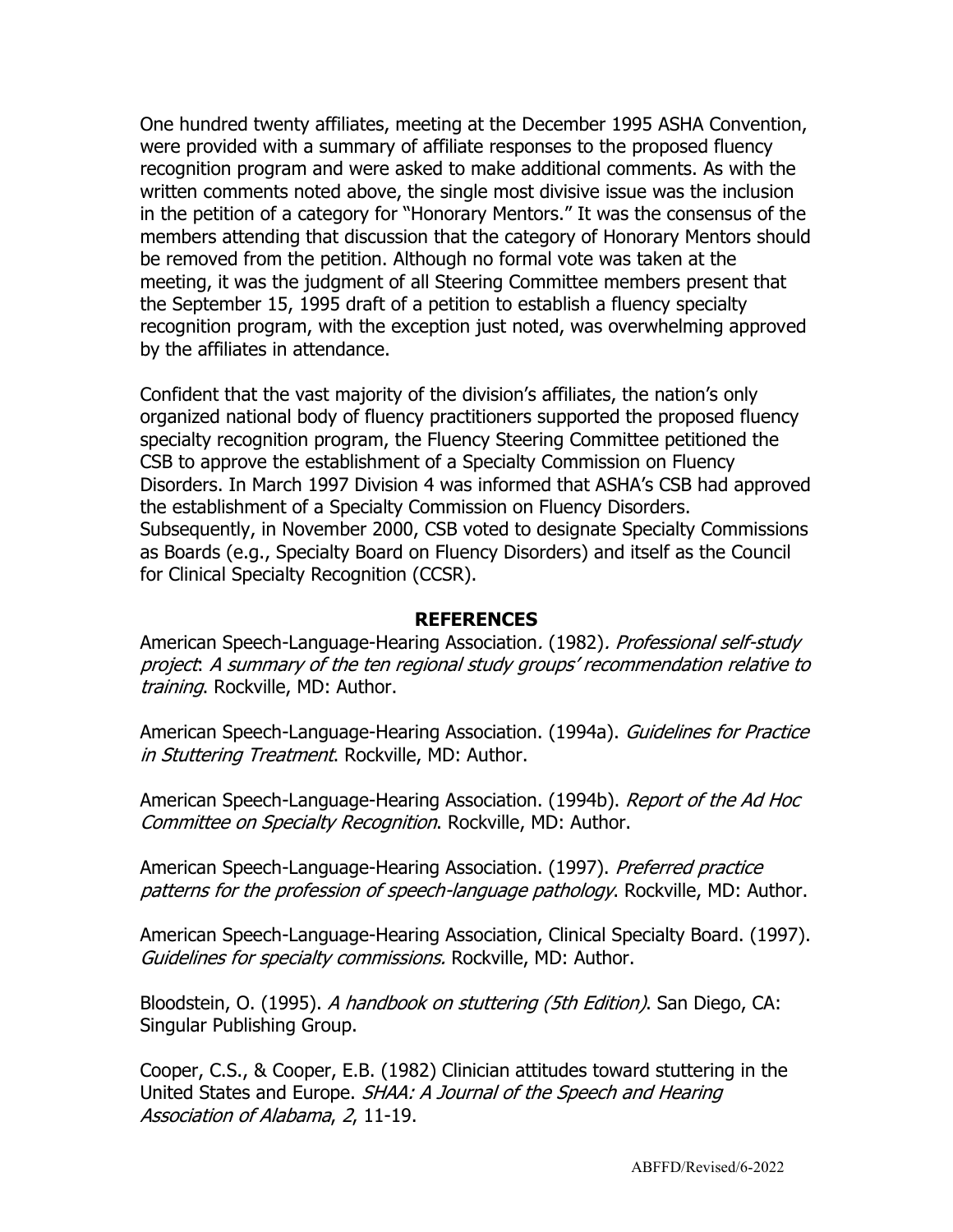One hundred twenty affiliates, meeting at the December 1995 ASHA Convention, were provided with a summary of affiliate responses to the proposed fluency recognition program and were asked to make additional comments. As with the written comments noted above, the single most divisive issue was the inclusion in the petition of a category for "Honorary Mentors." It was the consensus of the members attending that discussion that the category of Honorary Mentors should be removed from the petition. Although no formal vote was taken at the meeting, it was the judgment of all Steering Committee members present that the September 15, 1995 draft of a petition to establish a fluency specialty recognition program, with the exception just noted, was overwhelming approved by the affiliates in attendance.

Confident that the vast majority of the division's affiliates, the nation's only organized national body of fluency practitioners supported the proposed fluency specialty recognition program, the Fluency Steering Committee petitioned the CSB to approve the establishment of a Specialty Commission on Fluency Disorders. In March 1997 Division 4 was informed that ASHA's CSB had approved the establishment of a Specialty Commission on Fluency Disorders. Subsequently, in November 2000, CSB voted to designate Specialty Commissions as Boards (e.g., Specialty Board on Fluency Disorders) and itself as the Council for Clinical Specialty Recognition (CCSR).

## REFERENCES

American Speech-Language-Hearing Association. (1982). *Professional self-study project*: *A summary of the ten regional study groups' recommendation relative to training*. Rockville, MD: Author.

American Speech-Language-Hearing Association. (1994a). *Guidelines for Practice in Stuttering Treatment*. Rockville, MD: Author.

American Speech-Language-Hearing Association. (1994b). *Report of the Ad Hoc Committee on Specialty Recognition*. Rockville, MD: Author.

American Speech-Language-Hearing Association. (1997). *Preferred practice patterns for the profession of speech-language pathology*. Rockville, MD: Author.

American Speech-Language-Hearing Association, Clinical Specialty Board. (1997). *Guidelines for specialty commissions.* Rockville, MD: Author.

Bloodstein, O. (1995). *A handbook on stuttering (5th Edition)*. San Diego, CA: Singular Publishing Group.

Cooper, C.S., & Cooper, E.B. (1982) Clinician attitudes toward stuttering in the United States and Europe. *SHAA: A Journal of the Speech and Hearing Association of Alabama*, *2*, 11-19.

ABFFD/Revised/6-2022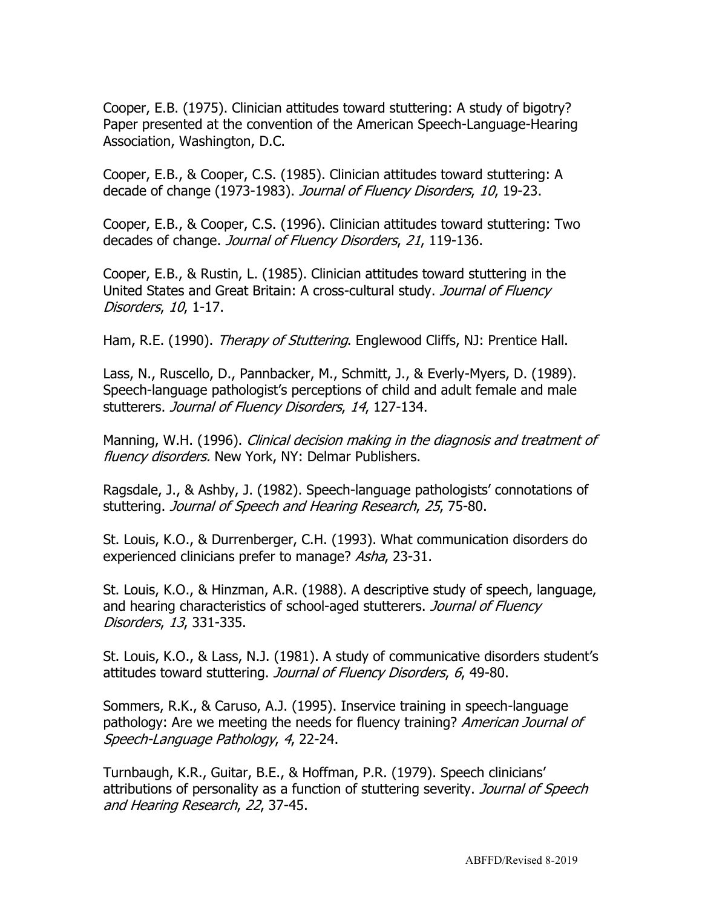Cooper, E.B. (1975). Clinician attitudes toward stuttering: A study of bigotry? Paper presented at the convention of the American Speech-Language-Hearing Association, Washington, D.C.

Cooper, E.B., & Cooper, C.S. (1985). Clinician attitudes toward stuttering: A decade of change (1973-1983). *Journal of Fluency Disorders*, *10*, 19-23.

Cooper, E.B., & Cooper, C.S. (1996). Clinician attitudes toward stuttering: Two decades of change. *Journal of Fluency Disorders*, *21*, 119-136.

Cooper, E.B., & Rustin, L. (1985). Clinician attitudes toward stuttering in the United States and Great Britain: A cross-cultural study. *Journal of Fluency Disorders*, *10*, 1-17.

Ham, R.E. (1990). *Therapy of Stuttering*. Englewood Cliffs, NJ: Prentice Hall.

Lass, N., Ruscello, D., Pannbacker, M., Schmitt, J., & Everly-Myers, D. (1989). Speech-language pathologist's perceptions of child and adult female and male stutterers. *Journal of Fluency Disorders*, *14*, 127-134.

Manning, W.H. (1996). *Clinical decision making in the diagnosis and treatment of fluency disorders.* New York, NY: Delmar Publishers.

Ragsdale, J., & Ashby, J. (1982). Speech-language pathologists' connotations of stuttering. *Journal of Speech and Hearing Research*, *25*, 75-80.

St. Louis, K.O., & Durrenberger, C.H. (1993). What communication disorders do experienced clinicians prefer to manage? *Asha*, 23-31.

St. Louis, K.O., & Hinzman, A.R. (1988). A descriptive study of speech, language, and hearing characteristics of school-aged stutterers. *Journal of Fluency Disorders*, *13*, 331-335.

St. Louis, K.O., & Lass, N.J. (1981). A study of communicative disorders student's attitudes toward stuttering. *Journal of Fluency Disorders*, *6*, 49-80.

Sommers, R.K., & Caruso, A.J. (1995). Inservice training in speech-language pathology: Are we meeting the needs for fluency training? *American Journal of Speech-Language Pathology*, *4*, 22-24.

Turnbaugh, K.R., Guitar, B.E., & Hoffman, P.R. (1979). Speech clinicians' attributions of personality as a function of stuttering severity. *Journal of Speech and Hearing Research*, *22*, 37-45.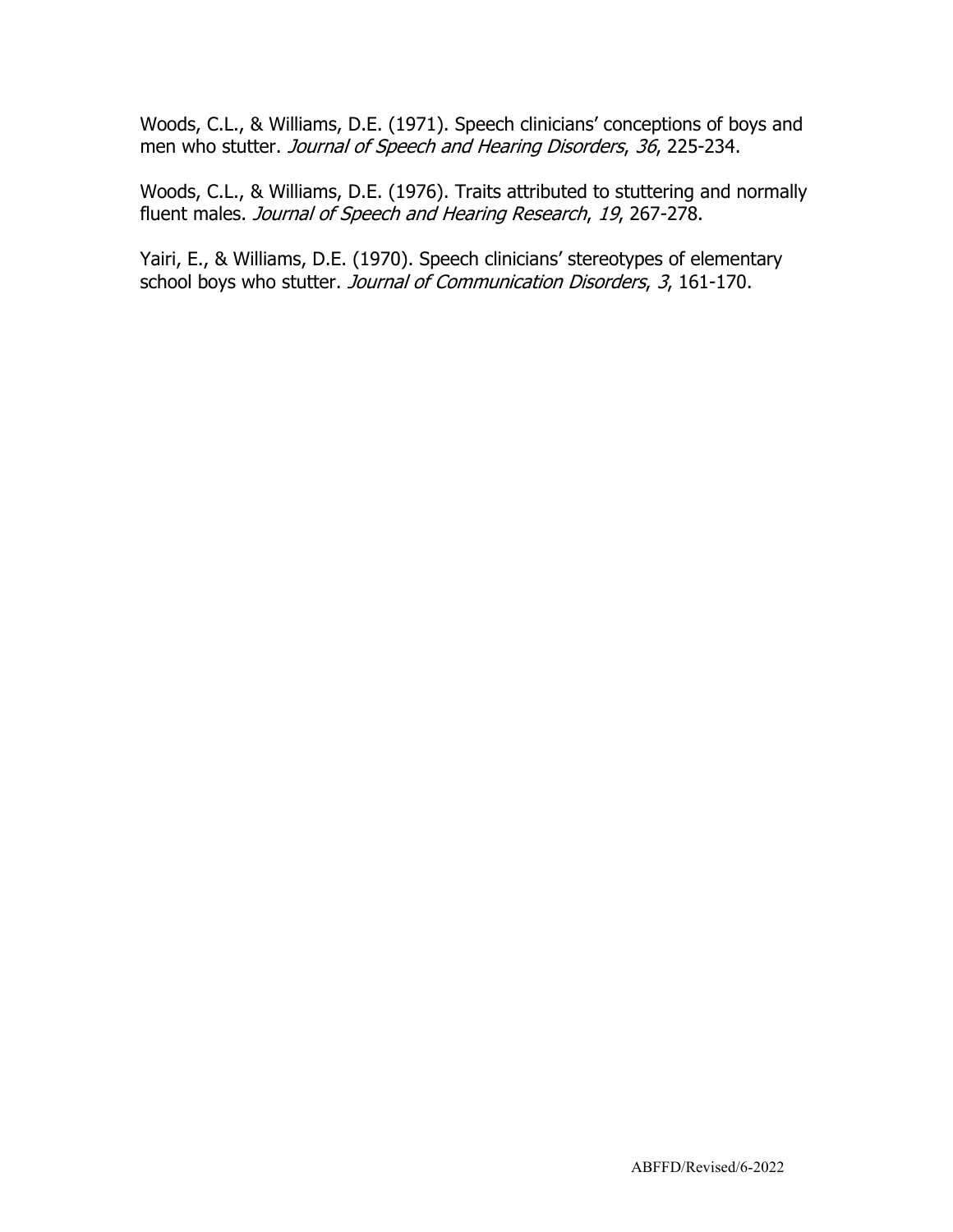Woods, C.L., & Williams, D.E. (1971). Speech clinicians' conceptions of boys and men who stutter. *Journal of Speech and Hearing Disorders*, *36*, 225-234.

Woods, C.L., & Williams, D.E. (1976). Traits attributed to stuttering and normally fluent males. *Journal of Speech and Hearing Research*, *19*, 267-278.

Yairi, E., & Williams, D.E. (1970). Speech clinicians' stereotypes of elementary school boys who stutter. *Journal of Communication Disorders*, *3*, 161-170.